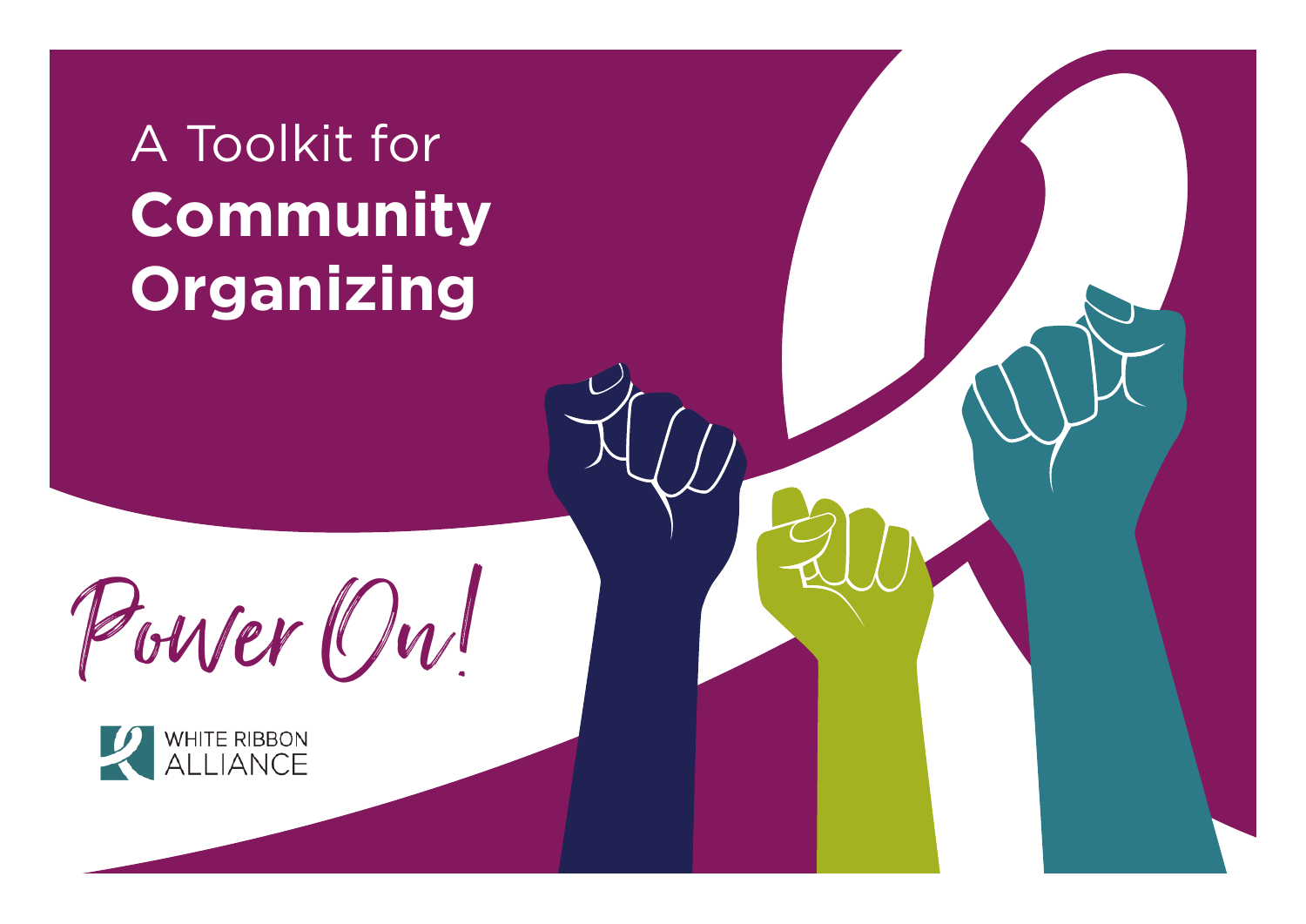# A Toolkit for **Community Organizing**

*Power On!*

WHITE RIBBON ALLIANCE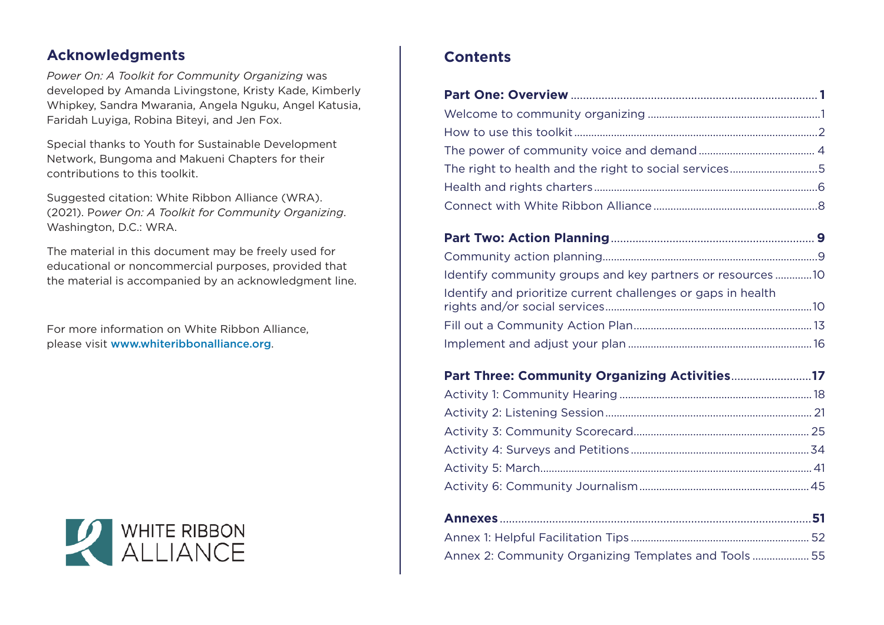## Acknowledgments

*Power On: A Toolkit for Community Organizing* was developed by Amanda Livingstone, Kristy Kade, Kimberly Whipkey, Sandra Mwarania, Angela Nguku, Angel Katusia, Faridah Luyiga, Robina Biteyi, and Jen Fox.

Special thanks to Youth for Sustainable Development Network, Bungoma and Makueni Chapters for their contributions to this toolkit.

Suggested citation: White Ribbon Alliance (WRA). (2021). P*ower On: A Toolkit for Community Organizing*. Washington, D.C.: WRA.

The material in this document may be freely used for educational or noncommercial purposes, provided that the material is accompanied by an acknowledgment line.

For more information on White Ribbon Alliance, please visit www.whiteribbonalliance.org.

WHITE RIBBON ALLIANCE

## Contents

**Part One: Overview** .......... **1**

Welcome to community organizing .......... 1

How to use this toolkit .......... 2

The power of community voice and demand .......... 4

The right to health and the right to social services .......... 5

Health and rights charters .......... 6

Connect with White Ribbon Alliance .......... 8

**Part Two: Action Planning** .......... **9**

Community action planning .......... 9

Identify community groups and key partners or resources .......... 10

Identify and prioritize current challenges or gaps in health rights and/or social services .......... 10

Fill out a Community Action Plan .......... 13

Implement and adjust your plan .......... 16

**Part Three: Community Organizing Activities** .......... **17**

Activity 1: Community Hearing .......... 18

Activity 2: Listening Session .......... 21

Activity 3: Community Scorecard .......... 25

Activity 4: Surveys and Petitions .......... 34

Activity 5: March .......... 41

Activity 6: Community Journalism .......... 45

**Annexes** .......... **51**

Annex 1: Helpful Facilitation Tips .......... 52

Annex 2: Community Organizing Templates and Tools .......... 55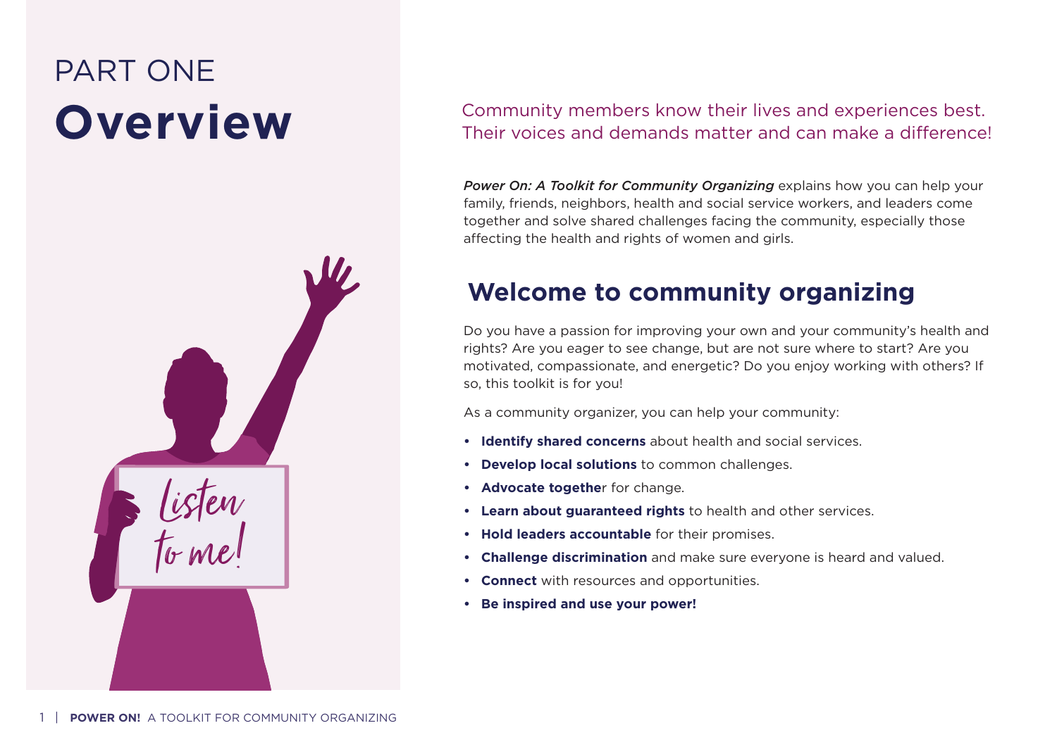# PART ONE
# Overview

Community members know their lives and experiences best. Their voices and demands matter and can make a difference!

***Power On: A Toolkit for Community Organizing*** explains how you can help your family, friends, neighbors, health and social service workers, and leaders come together and solve shared challenges facing the community, especially those affecting the health and rights of women and girls.

## Welcome to community organizing

Do you have a passion for improving your own and your community's health and rights? Are you eager to see change, but are not sure where to start? Are you motivated, compassionate, and energetic? Do you enjoy working with others? If so, this toolkit is for you!

As a community organizer, you can help your community:

- **Identify shared concerns** about health and social services.
- **Develop local solutions** to common challenges.
- **Advocate together** for change.
- **Learn about guaranteed rights** to health and other services.
- **Hold leaders accountable** for their promises.
- **Challenge discrimination** and make sure everyone is heard and valued.
- **Connect** with resources and opportunities.
- **Be inspired and use your power!**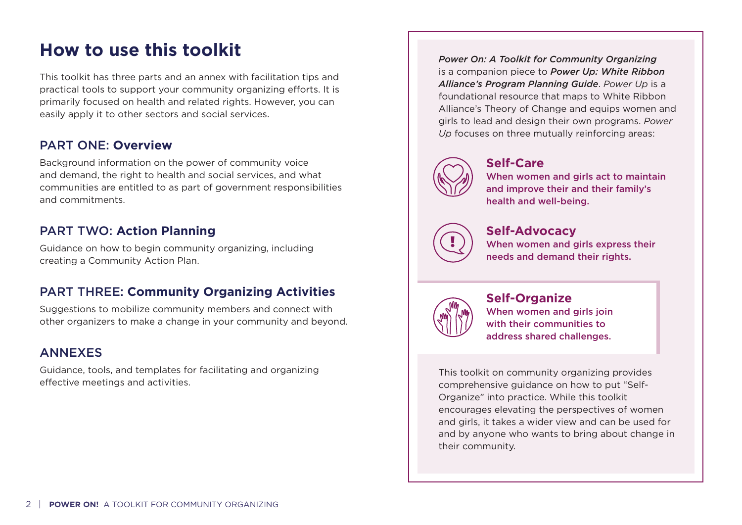# How to use this toolkit

This toolkit has three parts and an annex with facilitation tips and practical tools to support your community organizing efforts. It is primarily focused on health and related rights. However, you can easily apply it to other sectors and social services.

## PART ONE: **Overview**

Background information on the power of community voice and demand, the right to health and social services, and what communities are entitled to as part of government responsibilities and commitments.

## PART TWO: **Action Planning**

Guidance on how to begin community organizing, including creating a Community Action Plan.

## PART THREE: **Community Organizing Activities**

Suggestions to mobilize community members and connect with other organizers to make a change in your community and beyond.

## ANNEXES

Guidance, tools, and templates for facilitating and organizing effective meetings and activities.

***Power On: A Toolkit for Community Organizing*** is a companion piece to ***Power Up: White Ribbon Alliance's Program Planning Guide***. *Power Up* is a foundational resource that maps to White Ribbon Alliance's Theory of Change and equips women and girls to lead and design their own programs. *Power Up* focuses on three mutually reinforcing areas:

### Self-Care

When women and girls act to maintain and improve their and their family's health and well-being.

### Self-Advocacy

When women and girls express their needs and demand their rights.

### Self-Organize

When women and girls join with their communities to address shared challenges.

This toolkit on community organizing provides comprehensive guidance on how to put "Self-Organize" into practice. While this toolkit encourages elevating the perspectives of women and girls, it takes a wider view and can be used for and by anyone who wants to bring about change in their community.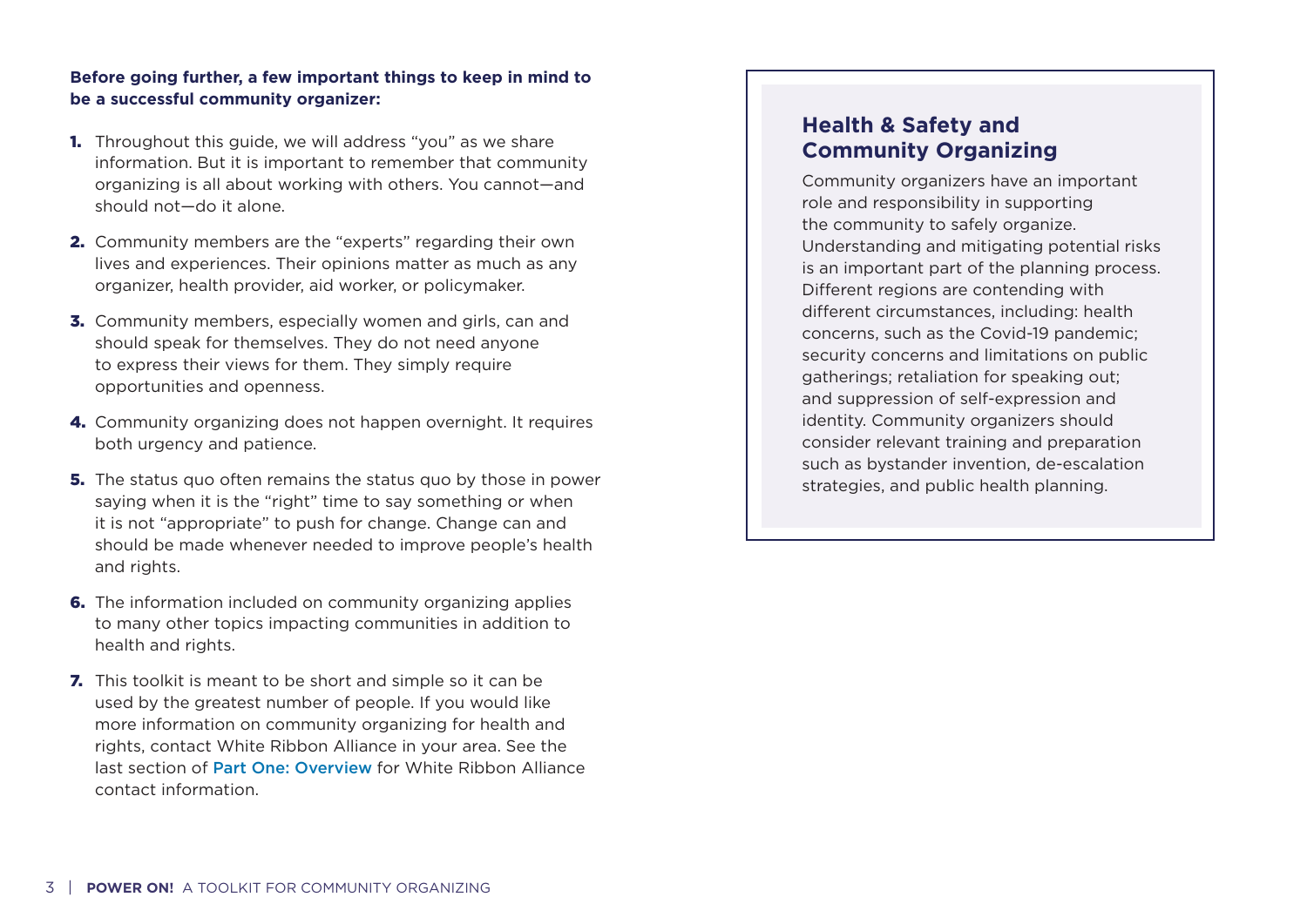**Before going further, a few important things to keep in mind to be a successful community organizer:**

1. Throughout this guide, we will address "you" as we share information. But it is important to remember that community organizing is all about working with others. You cannot—and should not—do it alone.
2. Community members are the "experts" regarding their own lives and experiences. Their opinions matter as much as any organizer, health provider, aid worker, or policymaker.
3. Community members, especially women and girls, can and should speak for themselves. They do not need anyone to express their views for them. They simply require opportunities and openness.
4. Community organizing does not happen overnight. It requires both urgency and patience.
5. The status quo often remains the status quo by those in power saying when it is the "right" time to say something or when it is not "appropriate" to push for change. Change can and should be made whenever needed to improve people's health and rights.
6. The information included on community organizing applies to many other topics impacting communities in addition to health and rights.
7. This toolkit is meant to be short and simple so it can be used by the greatest number of people. If you would like more information on community organizing for health and rights, contact White Ribbon Alliance in your area. See the last section of Part One: Overview for White Ribbon Alliance contact information.

## Health & Safety and Community Organizing

Community organizers have an important role and responsibility in supporting the community to safely organize. Understanding and mitigating potential risks is an important part of the planning process. Different regions are contending with different circumstances, including: health concerns, such as the Covid-19 pandemic; security concerns and limitations on public gatherings; retaliation for speaking out; and suppression of self-expression and identity. Community organizers should consider relevant training and preparation such as bystander invention, de-escalation strategies, and public health planning.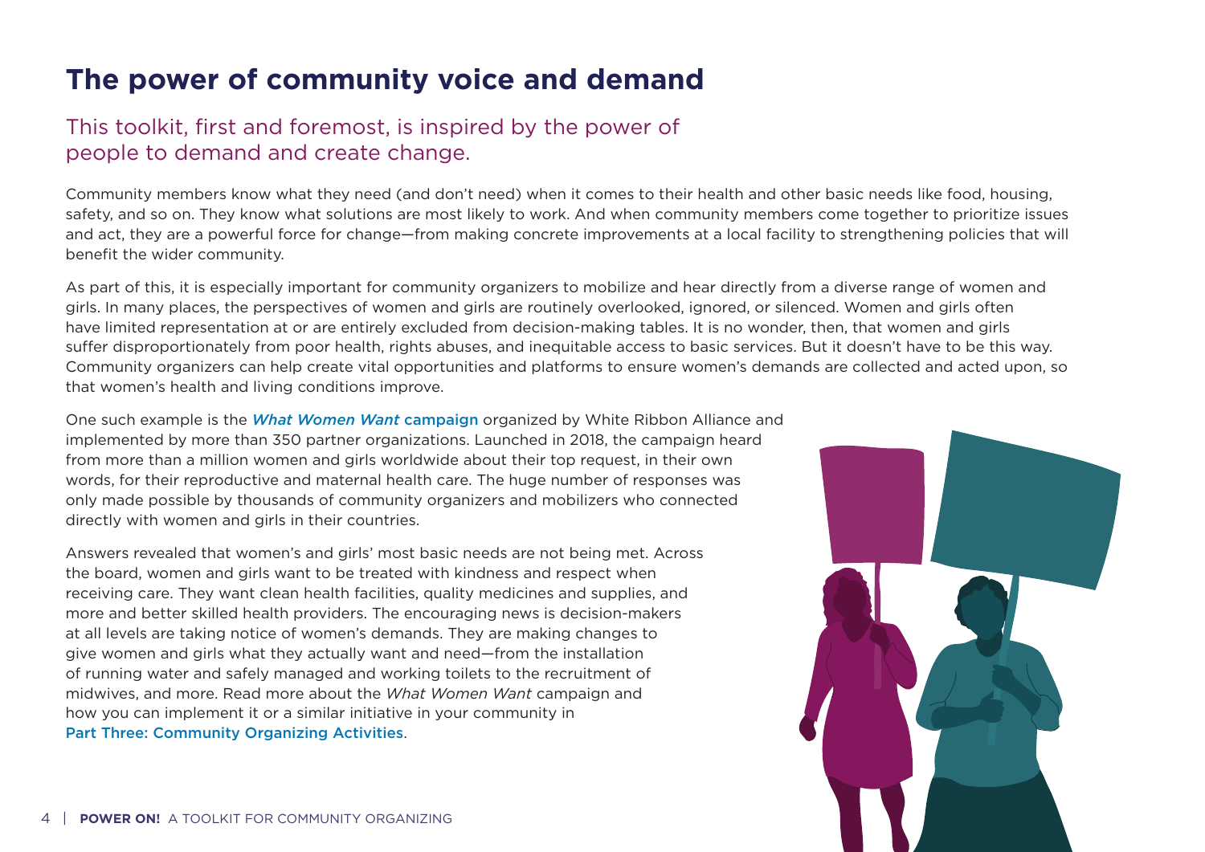# The power of community voice and demand

## This toolkit, first and foremost, is inspired by the power of people to demand and create change.

Community members know what they need (and don't need) when it comes to their health and other basic needs like food, housing, safety, and so on. They know what solutions are most likely to work. And when community members come together to prioritize issues and act, they are a powerful force for change—from making concrete improvements at a local facility to strengthening policies that will benefit the wider community.

As part of this, it is especially important for community organizers to mobilize and hear directly from a diverse range of women and girls. In many places, the perspectives of women and girls are routinely overlooked, ignored, or silenced. Women and girls often have limited representation at or are entirely excluded from decision-making tables. It is no wonder, then, that women and girls suffer disproportionately from poor health, rights abuses, and inequitable access to basic services. But it doesn't have to be this way. Community organizers can help create vital opportunities and platforms to ensure women's demands are collected and acted upon, so that women's health and living conditions improve.

One such example is the ***What Women Want* campaign** organized by White Ribbon Alliance and implemented by more than 350 partner organizations. Launched in 2018, the campaign heard from more than a million women and girls worldwide about their top request, in their own words, for their reproductive and maternal health care. The huge number of responses was only made possible by thousands of community organizers and mobilizers who connected directly with women and girls in their countries.

Answers revealed that women's and girls' most basic needs are not being met. Across the board, women and girls want to be treated with kindness and respect when receiving care. They want clean health facilities, quality medicines and supplies, and more and better skilled health providers. The encouraging news is decision-makers at all levels are taking notice of women's demands. They are making changes to give women and girls what they actually want and need—from the installation of running water and safely managed and working toilets to the recruitment of midwives, and more. Read more about the *What Women Want* campaign and how you can implement it or a similar initiative in your community in Part Three: Community Organizing Activities.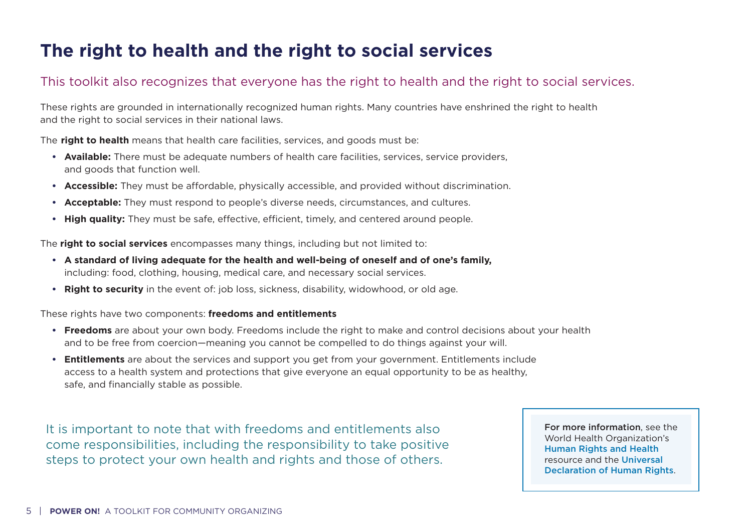# The right to health and the right to social services

This toolkit also recognizes that everyone has the right to health and the right to social services.

These rights are grounded in internationally recognized human rights. Many countries have enshrined the right to health and the right to social services in their national laws.

The **right to health** means that health care facilities, services, and goods must be:

- **Available:** There must be adequate numbers of health care facilities, services, service providers, and goods that function well.
- **Accessible:** They must be affordable, physically accessible, and provided without discrimination.
- **Acceptable:** They must respond to people's diverse needs, circumstances, and cultures.
- **High quality:** They must be safe, effective, efficient, timely, and centered around people.

The **right to social services** encompasses many things, including but not limited to:

- **A standard of living adequate for the health and well-being of oneself and of one's family,** including: food, clothing, housing, medical care, and necessary social services.
- **Right to security** in the event of: job loss, sickness, disability, widowhood, or old age.

These rights have two components: **freedoms and entitlements**

- **Freedoms** are about your own body. Freedoms include the right to make and control decisions about your health and to be free from coercion—meaning you cannot be compelled to do things against your will.
- **Entitlements** are about the services and support you get from your government. Entitlements include access to a health system and protections that give everyone an equal opportunity to be as healthy, safe, and financially stable as possible.

It is important to note that with freedoms and entitlements also come responsibilities, including the responsibility to take positive steps to protect your own health and rights and those of others.

**For more information**, see the World Health Organization's Human Rights and Health resource and the Universal Declaration of Human Rights.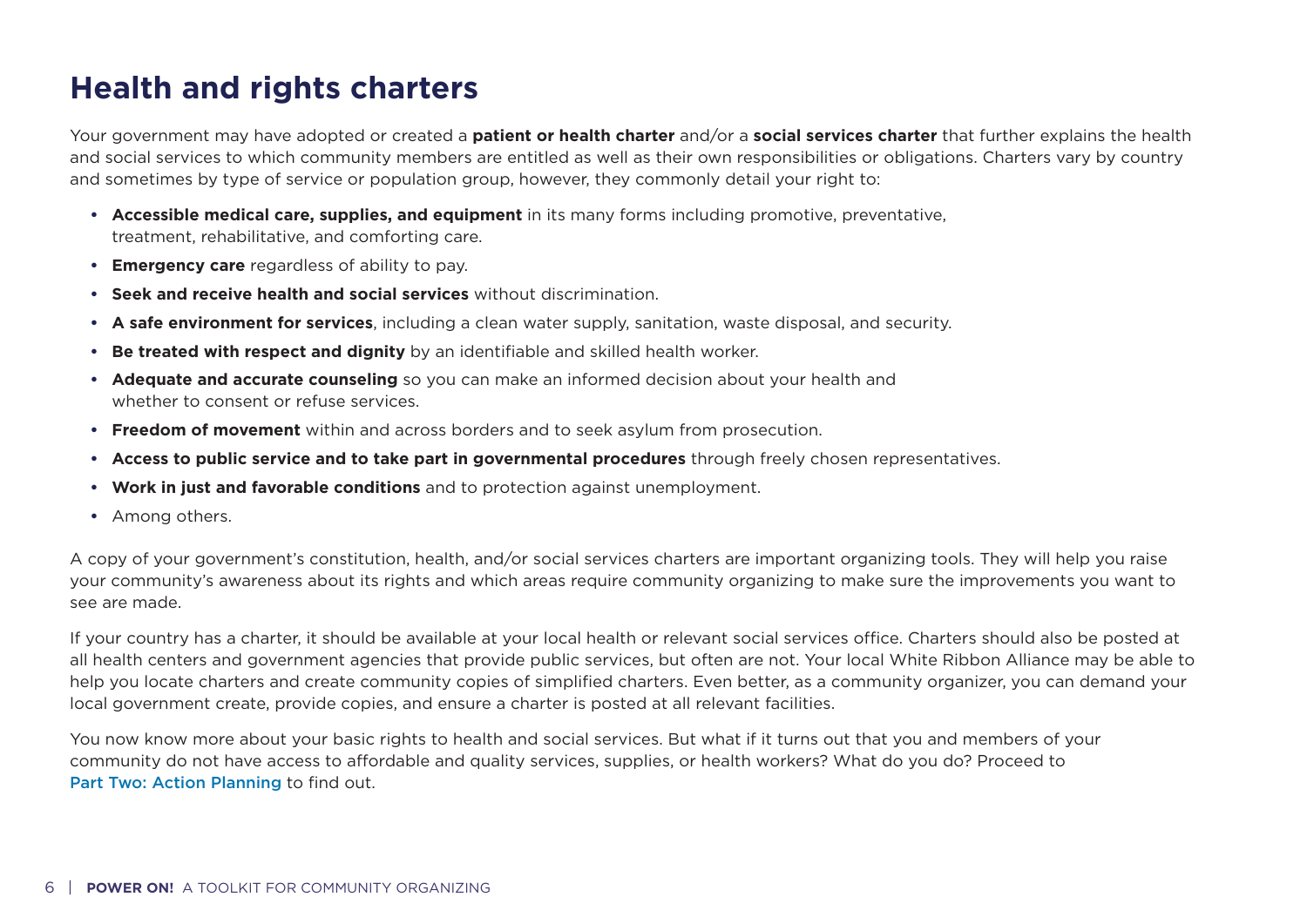# Health and rights charters

Your government may have adopted or created a **patient or health charter** and/or a **social services charter** that further explains the health and social services to which community members are entitled as well as their own responsibilities or obligations. Charters vary by country and sometimes by type of service or population group, however, they commonly detail your right to:

- **Accessible medical care, supplies, and equipment** in its many forms including promotive, preventative, treatment, rehabilitative, and comforting care.
- **Emergency care** regardless of ability to pay.
- **Seek and receive health and social services** without discrimination.
- **A safe environment for services**, including a clean water supply, sanitation, waste disposal, and security.
- **Be treated with respect and dignity** by an identifiable and skilled health worker.
- **Adequate and accurate counseling** so you can make an informed decision about your health and whether to consent or refuse services.
- **Freedom of movement** within and across borders and to seek asylum from prosecution.
- **Access to public service and to take part in governmental procedures** through freely chosen representatives.
- **Work in just and favorable conditions** and to protection against unemployment.
- Among others.

A copy of your government's constitution, health, and/or social services charters are important organizing tools. They will help you raise your community's awareness about its rights and which areas require community organizing to make sure the improvements you want to see are made.

If your country has a charter, it should be available at your local health or relevant social services office. Charters should also be posted at all health centers and government agencies that provide public services, but often are not. Your local White Ribbon Alliance may be able to help you locate charters and create community copies of simplified charters. Even better, as a community organizer, you can demand your local government create, provide copies, and ensure a charter is posted at all relevant facilities.

You now know more about your basic rights to health and social services. But what if it turns out that you and members of your community do not have access to affordable and quality services, supplies, or health workers? What do you do? Proceed to Part Two: Action Planning to find out.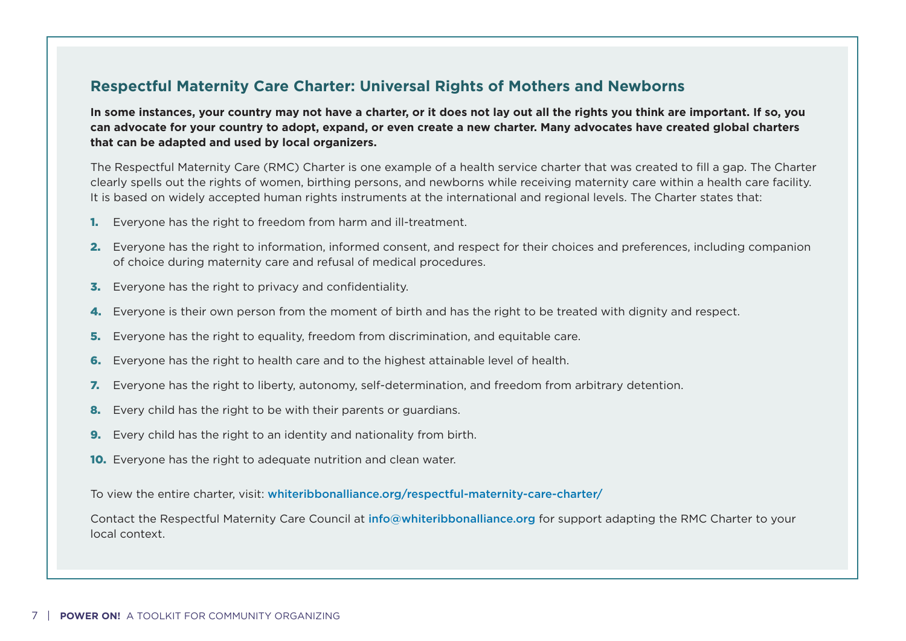## Respectful Maternity Care Charter: Universal Rights of Mothers and Newborns

**In some instances, your country may not have a charter, or it does not lay out all the rights you think are important. If so, you can advocate for your country to adopt, expand, or even create a new charter. Many advocates have created global charters that can be adapted and used by local organizers.**

The Respectful Maternity Care (RMC) Charter is one example of a health service charter that was created to fill a gap. The Charter clearly spells out the rights of women, birthing persons, and newborns while receiving maternity care within a health care facility. It is based on widely accepted human rights instruments at the international and regional levels. The Charter states that:

1. Everyone has the right to freedom from harm and ill-treatment.
2. Everyone has the right to information, informed consent, and respect for their choices and preferences, including companion of choice during maternity care and refusal of medical procedures.
3. Everyone has the right to privacy and confidentiality.
4. Everyone is their own person from the moment of birth and has the right to be treated with dignity and respect.
5. Everyone has the right to equality, freedom from discrimination, and equitable care.
6. Everyone has the right to health care and to the highest attainable level of health.
7. Everyone has the right to liberty, autonomy, self-determination, and freedom from arbitrary detention.
8. Every child has the right to be with their parents or guardians.
9. Every child has the right to an identity and nationality from birth.
10. Everyone has the right to adequate nutrition and clean water.

To view the entire charter, visit: whiteribbonalliance.org/respectful-maternity-care-charter/

Contact the Respectful Maternity Care Council at info@whiteribbonalliance.org for support adapting the RMC Charter to your local context.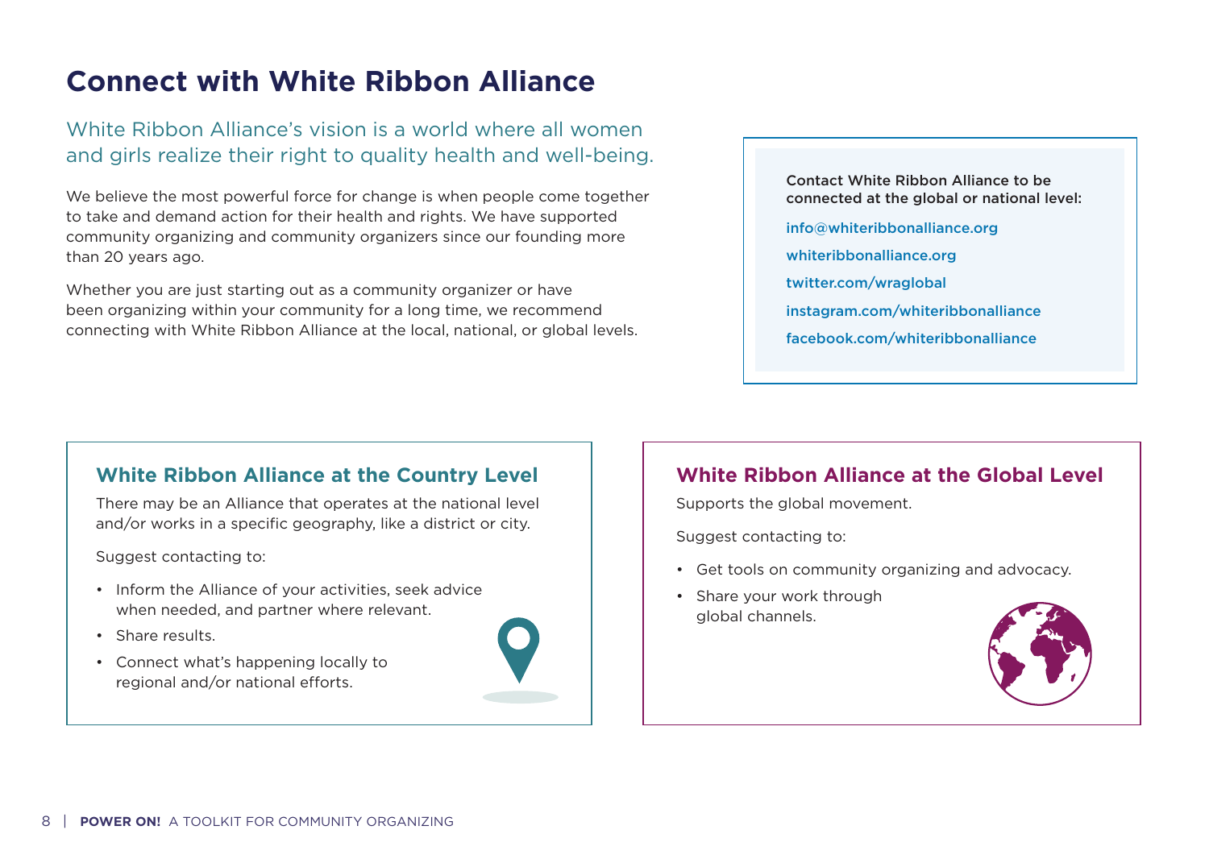# Connect with White Ribbon Alliance

White Ribbon Alliance's vision is a world where all women and girls realize their right to quality health and well-being.

We believe the most powerful force for change is when people come together to take and demand action for their health and rights. We have supported community organizing and community organizers since our founding more than 20 years ago.

Whether you are just starting out as a community organizer or have been organizing within your community for a long time, we recommend connecting with White Ribbon Alliance at the local, national, or global levels.

**Contact White Ribbon Alliance to be connected at the global or national level:**

info@whiteribbonalliance.org

whiteribbonalliance.org

twitter.com/wraglobal

instagram.com/whiteribbonalliance

facebook.com/whiteribbonalliance

## White Ribbon Alliance at the Country Level

There may be an Alliance that operates at the national level and/or works in a specific geography, like a district or city.

Suggest contacting to:

- Inform the Alliance of your activities, seek advice when needed, and partner where relevant.
- Share results.
- Connect what's happening locally to regional and/or national efforts.

## White Ribbon Alliance at the Global Level

Supports the global movement.

Suggest contacting to:

- Get tools on community organizing and advocacy.
- Share your work through global channels.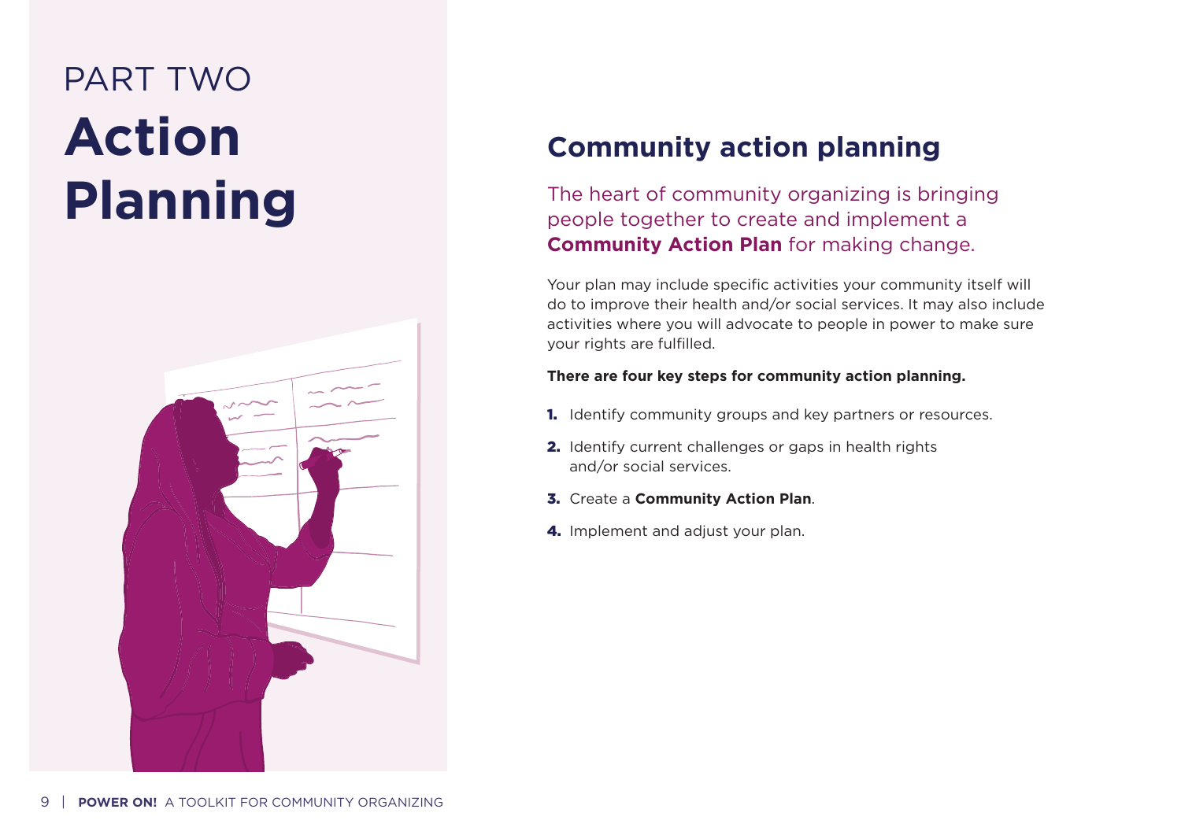PART TWO

# Action Planning

## Community action planning

The heart of community organizing is bringing people together to create and implement a **Community Action Plan** for making change.

Your plan may include specific activities your community itself will do to improve their health and/or social services. It may also include activities where you will advocate to people in power to make sure your rights are fulfilled.

**There are four key steps for community action planning.**

1. Identify community groups and key partners or resources.
2. Identify current challenges or gaps in health rights and/or social services.
3. Create a **Community Action Plan**.
4. Implement and adjust your plan.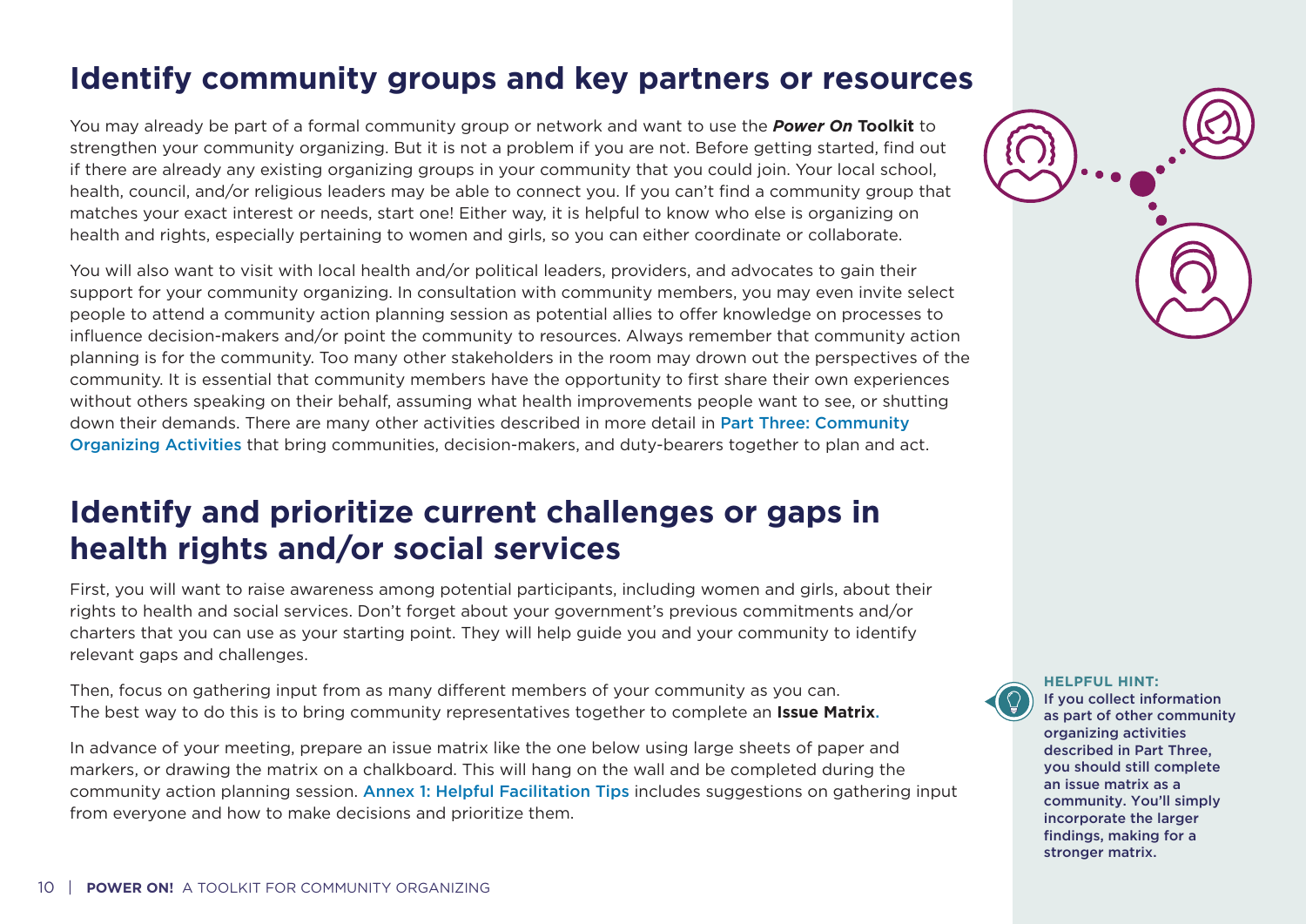## Identify community groups and key partners or resources

You may already be part of a formal community group or network and want to use the ***Power On* Toolkit** to strengthen your community organizing. But it is not a problem if you are not. Before getting started, find out if there are already any existing organizing groups in your community that you could join. Your local school, health, council, and/or religious leaders may be able to connect you. If you can't find a community group that matches your exact interest or needs, start one! Either way, it is helpful to know who else is organizing on health and rights, especially pertaining to women and girls, so you can either coordinate or collaborate.

You will also want to visit with local health and/or political leaders, providers, and advocates to gain their support for your community organizing. In consultation with community members, you may even invite select people to attend a community action planning session as potential allies to offer knowledge on processes to influence decision-makers and/or point the community to resources. Always remember that community action planning is for the community. Too many other stakeholders in the room may drown out the perspectives of the community. It is essential that community members have the opportunity to first share their own experiences without others speaking on their behalf, assuming what health improvements people want to see, or shutting down their demands. There are many other activities described in more detail in Part Three: Community Organizing Activities that bring communities, decision-makers, and duty-bearers together to plan and act.

## Identify and prioritize current challenges or gaps in health rights and/or social services

First, you will want to raise awareness among potential participants, including women and girls, about their rights to health and social services. Don't forget about your government's previous commitments and/or charters that you can use as your starting point. They will help guide you and your community to identify relevant gaps and challenges.

Then, focus on gathering input from as many different members of your community as you can. The best way to do this is to bring community representatives together to complete an **Issue Matrix**.

In advance of your meeting, prepare an issue matrix like the one below using large sheets of paper and markers, or drawing the matrix on a chalkboard. This will hang on the wall and be completed during the community action planning session. Annex 1: Helpful Facilitation Tips includes suggestions on gathering input from everyone and how to make decisions and prioritize them.

**HELPFUL HINT:**
If you collect information as part of other community organizing activities described in Part Three, you should still complete an issue matrix as a community. You'll simply incorporate the larger findings, making for a stronger matrix.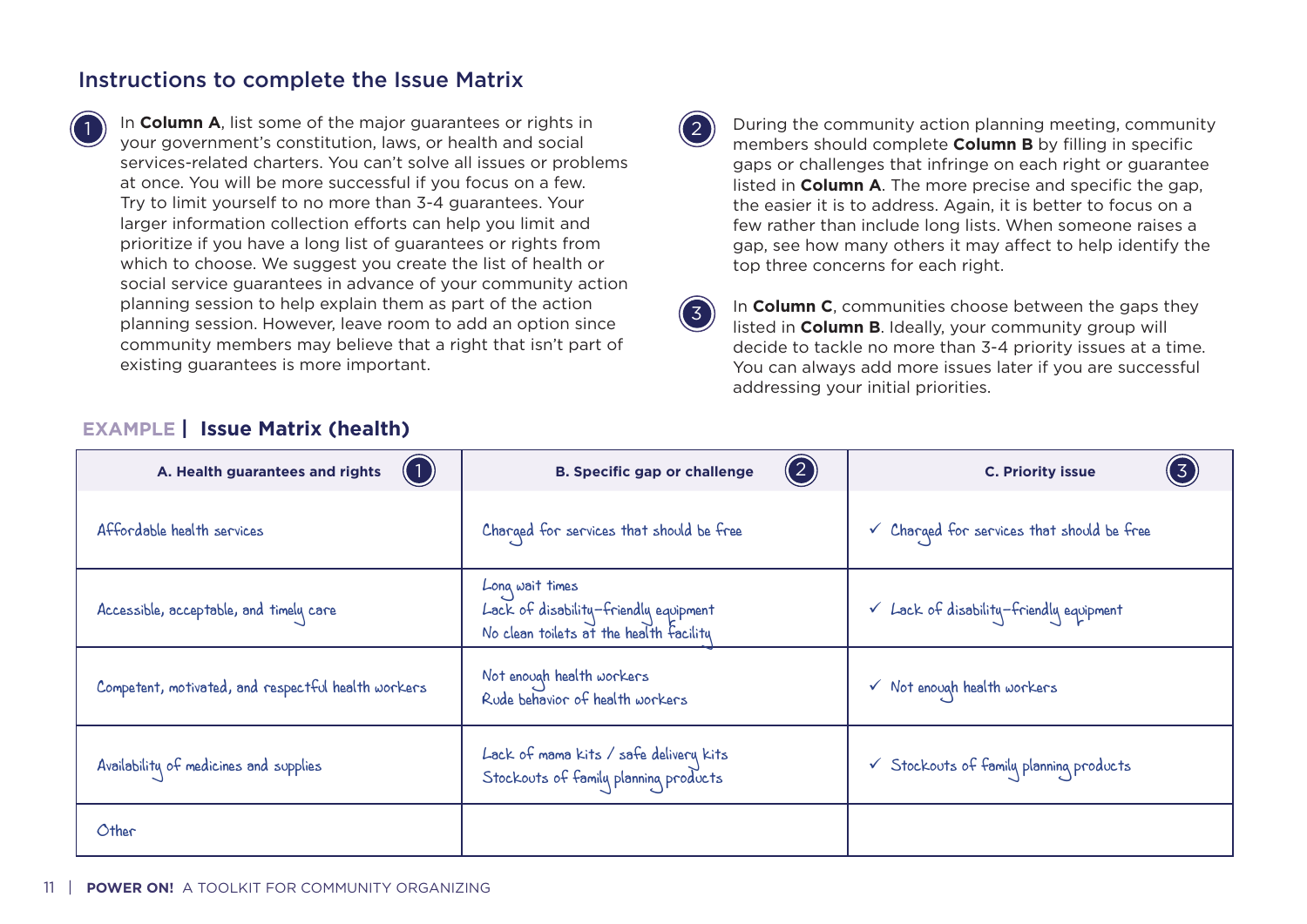## Instructions to complete the Issue Matrix

1. In **Column A**, list some of the major guarantees or rights in your government's constitution, laws, or health and social services-related charters. You can't solve all issues or problems at once. You will be more successful if you focus on a few. Try to limit yourself to no more than 3-4 guarantees. Your larger information collection efforts can help you limit and prioritize if you have a long list of guarantees or rights from which to choose. We suggest you create the list of health or social service guarantees in advance of your community action planning session to help explain them as part of the action planning session. However, leave room to add an option since community members may believe that a right that isn't part of existing guarantees is more important.

2. During the community action planning meeting, community members should complete **Column B** by filling in specific gaps or challenges that infringe on each right or guarantee listed in **Column A**. The more precise and specific the gap, the easier it is to address. Again, it is better to focus on a few rather than include long lists. When someone raises a gap, see how many others it may affect to help identify the top three concerns for each right.

3. In **Column C**, communities choose between the gaps they listed in **Column B**. Ideally, your community group will decide to tackle no more than 3-4 priority issues at a time. You can always add more issues later if you are successful addressing your initial priorities.

### EXAMPLE | Issue Matrix (health)

| A. Health guarantees and rights (1) | B. Specific gap or challenge (2) | C. Priority issue (3) |
|---|---|---|
| Affordable health services | Charged for services that should be free | ✓ Charged for services that should be free |
| Accessible, acceptable, and timely care | Long wait times<br>Lack of disability-friendly equipment<br>No clean toilets at the health facility | ✓ Lack of disability-friendly equipment |
| Competent, motivated, and respectful health workers | Not enough health workers<br>Rude behavior of health workers | ✓ Not enough health workers |
| Availability of medicines and supplies | Lack of mama kits / safe delivery kits<br>Stockouts of family planning products | ✓ Stockouts of family planning products |
| Other | | |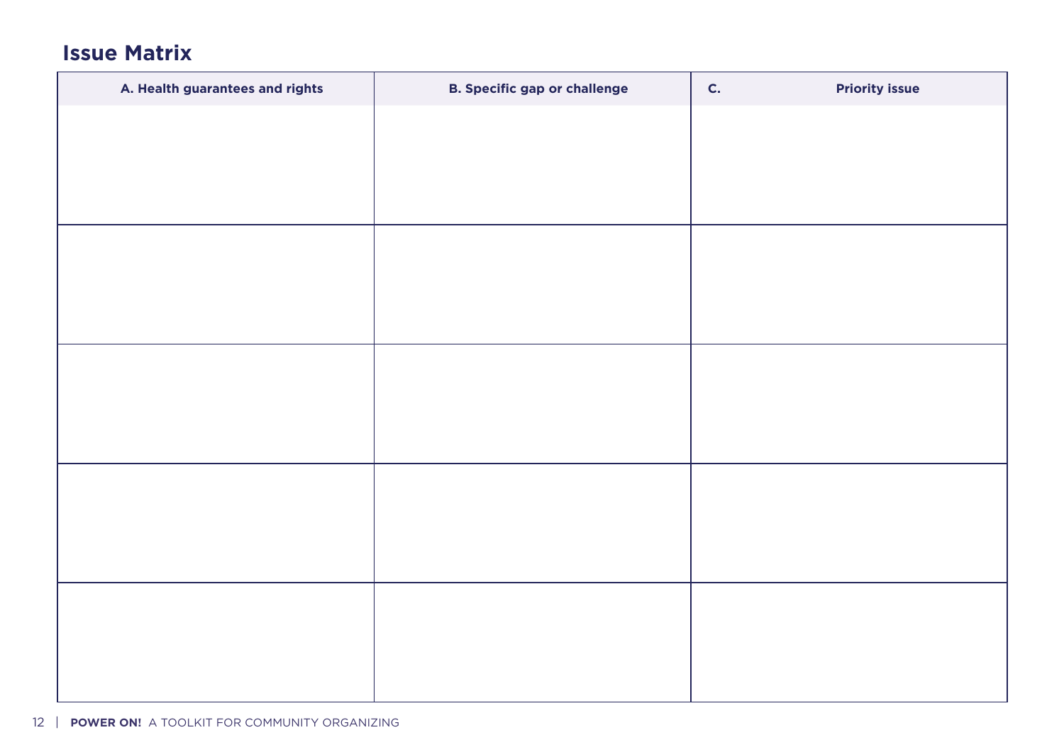## Issue Matrix

| A. Health guarantees and rights | B. Specific gap or challenge | C. Priority issue |
| --- | --- | --- |
| | | |
| | | |
| | | |
| | | |
| | | |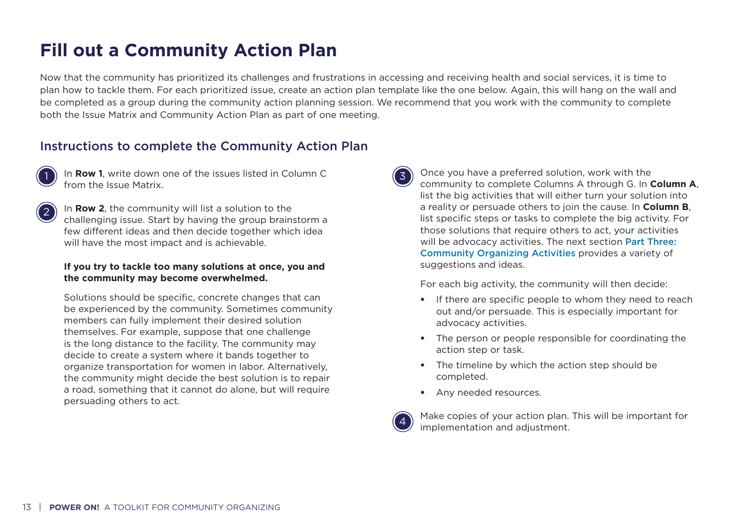# Fill out a Community Action Plan

Now that the community has prioritized its challenges and frustrations in accessing and receiving health and social services, it is time to plan how to tackle them. For each prioritized issue, create an action plan template like the one below. Again, this will hang on the wall and be completed as a group during the community action planning session. We recommend that you work with the community to complete both the Issue Matrix and Community Action Plan as part of one meeting.

## Instructions to complete the Community Action Plan

1. In **Row 1**, write down one of the issues listed in Column C from the Issue Matrix.

2. In **Row 2**, the community will list a solution to the challenging issue. Start by having the group brainstorm a few different ideas and then decide together which idea will have the most impact and is achievable.

   **If you try to tackle too many solutions at once, you and the community may become overwhelmed.**

   Solutions should be specific, concrete changes that can be experienced by the community. Sometimes community members can fully implement their desired solution themselves. For example, suppose that one challenge is the long distance to the facility. The community may decide to create a system where it bands together to organize transportation for women in labor. Alternatively, the community might decide the best solution is to repair a road, something that it cannot do alone, but will require persuading others to act.

3. Once you have a preferred solution, work with the community to complete Columns A through G. In **Column A**, list the big activities that will either turn your solution into a reality or persuade others to join the cause. In **Column B**, list specific steps or tasks to complete the big activity. For those solutions that require others to act, your activities will be advocacy activities. The next section Part Three: Community Organizing Activities provides a variety of suggestions and ideas.

   For each big activity, the community will then decide:

   - If there are specific people to whom they need to reach out and/or persuade. This is especially important for advocacy activities.
   - The person or people responsible for coordinating the action step or task.
   - The timeline by which the action step should be completed.
   - Any needed resources.

4. Make copies of your action plan. This will be important for implementation and adjustment.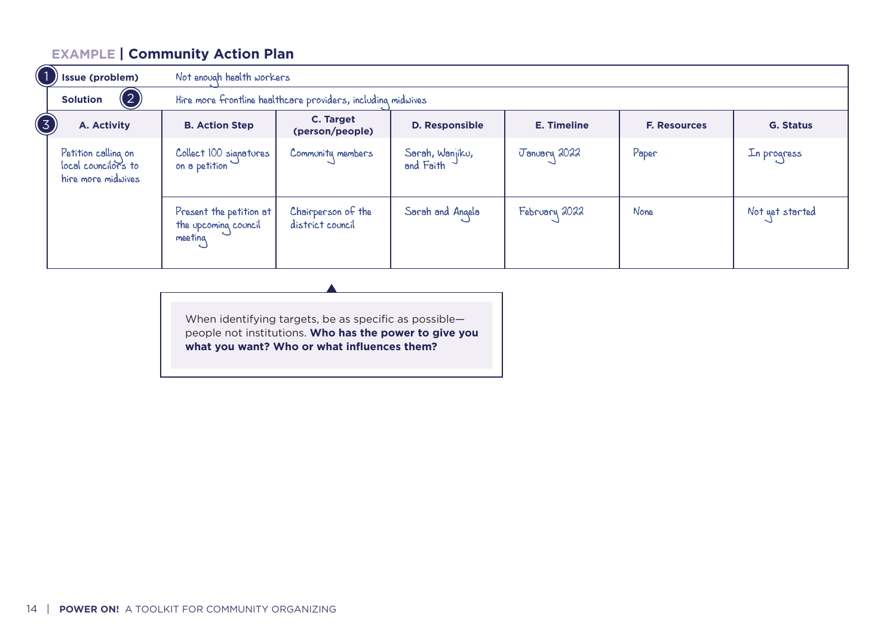## EXAMPLE | Community Action Plan

| ① Issue (problem) | Not enough health workers | | | | | |
|---|---|---|---|---|---|---|
| Solution ② | Hire more frontline healthcare providers, including midwives | | | | | |
| ③ **A. Activity** | **B. Action Step** | **C. Target (person/people)** | **D. Responsible** | **E. Timeline** | **F. Resources** | **G. Status** |
| Petition calling on local councilors to hire more midwives | Collect 100 signatures on a petition | Community members | Sarah, Wanjiku, and Faith | January 2022 | Paper | In progress |
| | Present the petition at the upcoming council meeting | Chairperson of the district council | Sarah and Angela | February 2022 | None | Not yet started |

When identifying targets, be as specific as possible—people not institutions. **Who has the power to give you what you want? Who or what influences them?**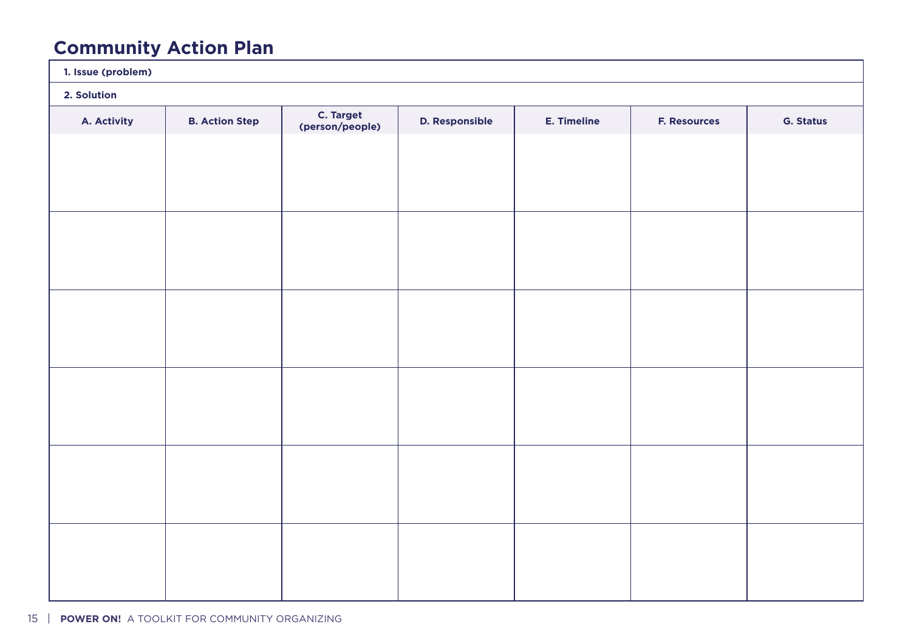## Community Action Plan

| 1. Issue (problem) | | | | | | |
|---|---|---|---|---|---|---|
| **2. Solution** | | | | | | |
| **A. Activity** | **B. Action Step** | **C. Target (person/people)** | **D. Responsible** | **E. Timeline** | **F. Resources** | **G. Status** |
| | | | | | | |
| | | | | | | |
| | | | | | | |
| | | | | | | |
| | | | | | | |
| | | | | | | |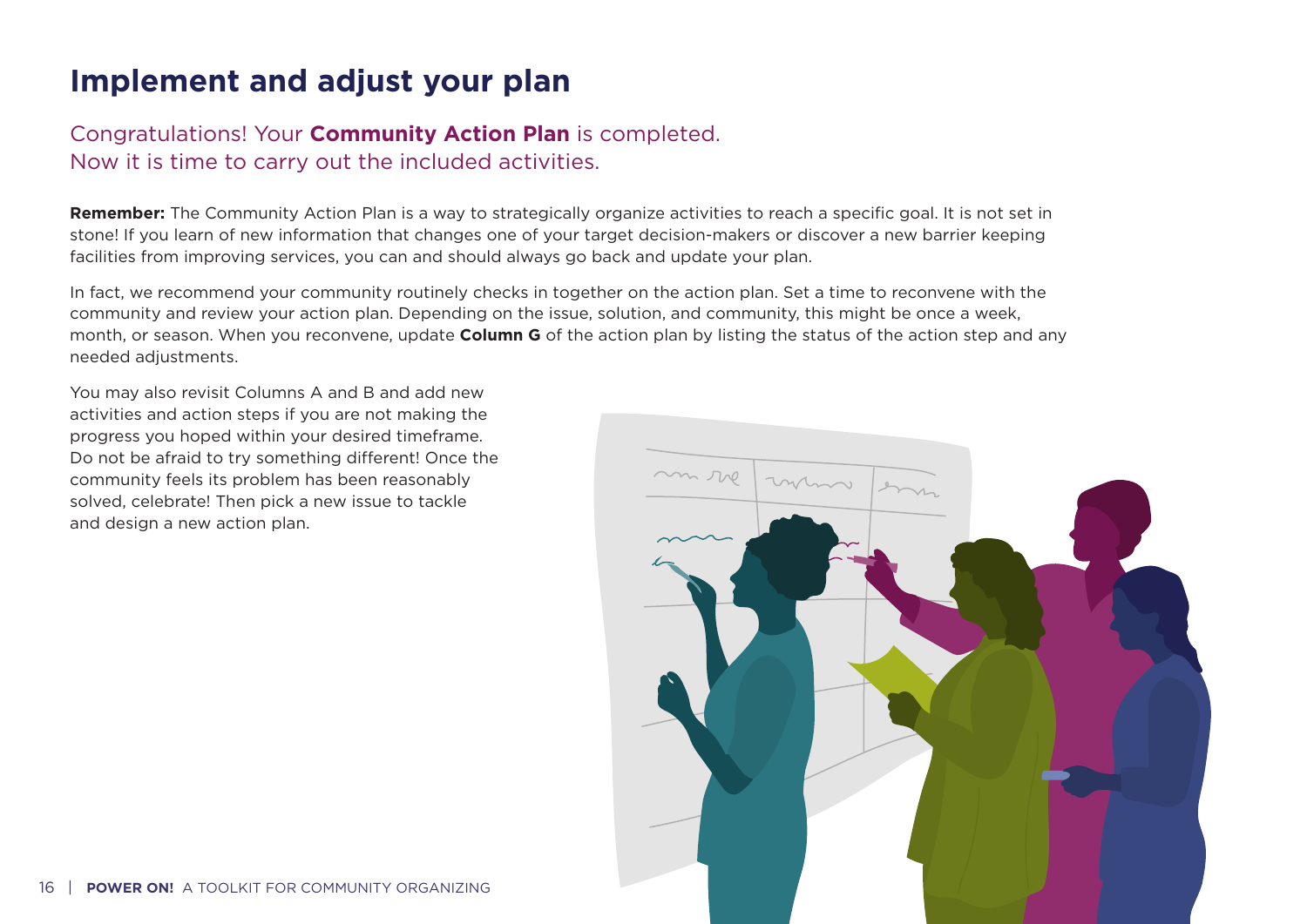# Implement and adjust your plan

Congratulations! Your **Community Action Plan** is completed. Now it is time to carry out the included activities.

**Remember:** The Community Action Plan is a way to strategically organize activities to reach a specific goal. It is not set in stone! If you learn of new information that changes one of your target decision-makers or discover a new barrier keeping facilities from improving services, you can and should always go back and update your plan.

In fact, we recommend your community routinely checks in together on the action plan. Set a time to reconvene with the community and review your action plan. Depending on the issue, solution, and community, this might be once a week, month, or season. When you reconvene, update **Column G** of the action plan by listing the status of the action step and any needed adjustments.

You may also revisit Columns A and B and add new activities and action steps if you are not making the progress you hoped within your desired timeframe. Do not be afraid to try something different! Once the community feels its problem has been reasonably solved, celebrate! Then pick a new issue to tackle and design a new action plan.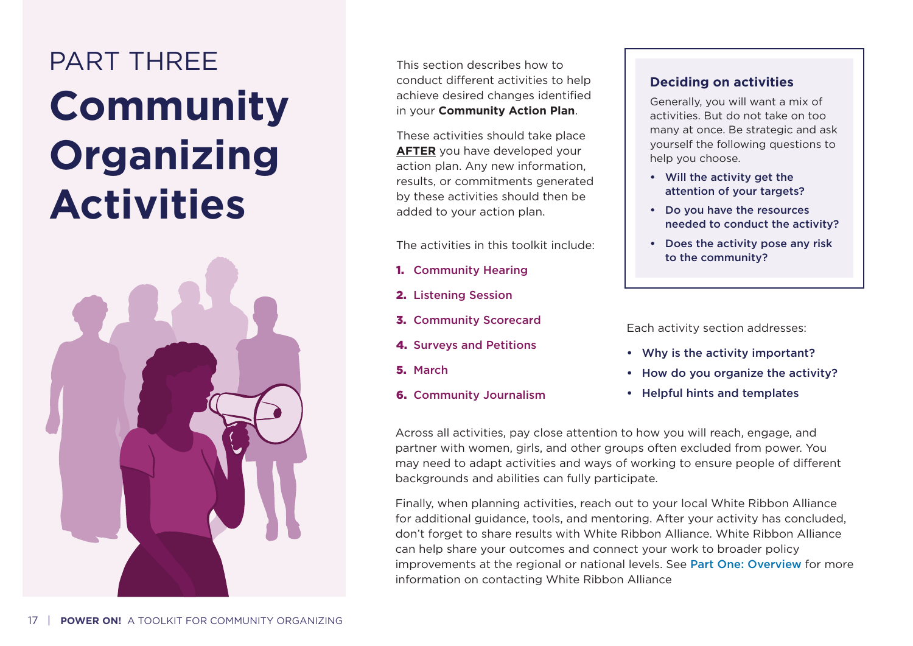PART THREE

# Community Organizing Activities

This section describes how to conduct different activities to help achieve desired changes identified in your **Community Action Plan**.

These activities should take place **AFTER** you have developed your action plan. Any new information, results, or commitments generated by these activities should then be added to your action plan.

The activities in this toolkit include:

1. Community Hearing
2. Listening Session
3. Community Scorecard
4. Surveys and Petitions
5. March
6. Community Journalism

### Deciding on activities

Generally, you will want a mix of activities. But do not take on too many at once. Be strategic and ask yourself the following questions to help you choose.

- **Will the activity get the attention of your targets?**
- **Do you have the resources needed to conduct the activity?**
- **Does the activity pose any risk to the community?**

Each activity section addresses:

- **Why is the activity important?**
- **How do you organize the activity?**
- **Helpful hints and templates**

Across all activities, pay close attention to how you will reach, engage, and partner with women, girls, and other groups often excluded from power. You may need to adapt activities and ways of working to ensure people of different backgrounds and abilities can fully participate.

Finally, when planning activities, reach out to your local White Ribbon Alliance for additional guidance, tools, and mentoring. After your activity has concluded, don't forget to share results with White Ribbon Alliance. White Ribbon Alliance can help share your outcomes and connect your work to broader policy improvements at the regional or national levels. See Part One: Overview for more information on contacting White Ribbon Alliance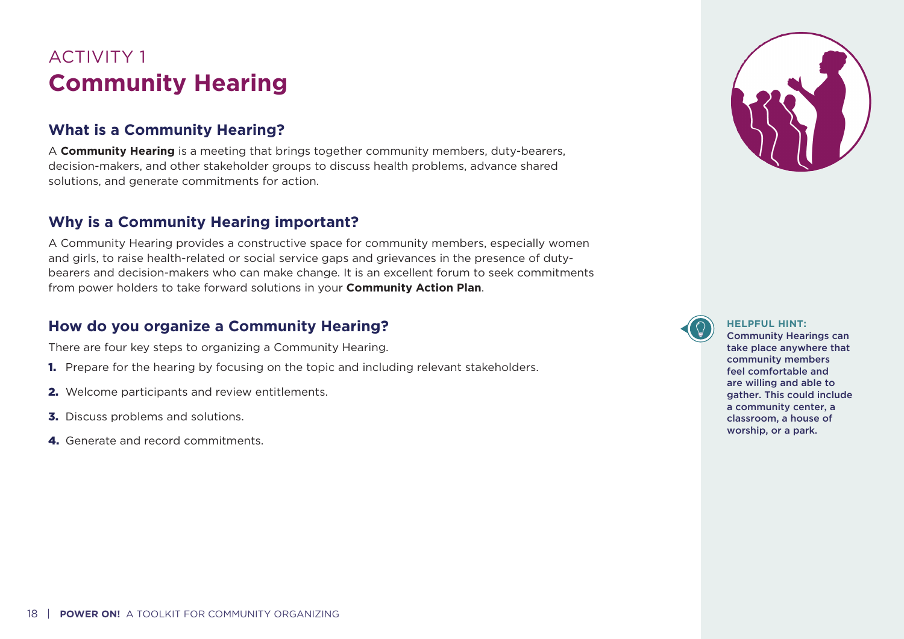# ACTIVITY 1
# Community Hearing

## What is a Community Hearing?

A **Community Hearing** is a meeting that brings together community members, duty-bearers, decision-makers, and other stakeholder groups to discuss health problems, advance shared solutions, and generate commitments for action.

## Why is a Community Hearing important?

A Community Hearing provides a constructive space for community members, especially women and girls, to raise health-related or social service gaps and grievances in the presence of duty-bearers and decision-makers who can make change. It is an excellent forum to seek commitments from power holders to take forward solutions in your **Community Action Plan**.

## How do you organize a Community Hearing?

There are four key steps to organizing a Community Hearing.

1. Prepare for the hearing by focusing on the topic and including relevant stakeholders.
2. Welcome participants and review entitlements.
3. Discuss problems and solutions.
4. Generate and record commitments.

**HELPFUL HINT:**
Community Hearings can take place anywhere that community members feel comfortable and are willing and able to gather. This could include a community center, a classroom, a house of worship, or a park.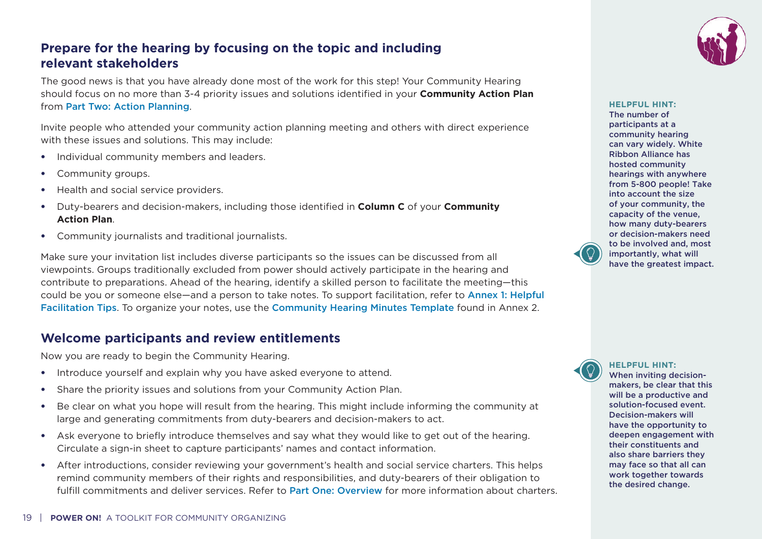## Prepare for the hearing by focusing on the topic and including relevant stakeholders

The good news is that you have already done most of the work for this step! Your Community Hearing should focus on no more than 3-4 priority issues and solutions identified in your **Community Action Plan** from Part Two: Action Planning.

Invite people who attended your community action planning meeting and others with direct experience with these issues and solutions. This may include:

- Individual community members and leaders.
- Community groups.
- Health and social service providers.
- Duty-bearers and decision-makers, including those identified in **Column C** of your **Community Action Plan**.
- Community journalists and traditional journalists.

Make sure your invitation list includes diverse participants so the issues can be discussed from all viewpoints. Groups traditionally excluded from power should actively participate in the hearing and contribute to preparations. Ahead of the hearing, identify a skilled person to facilitate the meeting—this could be you or someone else—and a person to take notes. To support facilitation, refer to Annex 1: Helpful Facilitation Tips. To organize your notes, use the Community Hearing Minutes Template found in Annex 2.

**HELPFUL HINT:**
The number of participants at a community hearing can vary widely. White Ribbon Alliance has hosted community hearings with anywhere from 5-800 people! Take into account the size of your community, the capacity of the venue, how many duty-bearers or decision-makers need to be involved and, most importantly, what will have the greatest impact.

## Welcome participants and review entitlements

Now you are ready to begin the Community Hearing.

- Introduce yourself and explain why you have asked everyone to attend.
- Share the priority issues and solutions from your Community Action Plan.
- Be clear on what you hope will result from the hearing. This might include informing the community at large and generating commitments from duty-bearers and decision-makers to act.
- Ask everyone to briefly introduce themselves and say what they would like to get out of the hearing. Circulate a sign-in sheet to capture participants' names and contact information.
- After introductions, consider reviewing your government's health and social service charters. This helps remind community members of their rights and responsibilities, and duty-bearers of their obligation to fulfill commitments and deliver services. Refer to Part One: Overview for more information about charters.

**HELPFUL HINT:**
When inviting decision-makers, be clear that this will be a productive and solution-focused event. Decision-makers will have the opportunity to deepen engagement with their constituents and also share barriers they may face so that all can work together towards the desired change.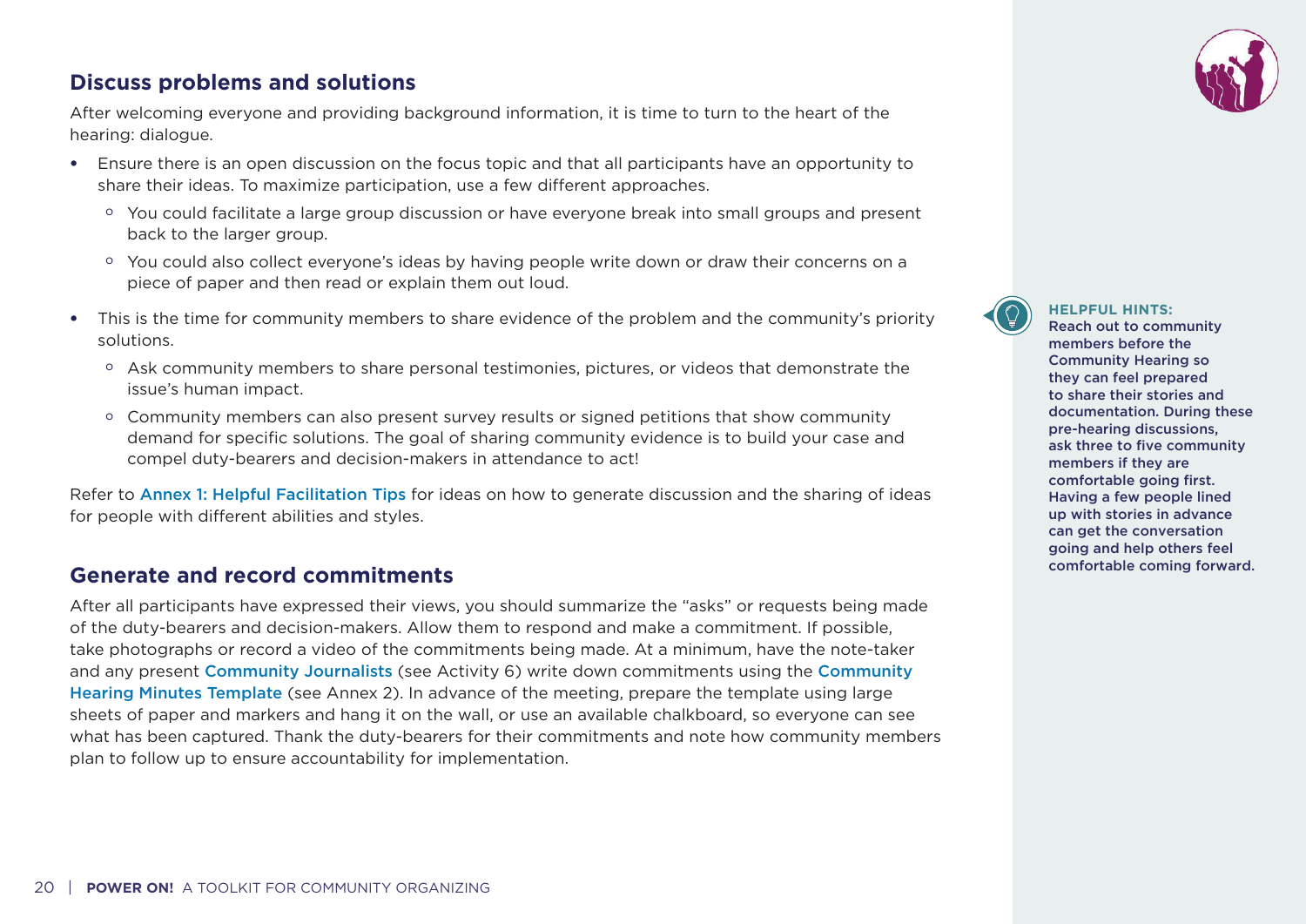## Discuss problems and solutions

After welcoming everyone and providing background information, it is time to turn to the heart of the hearing: dialogue.

- Ensure there is an open discussion on the focus topic and that all participants have an opportunity to share their ideas. To maximize participation, use a few different approaches.
  - You could facilitate a large group discussion or have everyone break into small groups and present back to the larger group.
  - You could also collect everyone's ideas by having people write down or draw their concerns on a piece of paper and then read or explain them out loud.
- This is the time for community members to share evidence of the problem and the community's priority solutions.
  - Ask community members to share personal testimonies, pictures, or videos that demonstrate the issue's human impact.
  - Community members can also present survey results or signed petitions that show community demand for specific solutions. The goal of sharing community evidence is to build your case and compel duty-bearers and decision-makers in attendance to act!

Refer to Annex 1: Helpful Facilitation Tips for ideas on how to generate discussion and the sharing of ideas for people with different abilities and styles.

**HELPFUL HINTS:**
**Reach out to community members before the Community Hearing so they can feel prepared to share their stories and documentation. During these pre-hearing discussions, ask three to five community members if they are comfortable going first. Having a few people lined up with stories in advance can get the conversation going and help others feel comfortable coming forward.**

## Generate and record commitments

After all participants have expressed their views, you should summarize the "asks" or requests being made of the duty-bearers and decision-makers. Allow them to respond and make a commitment. If possible, take photographs or record a video of the commitments being made. At a minimum, have the note-taker and any present Community Journalists (see Activity 6) write down commitments using the Community Hearing Minutes Template (see Annex 2). In advance of the meeting, prepare the template using large sheets of paper and markers and hang it on the wall, or use an available chalkboard, so everyone can see what has been captured. Thank the duty-bearers for their commitments and note how community members plan to follow up to ensure accountability for implementation.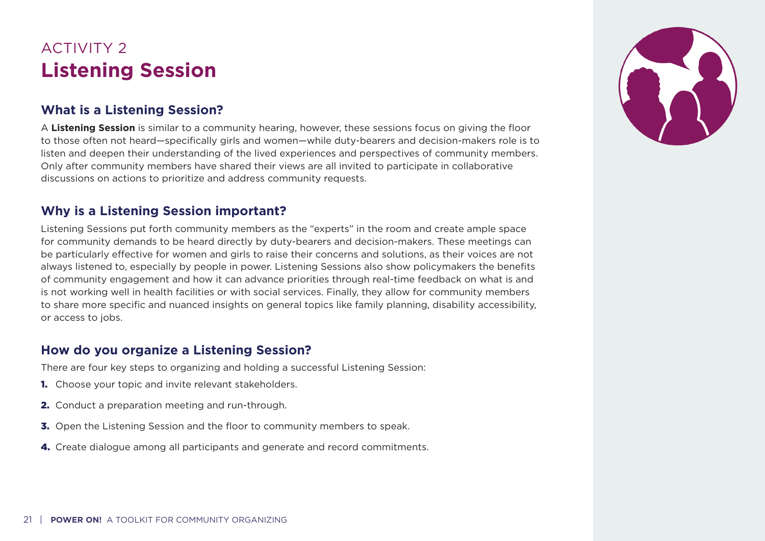ACTIVITY 2

# Listening Session

## What is a Listening Session?

A **Listening Session** is similar to a community hearing, however, these sessions focus on giving the floor to those often not heard—specifically girls and women—while duty-bearers and decision-makers role is to listen and deepen their understanding of the lived experiences and perspectives of community members. Only after community members have shared their views are all invited to participate in collaborative discussions on actions to prioritize and address community requests.

## Why is a Listening Session important?

Listening Sessions put forth community members as the "experts" in the room and create ample space for community demands to be heard directly by duty-bearers and decision-makers. These meetings can be particularly effective for women and girls to raise their concerns and solutions, as their voices are not always listened to, especially by people in power. Listening Sessions also show policymakers the benefits of community engagement and how it can advance priorities through real-time feedback on what is and is not working well in health facilities or with social services. Finally, they allow for community members to share more specific and nuanced insights on general topics like family planning, disability accessibility, or access to jobs.

## How do you organize a Listening Session?

There are four key steps to organizing and holding a successful Listening Session:

1. Choose your topic and invite relevant stakeholders.
2. Conduct a preparation meeting and run-through.
3. Open the Listening Session and the floor to community members to speak.
4. Create dialogue among all participants and generate and record commitments.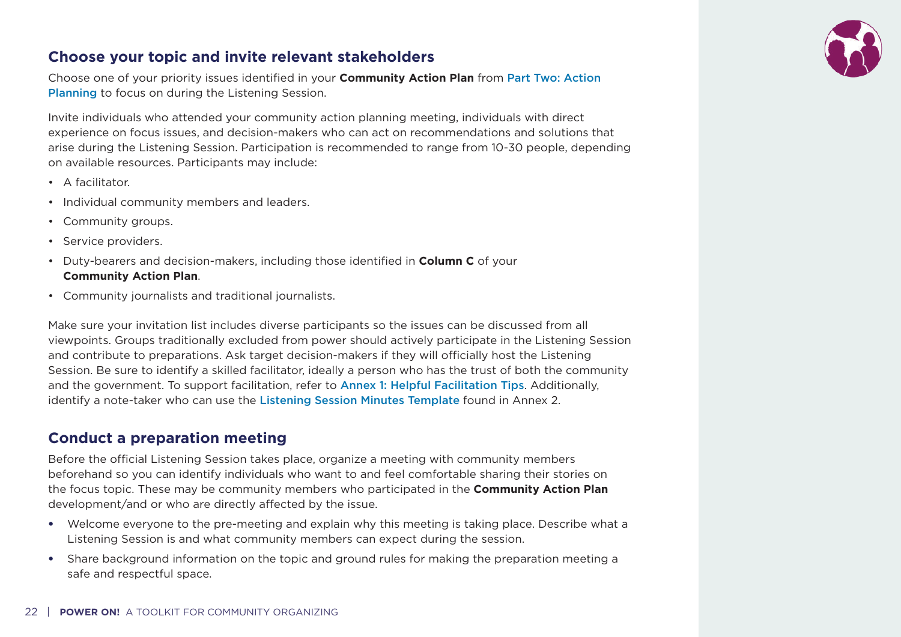## Choose your topic and invite relevant stakeholders

Choose one of your priority issues identified in your **Community Action Plan** from Part Two: Action Planning to focus on during the Listening Session.

Invite individuals who attended your community action planning meeting, individuals with direct experience on focus issues, and decision-makers who can act on recommendations and solutions that arise during the Listening Session. Participation is recommended to range from 10-30 people, depending on available resources. Participants may include:

- A facilitator.
- Individual community members and leaders.
- Community groups.
- Service providers.
- Duty-bearers and decision-makers, including those identified in **Column C** of your **Community Action Plan**.
- Community journalists and traditional journalists.

Make sure your invitation list includes diverse participants so the issues can be discussed from all viewpoints. Groups traditionally excluded from power should actively participate in the Listening Session and contribute to preparations. Ask target decision-makers if they will officially host the Listening Session. Be sure to identify a skilled facilitator, ideally a person who has the trust of both the community and the government. To support facilitation, refer to Annex 1: Helpful Facilitation Tips. Additionally, identify a note-taker who can use the Listening Session Minutes Template found in Annex 2.

## Conduct a preparation meeting

Before the official Listening Session takes place, organize a meeting with community members beforehand so you can identify individuals who want to and feel comfortable sharing their stories on the focus topic. These may be community members who participated in the **Community Action Plan** development/and or who are directly affected by the issue.

- Welcome everyone to the pre-meeting and explain why this meeting is taking place. Describe what a Listening Session is and what community members can expect during the session.
- Share background information on the topic and ground rules for making the preparation meeting a safe and respectful space.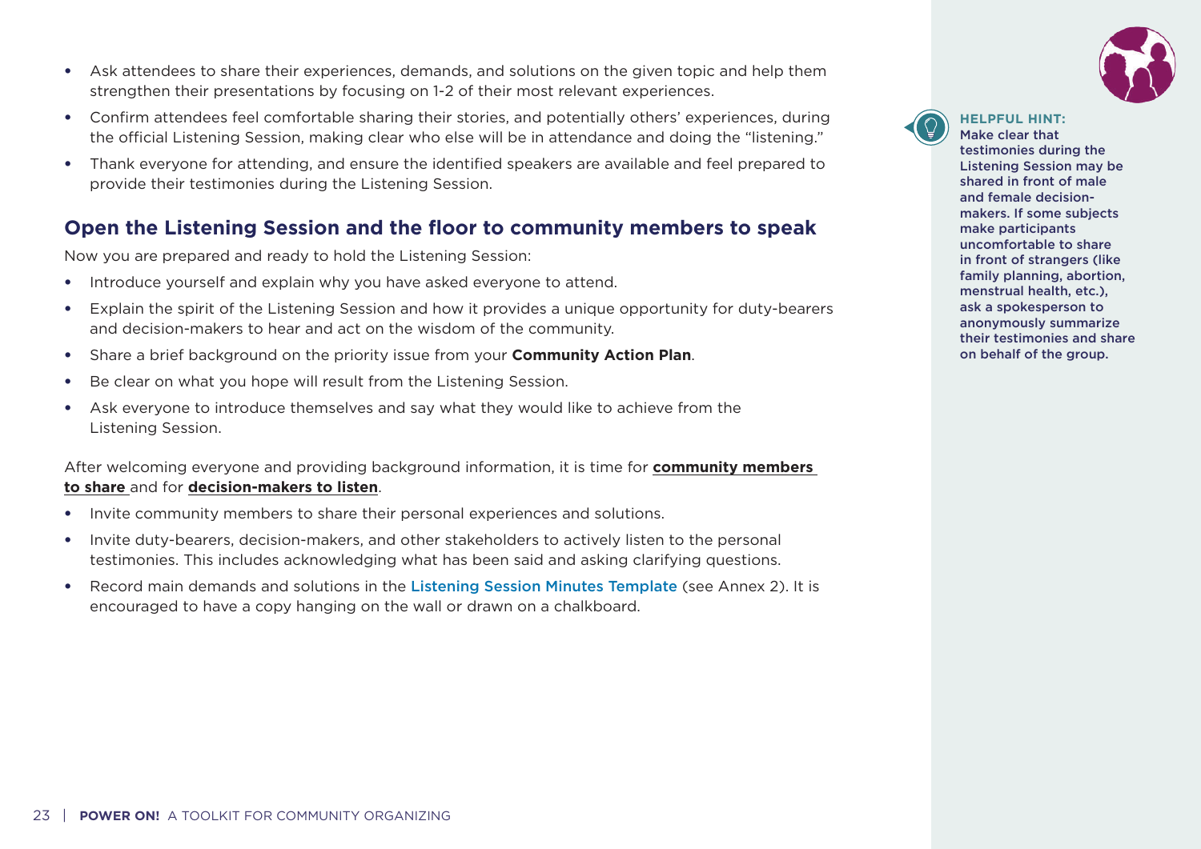- Ask attendees to share their experiences, demands, and solutions on the given topic and help them strengthen their presentations by focusing on 1-2 of their most relevant experiences.
- Confirm attendees feel comfortable sharing their stories, and potentially others' experiences, during the official Listening Session, making clear who else will be in attendance and doing the "listening."
- Thank everyone for attending, and ensure the identified speakers are available and feel prepared to provide their testimonies during the Listening Session.

## Open the Listening Session and the floor to community members to speak

Now you are prepared and ready to hold the Listening Session:

- Introduce yourself and explain why you have asked everyone to attend.
- Explain the spirit of the Listening Session and how it provides a unique opportunity for duty-bearers and decision-makers to hear and act on the wisdom of the community.
- Share a brief background on the priority issue from your **Community Action Plan**.
- Be clear on what you hope will result from the Listening Session.
- Ask everyone to introduce themselves and say what they would like to achieve from the Listening Session.

After welcoming everyone and providing background information, it is time for **community members to share** and for **decision-makers to listen**.

- Invite community members to share their personal experiences and solutions.
- Invite duty-bearers, decision-makers, and other stakeholders to actively listen to the personal testimonies. This includes acknowledging what has been said and asking clarifying questions.
- Record main demands and solutions in the Listening Session Minutes Template (see Annex 2). It is encouraged to have a copy hanging on the wall or drawn on a chalkboard.

**HELPFUL HINT:**
**Make clear that testimonies during the Listening Session may be shared in front of male and female decision-makers. If some subjects make participants uncomfortable to share in front of strangers (like family planning, abortion, menstrual health, etc.), ask a spokesperson to anonymously summarize their testimonies and share on behalf of the group.**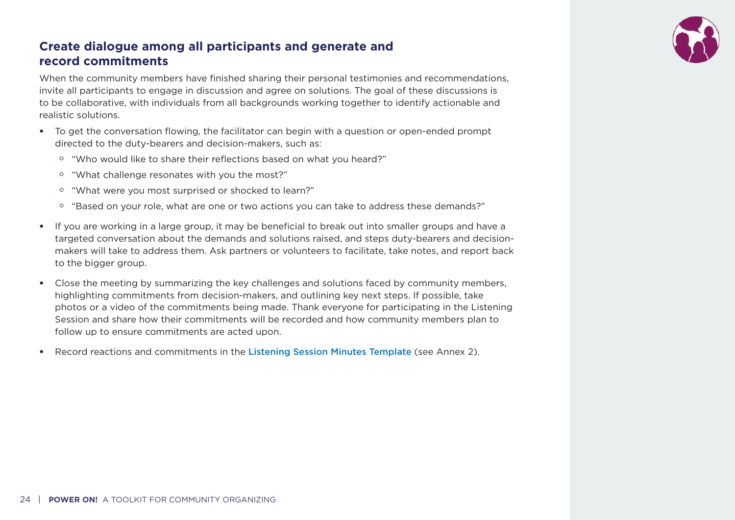## Create dialogue among all participants and generate and record commitments

When the community members have finished sharing their personal testimonies and recommendations, invite all participants to engage in discussion and agree on solutions. The goal of these discussions is to be collaborative, with individuals from all backgrounds working together to identify actionable and realistic solutions.

- To get the conversation flowing, the facilitator can begin with a question or open-ended prompt directed to the duty-bearers and decision-makers, such as:
  - "Who would like to share their reflections based on what you heard?"
  - "What challenge resonates with you the most?"
  - "What were you most surprised or shocked to learn?"
  - "Based on your role, what are one or two actions you can take to address these demands?"
- If you are working in a large group, it may be beneficial to break out into smaller groups and have a targeted conversation about the demands and solutions raised, and steps duty-bearers and decision-makers will take to address them. Ask partners or volunteers to facilitate, take notes, and report back to the bigger group.
- Close the meeting by summarizing the key challenges and solutions faced by community members, highlighting commitments from decision-makers, and outlining key next steps. If possible, take photos or a video of the commitments being made. Thank everyone for participating in the Listening Session and share how their commitments will be recorded and how community members plan to follow up to ensure commitments are acted upon.
- Record reactions and commitments in the Listening Session Minutes Template (see Annex 2).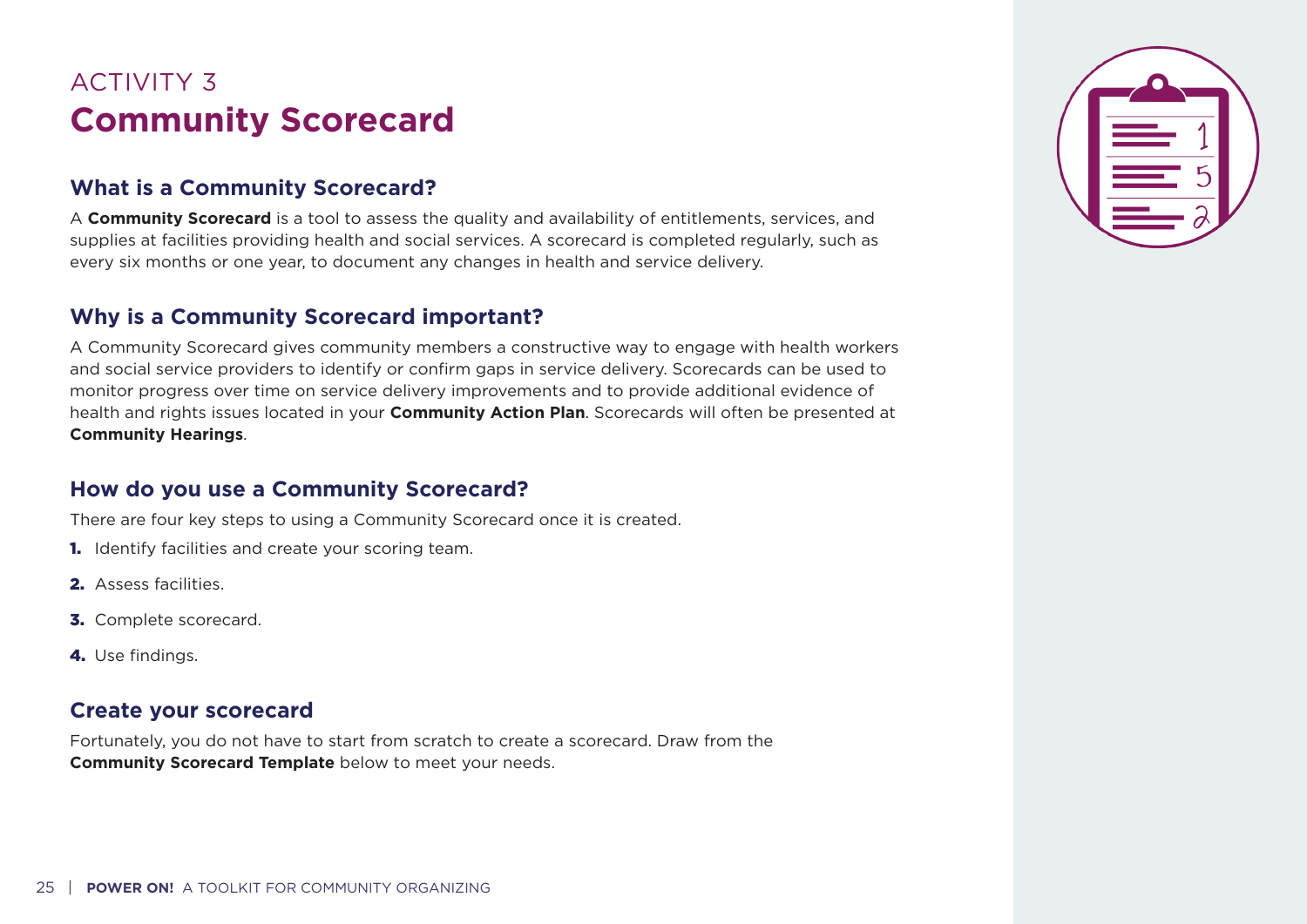ACTIVITY 3

# Community Scorecard

## What is a Community Scorecard?

A **Community Scorecard** is a tool to assess the quality and availability of entitlements, services, and supplies at facilities providing health and social services. A scorecard is completed regularly, such as every six months or one year, to document any changes in health and service delivery.

## Why is a Community Scorecard important?

A Community Scorecard gives community members a constructive way to engage with health workers and social service providers to identify or confirm gaps in service delivery. Scorecards can be used to monitor progress over time on service delivery improvements and to provide additional evidence of health and rights issues located in your **Community Action Plan**. Scorecards will often be presented at **Community Hearings**.

## How do you use a Community Scorecard?

There are four key steps to using a Community Scorecard once it is created.

1. Identify facilities and create your scoring team.
2. Assess facilities.
3. Complete scorecard.
4. Use findings.

## Create your scorecard

Fortunately, you do not have to start from scratch to create a scorecard. Draw from the **Community Scorecard Template** below to meet your needs.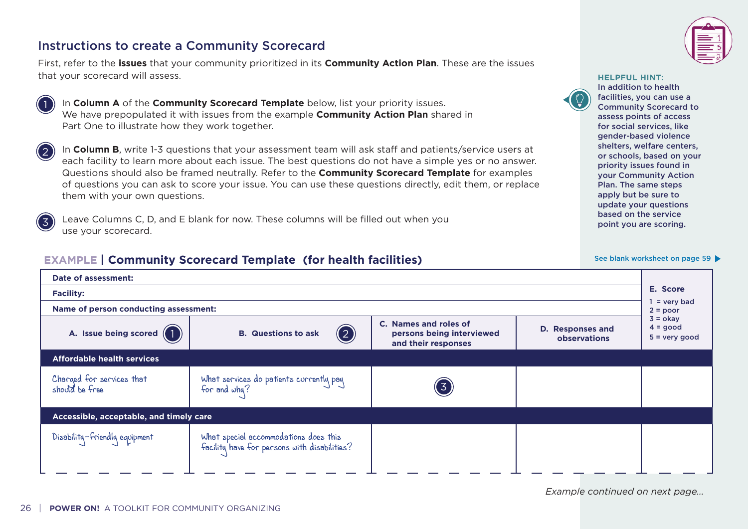## Instructions to create a Community Scorecard

First, refer to the **issues** that your community prioritized in its **Community Action Plan**. These are the issues that your scorecard will assess.

1. In **Column A** of the **Community Scorecard Template** below, list your priority issues. We have prepopulated it with issues from the example **Community Action Plan** shared in Part One to illustrate how they work together.

2. In **Column B**, write 1-3 questions that your assessment team will ask staff and patients/service users at each facility to learn more about each issue. The best questions do not have a simple yes or no answer. Questions should also be framed neutrally. Refer to the **Community Scorecard Template** for examples of questions you can ask to score your issue. You can use these questions directly, edit them, or replace them with your own questions.

3. Leave Columns C, D, and E blank for now. These columns will be filled out when you use your scorecard.

**HELPFUL HINT:** In addition to health facilities, you can use a Community Scorecard to assess points of access for social services, like gender-based violence shelters, welfare centers, or schools, based on your priority issues found in your Community Action Plan. The same steps apply but be sure to update your questions based on the service point you are scoring.

See blank worksheet on page 59

### EXAMPLE | Community Scorecard Template (for health facilities)

**Date of assessment:**

**Facility:**

**Name of person conducting assessment:**

| A. Issue being scored (1) | B. Questions to ask (2) | C. Names and roles of persons being interviewed and their responses | D. Responses and observations | E. Score<br>1 = very bad<br>2 = poor<br>3 = okay<br>4 = good<br>5 = very good |
|---|---|---|---|---|
| **Affordable health services** | | | | |
| Charged for services that should be free | What services do patients currently pay for and why? | (3) | | |
| **Accessible, acceptable, and timely care** | | | | |
| Disability-friendly equipment | What special accommodations does this facility have for persons with disabilities? | | | |

*Example continued on next page...*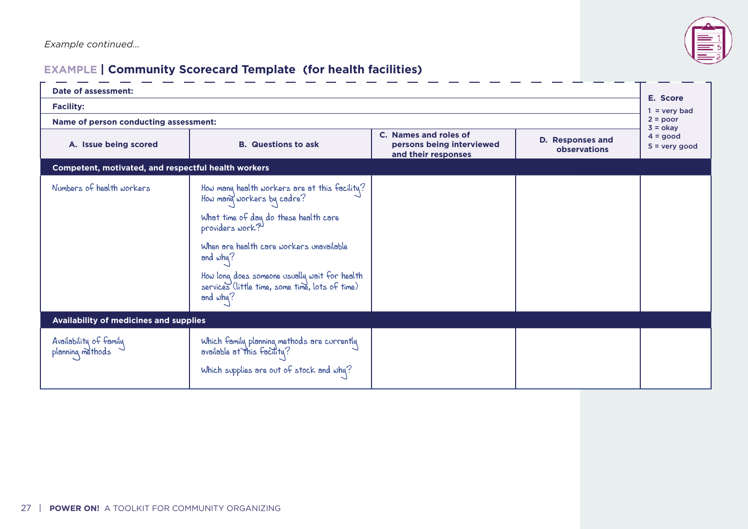*Example continued...*

## EXAMPLE | Community Scorecard Template (for health facilities)

**Date of assessment:**

**Facility:**

**Name of person conducting assessment:**

| A. Issue being scored | B. Questions to ask | C. Names and roles of persons being interviewed and their responses | D. Responses and observations | E. Score<br>1 = very bad<br>2 = poor<br>3 = okay<br>4 = good<br>5 = very good |
|---|---|---|---|---|
| **Competent, motivated, and respectful health workers** | | | | |
| Numbers of health workers | How many health workers are at this facility? How many workers by cadre?<br><br>What time of day do these health care providers work?<br><br>When are health care workers unavailable and why?<br><br>How long does someone usually wait for health services (little time, some time, lots of time) and why? | | | |
| **Availability of medicines and supplies** | | | | |
| Availability of family planning methods | Which family planning methods are currently available at this facility?<br><br>Which supplies are out of stock and why? | | | |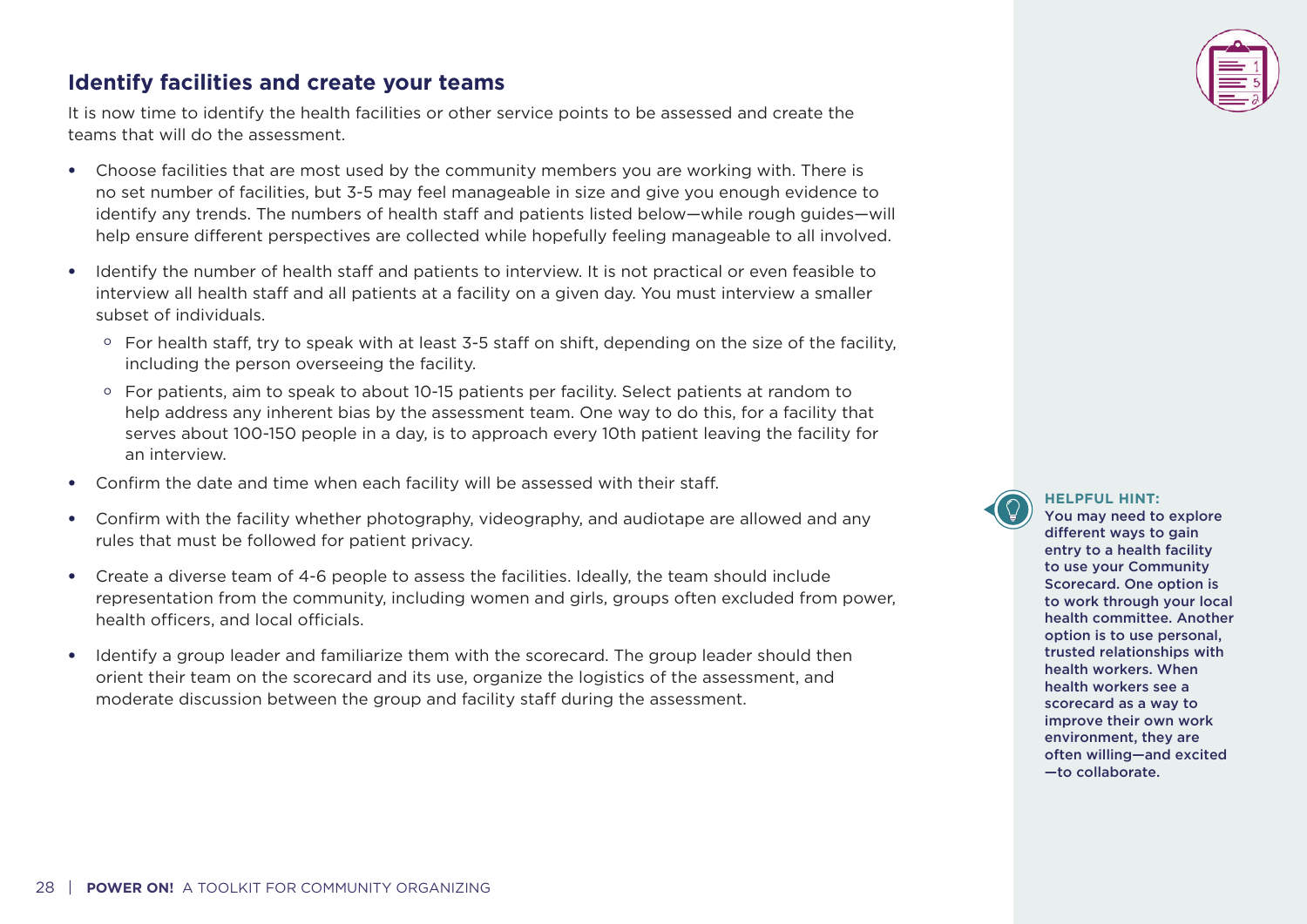## Identify facilities and create your teams

It is now time to identify the health facilities or other service points to be assessed and create the teams that will do the assessment.

- Choose facilities that are most used by the community members you are working with. There is no set number of facilities, but 3-5 may feel manageable in size and give you enough evidence to identify any trends. The numbers of health staff and patients listed below—while rough guides—will help ensure different perspectives are collected while hopefully feeling manageable to all involved.
- Identify the number of health staff and patients to interview. It is not practical or even feasible to interview all health staff and all patients at a facility on a given day. You must interview a smaller subset of individuals.
  - For health staff, try to speak with at least 3-5 staff on shift, depending on the size of the facility, including the person overseeing the facility.
  - For patients, aim to speak to about 10-15 patients per facility. Select patients at random to help address any inherent bias by the assessment team. One way to do this, for a facility that serves about 100-150 people in a day, is to approach every 10th patient leaving the facility for an interview.
- Confirm the date and time when each facility will be assessed with their staff.
- Confirm with the facility whether photography, videography, and audiotape are allowed and any rules that must be followed for patient privacy.
- Create a diverse team of 4-6 people to assess the facilities. Ideally, the team should include representation from the community, including women and girls, groups often excluded from power, health officers, and local officials.
- Identify a group leader and familiarize them with the scorecard. The group leader should then orient their team on the scorecard and its use, organize the logistics of the assessment, and moderate discussion between the group and facility staff during the assessment.

**HELPFUL HINT:**
**You may need to explore different ways to gain entry to a health facility to use your Community Scorecard. One option is to work through your local health committee. Another option is to use personal, trusted relationships with health workers. When health workers see a scorecard as a way to improve their own work environment, they are often willing—and excited—to collaborate.**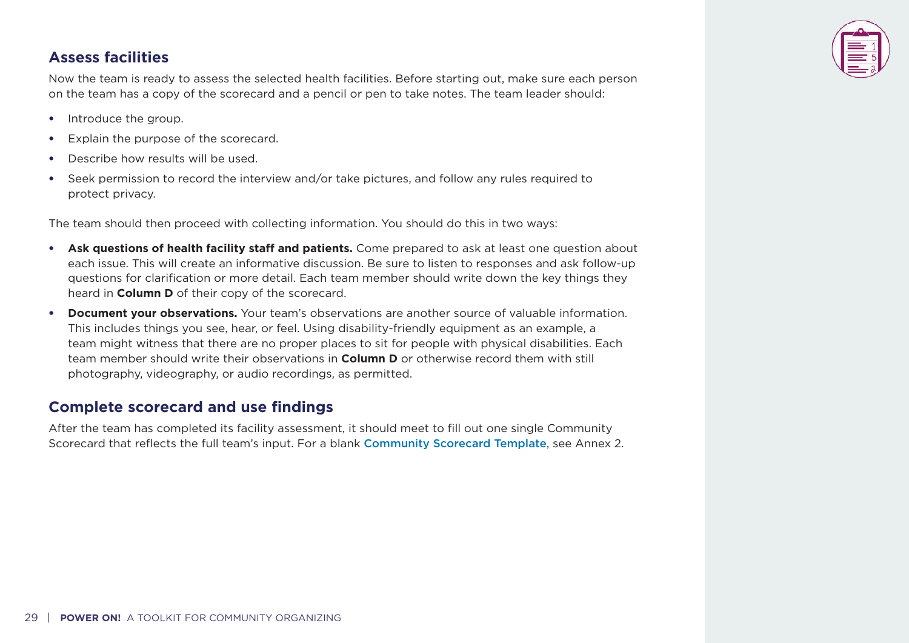## Assess facilities

Now the team is ready to assess the selected health facilities. Before starting out, make sure each person on the team has a copy of the scorecard and a pencil or pen to take notes. The team leader should:

- Introduce the group.
- Explain the purpose of the scorecard.
- Describe how results will be used.
- Seek permission to record the interview and/or take pictures, and follow any rules required to protect privacy.

The team should then proceed with collecting information. You should do this in two ways:

- **Ask questions of health facility staff and patients.** Come prepared to ask at least one question about each issue. This will create an informative discussion. Be sure to listen to responses and ask follow-up questions for clarification or more detail. Each team member should write down the key things they heard in **Column D** of their copy of the scorecard.
- **Document your observations.** Your team's observations are another source of valuable information. This includes things you see, hear, or feel. Using disability-friendly equipment as an example, a team might witness that there are no proper places to sit for people with physical disabilities. Each team member should write their observations in **Column D** or otherwise record them with still photography, videography, or audio recordings, as permitted.

## Complete scorecard and use findings

After the team has completed its facility assessment, it should meet to fill out one single Community Scorecard that reflects the full team's input. For a blank Community Scorecard Template, see Annex 2.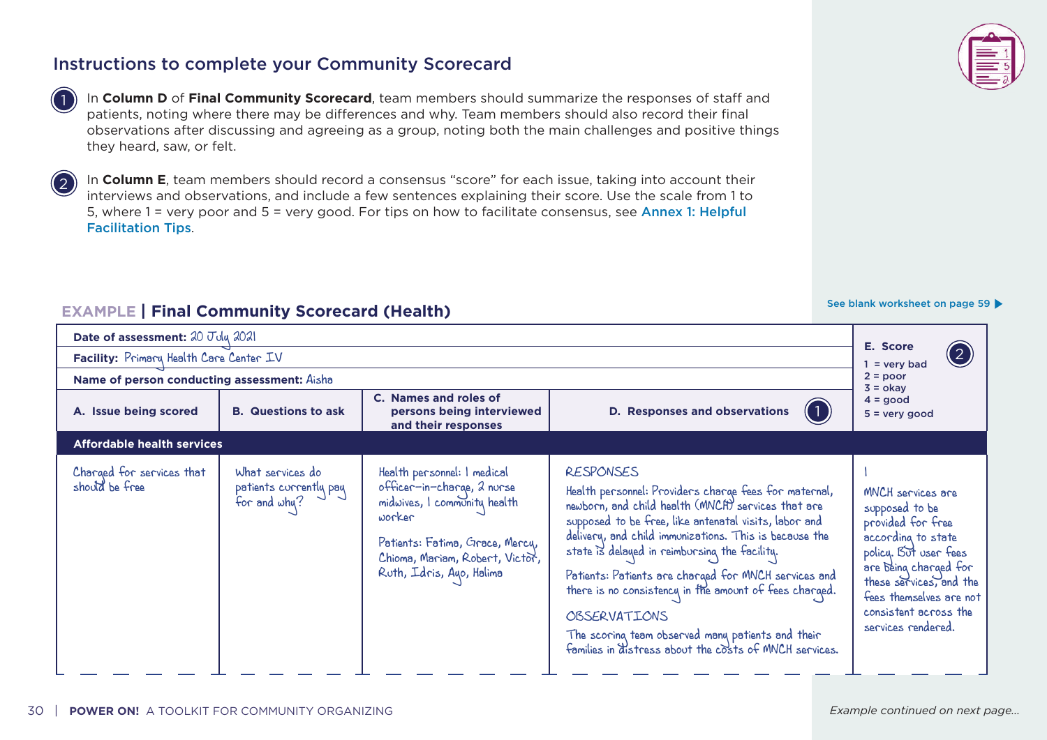## Instructions to complete your Community Scorecard

1. In **Column D** of **Final Community Scorecard**, team members should summarize the responses of staff and patients, noting where there may be differences and why. Team members should also record their final observations after discussing and agreeing as a group, noting both the main challenges and positive things they heard, saw, or felt.

2. In **Column E**, team members should record a consensus "score" for each issue, taking into account their interviews and observations, and include a few sentences explaining their score. Use the scale from 1 to 5, where 1 = very poor and 5 = very good. For tips on how to facilitate consensus, see Annex 1: Helpful Facilitation Tips.

See blank worksheet on page 59 ▶

### EXAMPLE | Final Community Scorecard (Health)

**Date of assessment:** 20 July 2021

**Facility:** Primary Health Care Center IV

**Name of person conducting assessment:** Aisha

| A. Issue being scored | B. Questions to ask | C. Names and roles of persons being interviewed and their responses | D. Responses and observations (1) | E. Score (2) 1 = very bad, 2 = poor, 3 = okay, 4 = good, 5 = very good |
|---|---|---|---|---|
| **Affordable health services** | | | | |
| Charged for services that should be free | What services do patients currently pay for and why? | Health personnel: 1 medical officer-in-charge, 2 nurse midwives, 1 community health worker<br><br>Patients: Fatima, Grace, Mercy, Chioma, Mariam, Robert, Victor, Ruth, Idris, Ayo, Halima | RESPONSES<br>Health personnel: Providers charge fees for maternal, newborn, and child health (MNCH) services that are supposed to be free, like antenatal visits, labor and delivery, and child immunizations. This is because the state is delayed in reimbursing the facility.<br><br>Patients: Patients are charged for MNCH services and there is no consistency in the amount of fees charged.<br><br>OBSERVATIONS<br>The scoring team observed many patients and their families in distress about the costs of MNCH services. | 1<br><br>MNCH services are supposed to be provided for free according to state policy. But user fees are being charged for these services, and the fees themselves are not consistent across the services rendered. |

*Example continued on next page...*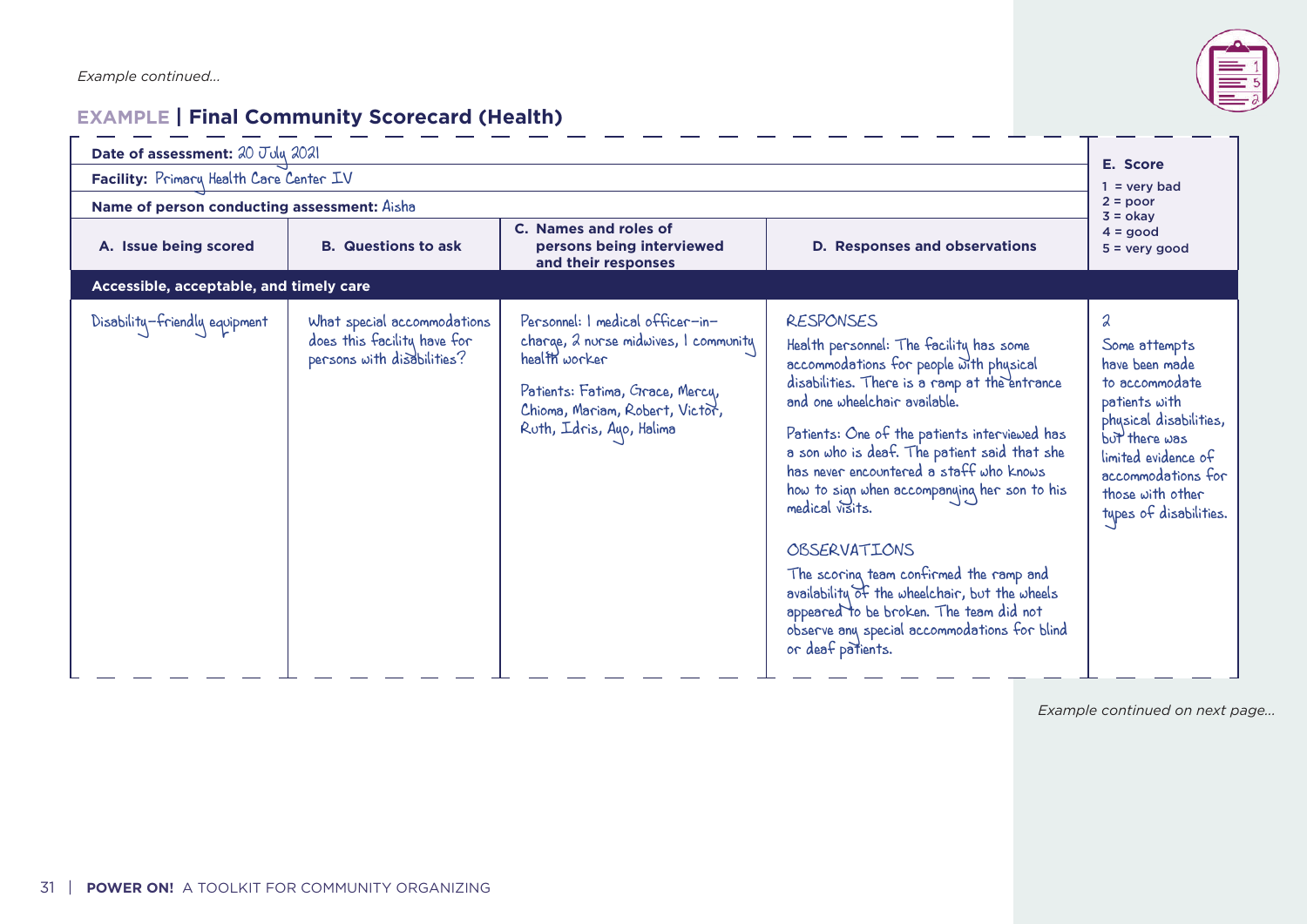*Example continued...*

## EXAMPLE | Final Community Scorecard (Health)

**Date of assessment:** 20 July 2021

**Facility:** Primary Health Care Center IV

**Name of person conducting assessment:** Aisha

| A. Issue being scored | B. Questions to ask | C. Names and roles of persons being interviewed and their responses | D. Responses and observations | E. Score (1 = very bad, 2 = poor, 3 = okay, 4 = good, 5 = very good) |
|---|---|---|---|---|
| **Accessible, acceptable, and timely care** | | | | |
| Disability-friendly equipment | What special accommodations does this facility have for persons with disabilities? | Personnel: 1 medical officer-in-charge, 2 nurse midwives, 1 community health worker<br><br>Patients: Fatima, Grace, Mercy, Chioma, Mariam, Robert, Victor, Ruth, Idris, Ayo, Halima | RESPONSES<br>Health personnel: The facility has some accommodations for people with physical disabilities. There is a ramp at the entrance and one wheelchair available.<br><br>Patients: One of the patients interviewed has a son who is deaf. The patient said that she has never encountered a staff who knows how to sign when accompanying her son to his medical visits.<br><br>OBSERVATIONS<br>The scoring team confirmed the ramp and availability of the wheelchair, but the wheels appeared to be broken. The team did not observe any special accommodations for blind or deaf patients. | 2<br>Some attempts have been made to accommodate patients with physical disabilities, but there was limited evidence of accommodations for those with other types of disabilities. |

*Example continued on next page...*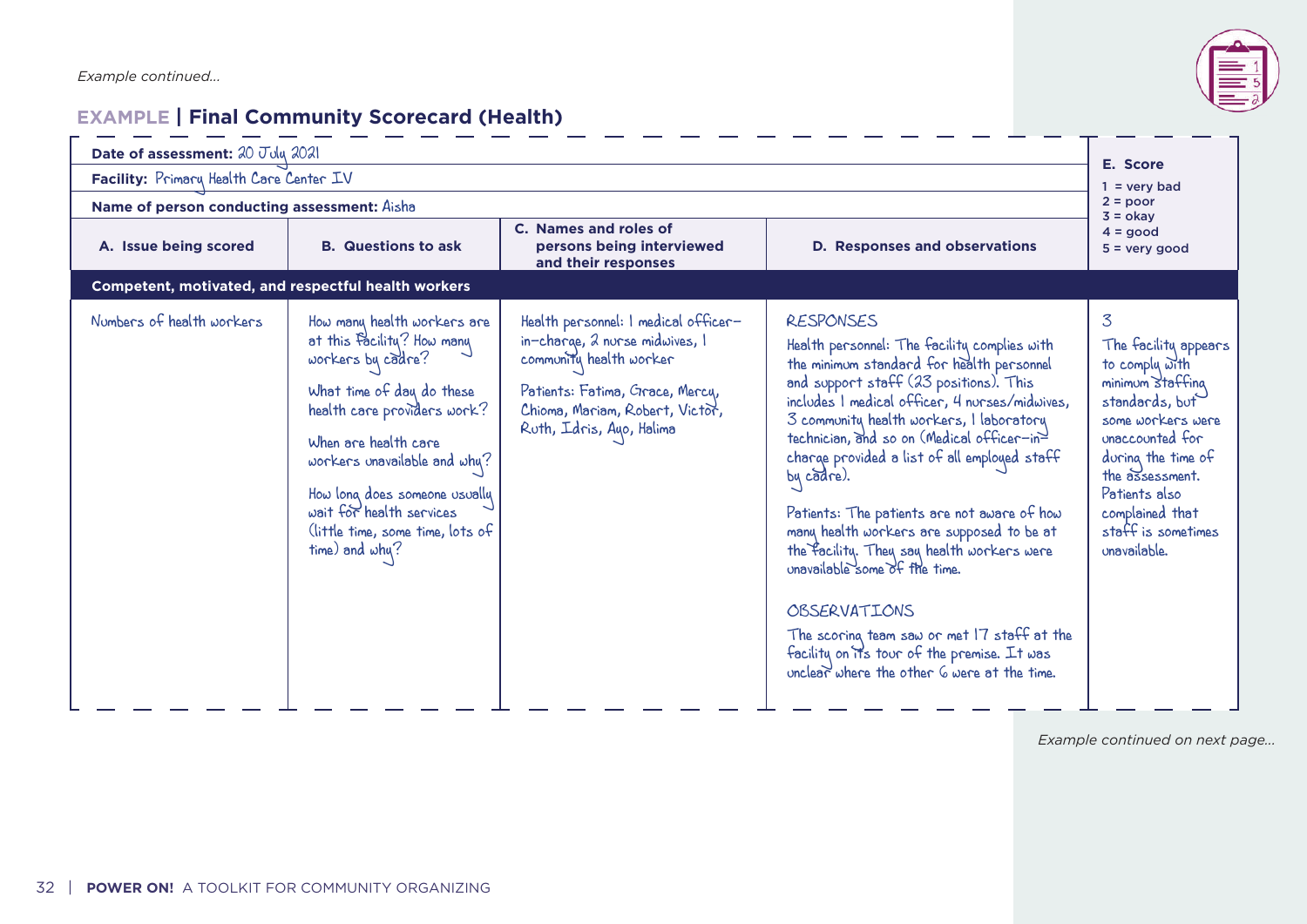*Example continued...*

## EXAMPLE | Final Community Scorecard (Health)

**Date of assessment:** 20 July 2021

**Facility:** Primary Health Care Center IV

**Name of person conducting assessment:** Aisha

**E. Score**
1 = very bad
2 = poor
3 = okay
4 = good
5 = very good

| A. Issue being scored | B. Questions to ask | C. Names and roles of persons being interviewed and their responses | D. Responses and observations | E. Score |
|---|---|---|---|---|
| **Competent, motivated, and respectful health workers** | | | | |
| Numbers of health workers | How many health workers are at this facility? How many workers by cadre?<br><br>What time of day do these health care providers work?<br><br>When are health care workers unavailable and why?<br><br>How long does someone usually wait for health services (little time, some time, lots of time) and why? | Health personnel: 1 medical officer-in-charge, 2 nurse midwives, 1 community health worker<br><br>Patients: Fatima, Grace, Mercy, Chioma, Mariam, Robert, Victor, Ruth, Idris, Ayo, Halima | RESPONSES<br>Health personnel: The facility complies with the minimum standard for health personnel and support staff (23 positions). This includes 1 medical officer, 4 nurses/midwives, 3 community health workers, 1 laboratory technician, and so on (Medical officer-in-charge provided a list of all employed staff by cadre).<br><br>Patients: The patients are not aware of how many health workers are supposed to be at the facility. They say health workers were unavailable some of the time.<br><br>OBSERVATIONS<br>The scoring team saw or met 17 staff at the facility on its tour of the premise. It was unclear where the other 6 were at the time. | 3<br>The facility appears to comply with minimum staffing standards, but some workers were unaccounted for during the time of the assessment. Patients also complained that staff is sometimes unavailable. |

*Example continued on next page...*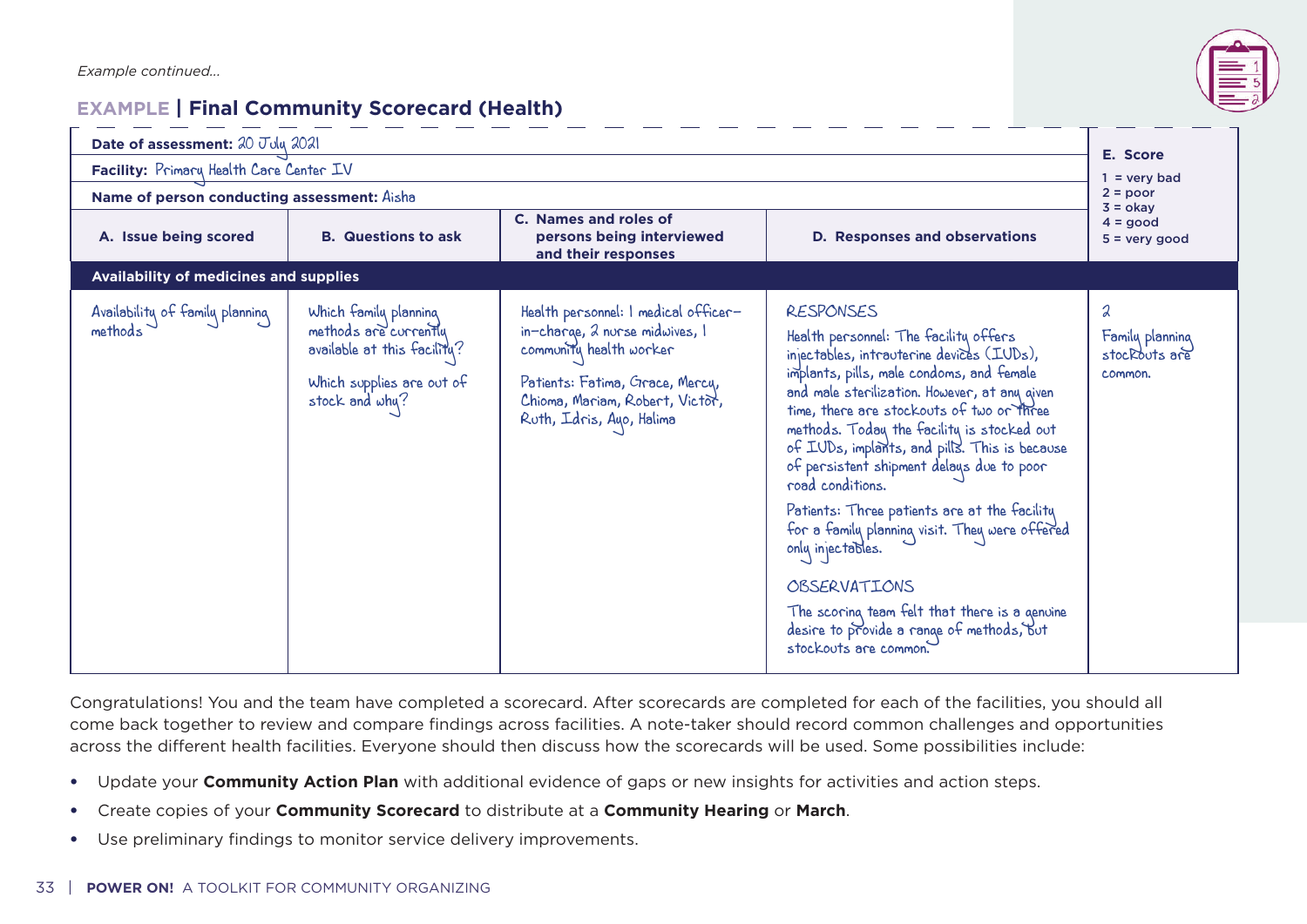*Example continued...*

## EXAMPLE | Final Community Scorecard (Health)

**Date of assessment:** 20 July 2021

**Facility:** Primary Health Care Center IV

**Name of person conducting assessment:** Aisha

| A. Issue being scored | B. Questions to ask | C. Names and roles of persons being interviewed and their responses | D. Responses and observations | E. Score<br>1 = very bad<br>2 = poor<br>3 = okay<br>4 = good<br>5 = very good |
|---|---|---|---|---|
| **Availability of medicines and supplies** | | | | |
| Availability of family planning methods | Which family planning methods are currently available at this facility?<br><br>Which supplies are out of stock and why? | Health personnel: 1 medical officer-in-charge, 2 nurse midwives, 1 community health worker<br><br>Patients: Fatima, Grace, Mercy, Chioma, Mariam, Robert, Victor, Ruth, Idris, Ayo, Halima | RESPONSES<br>Health personnel: The facility offers injectables, intrauterine devices (IUDs), implants, pills, male condoms, and female and male sterilization. However, at any given time, there are stockouts of two or three methods. Today the facility is stocked out of IUDs, implants, and pills. This is because of persistent shipment delays due to poor road conditions.<br><br>Patients: Three patients are at the facility for a family planning visit. They were offered only injectables.<br><br>OBSERVATIONS<br>The scoring team felt that there is a genuine desire to provide a range of methods, but stockouts are common. | 2<br>Family planning stockouts are common. |

Congratulations! You and the team have completed a scorecard. After scorecards are completed for each of the facilities, you should all come back together to review and compare findings across facilities. A note-taker should record common challenges and opportunities across the different health facilities. Everyone should then discuss how the scorecards will be used. Some possibilities include:

- Update your **Community Action Plan** with additional evidence of gaps or new insights for activities and action steps.
- Create copies of your **Community Scorecard** to distribute at a **Community Hearing** or **March**.
- Use preliminary findings to monitor service delivery improvements.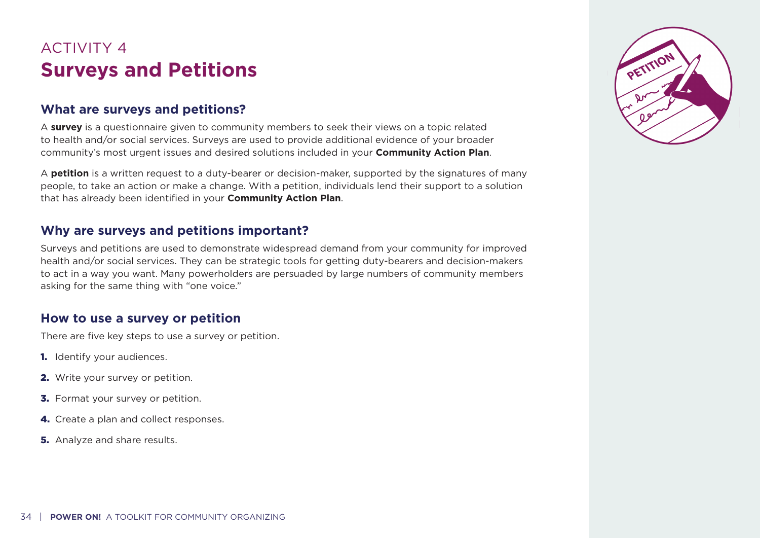ACTIVITY 4

# Surveys and Petitions

## What are surveys and petitions?

A **survey** is a questionnaire given to community members to seek their views on a topic related to health and/or social services. Surveys are used to provide additional evidence of your broader community's most urgent issues and desired solutions included in your **Community Action Plan**.

A **petition** is a written request to a duty-bearer or decision-maker, supported by the signatures of many people, to take an action or make a change. With a petition, individuals lend their support to a solution that has already been identified in your **Community Action Plan**.

## Why are surveys and petitions important?

Surveys and petitions are used to demonstrate widespread demand from your community for improved health and/or social services. They can be strategic tools for getting duty-bearers and decision-makers to act in a way you want. Many powerholders are persuaded by large numbers of community members asking for the same thing with "one voice."

## How to use a survey or petition

There are five key steps to use a survey or petition.

1. Identify your audiences.
2. Write your survey or petition.
3. Format your survey or petition.
4. Create a plan and collect responses.
5. Analyze and share results.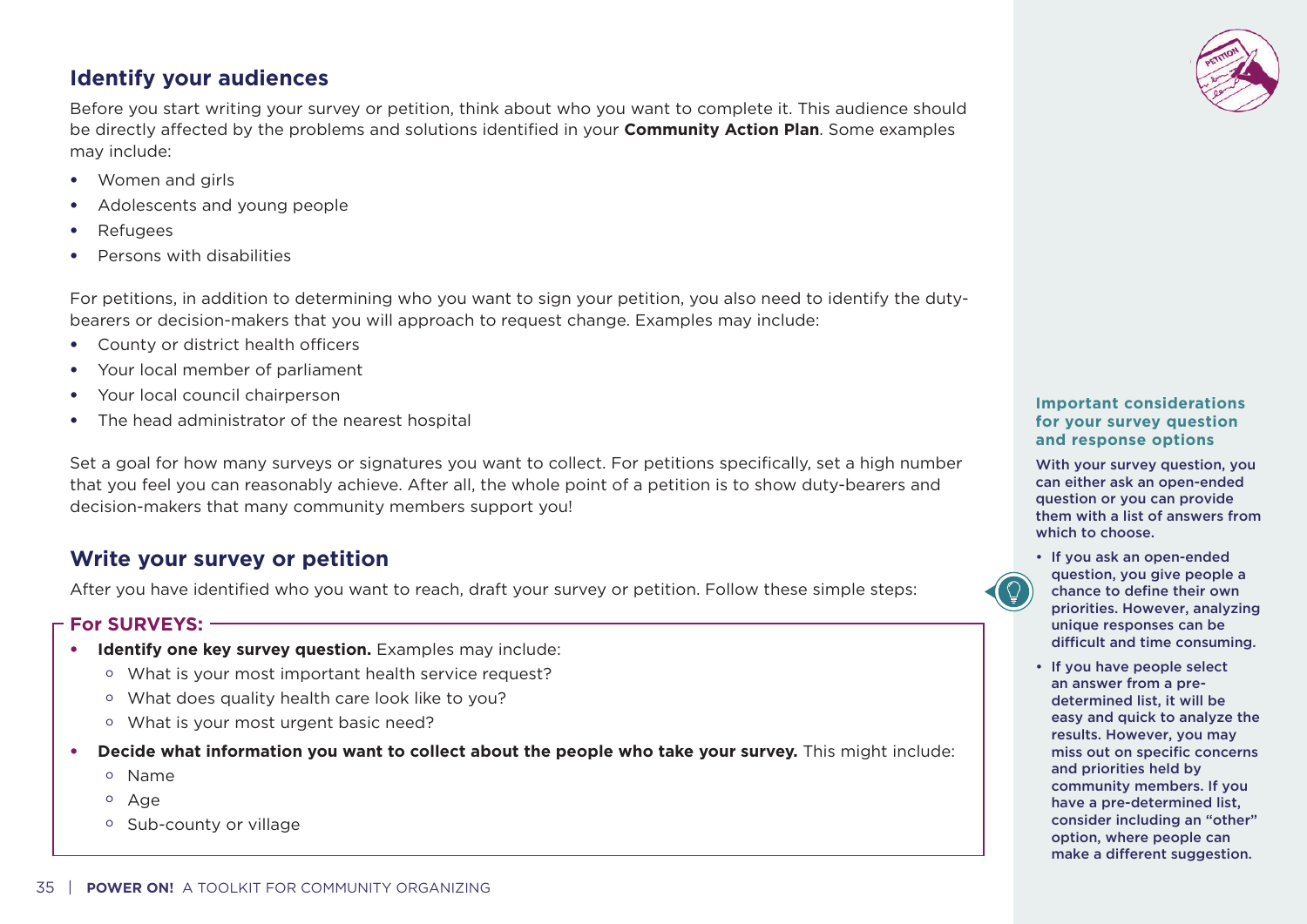## Identify your audiences

Before you start writing your survey or petition, think about who you want to complete it. This audience should be directly affected by the problems and solutions identified in your **Community Action Plan**. Some examples may include:

- Women and girls
- Adolescents and young people
- Refugees
- Persons with disabilities

For petitions, in addition to determining who you want to sign your petition, you also need to identify the duty-bearers or decision-makers that you will approach to request change. Examples may include:

- County or district health officers
- Your local member of parliament
- Your local council chairperson
- The head administrator of the nearest hospital

Set a goal for how many surveys or signatures you want to collect. For petitions specifically, set a high number that you feel you can reasonably achieve. After all, the whole point of a petition is to show duty-bearers and decision-makers that many community members support you!

## Write your survey or petition

After you have identified who you want to reach, draft your survey or petition. Follow these simple steps:

### For SURVEYS:

- **Identify one key survey question.** Examples may include:
  - What is your most important health service request?
  - What does quality health care look like to you?
  - What is your most urgent basic need?
- **Decide what information you want to collect about the people who take your survey.** This might include:
  - Name
  - Age
  - Sub-county or village

**Important considerations for your survey question and response options**

**With your survey question, you can either ask an open-ended question or you can provide them with a list of answers from which to choose.**

- **If you ask an open-ended question, you give people a chance to define their own priorities. However, analyzing unique responses can be difficult and time consuming.**
- **If you have people select an answer from a pre-determined list, it will be easy and quick to analyze the results. However, you may miss out on specific concerns and priorities held by community members. If you have a pre-determined list, consider including an "other" option, where people can make a different suggestion.**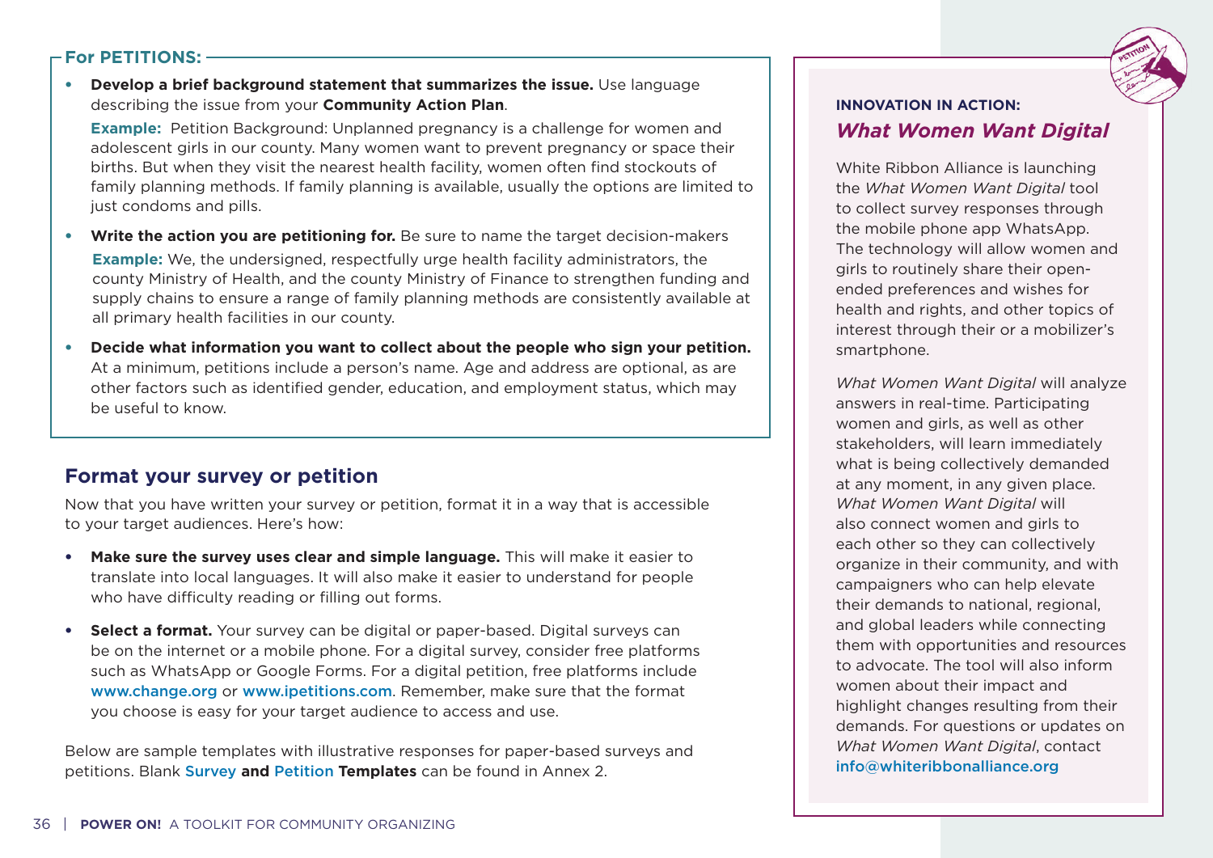### For PETITIONS:

- **Develop a brief background statement that summarizes the issue.** Use language describing the issue from your **Community Action Plan**.

  **Example:** Petition Background: Unplanned pregnancy is a challenge for women and adolescent girls in our county. Many women want to prevent pregnancy or space their births. But when they visit the nearest health facility, women often find stockouts of family planning methods. If family planning is available, usually the options are limited to just condoms and pills.

- **Write the action you are petitioning for.** Be sure to name the target decision-makers

  **Example:** We, the undersigned, respectfully urge health facility administrators, the county Ministry of Health, and the county Ministry of Finance to strengthen funding and supply chains to ensure a range of family planning methods are consistently available at all primary health facilities in our county.

- **Decide what information you want to collect about the people who sign your petition.** At a minimum, petitions include a person's name. Age and address are optional, as are other factors such as identified gender, education, and employment status, which may be useful to know.

## Format your survey or petition

Now that you have written your survey or petition, format it in a way that is accessible to your target audiences. Here's how:

- **Make sure the survey uses clear and simple language.** This will make it easier to translate into local languages. It will also make it easier to understand for people who have difficulty reading or filling out forms.

- **Select a format.** Your survey can be digital or paper-based. Digital surveys can be on the internet or a mobile phone. For a digital survey, consider free platforms such as WhatsApp or Google Forms. For a digital petition, free platforms include www.change.org or www.ipetitions.com. Remember, make sure that the format you choose is easy for your target audience to access and use.

Below are sample templates with illustrative responses for paper-based surveys and petitions. Blank **Survey and Petition Templates** can be found in Annex 2.

**INNOVATION IN ACTION:**

### *What Women Want Digital*

White Ribbon Alliance is launching the *What Women Want Digital* tool to collect survey responses through the mobile phone app WhatsApp. The technology will allow women and girls to routinely share their open-ended preferences and wishes for health and rights, and other topics of interest through their or a mobilizer's smartphone.

*What Women Want Digital* will analyze answers in real-time. Participating women and girls, as well as other stakeholders, will learn immediately what is being collectively demanded at any moment, in any given place. *What Women Want Digital* will also connect women and girls to each other so they can collectively organize in their community, and with campaigners who can help elevate their demands to national, regional, and global leaders while connecting them with opportunities and resources to advocate. The tool will also inform women about their impact and highlight changes resulting from their demands. For questions or updates on *What Women Want Digital*, contact info@whiteribbonalliance.org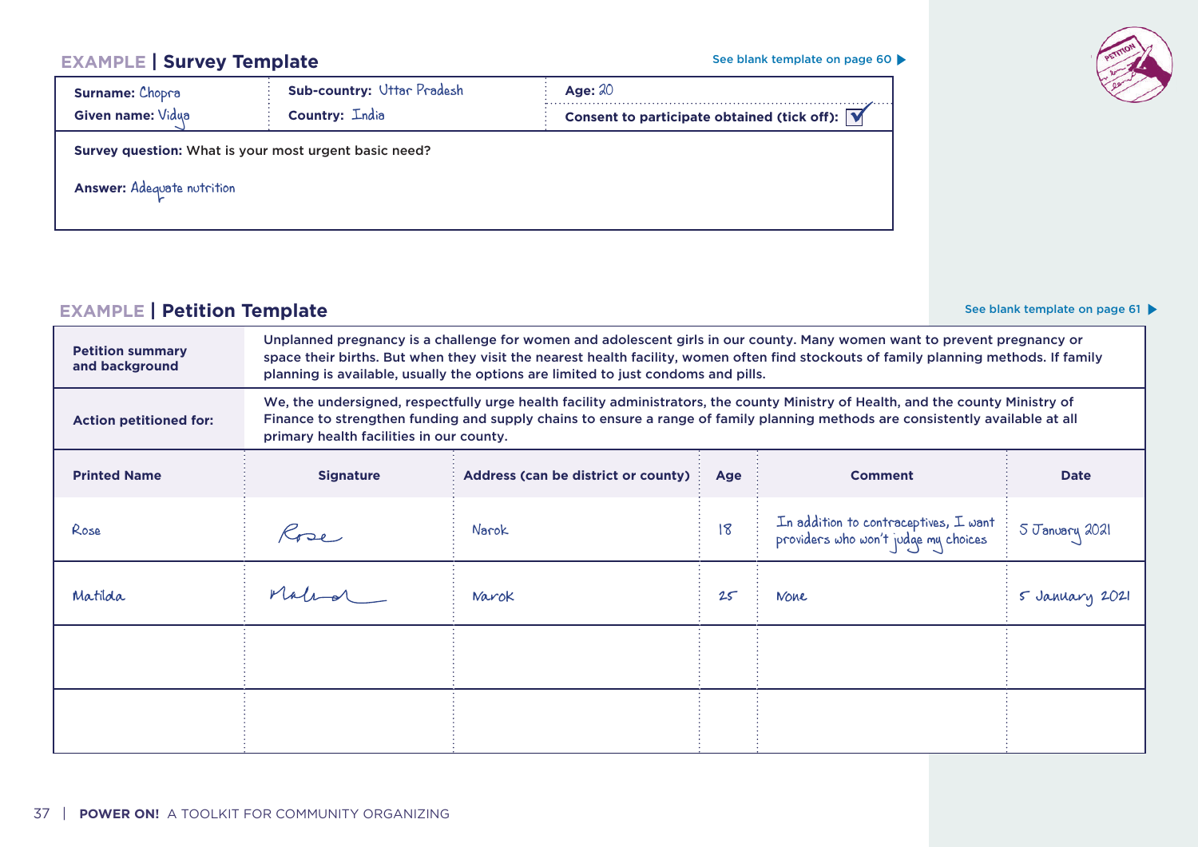## EXAMPLE | Survey Template

See blank template on page 60 ▶

| | | |
|---|---|---|
| **Surname:** Chopra | **Sub-country:** Uttar Pradesh | **Age:** 20 |
| **Given name:** Vidya | **Country:** India | **Consent to participate obtained (tick off):** ☑ |

**Survey question:** What is your most urgent basic need?

**Answer:** Adequate nutrition

## EXAMPLE | Petition Template

See blank template on page 61 ▶

| **Petition summary and background** | Unplanned pregnancy is a challenge for women and adolescent girls in our county. Many women want to prevent pregnancy or space their births. But when they visit the nearest health facility, women often find stockouts of family planning methods. If family planning is available, usually the options are limited to just condoms and pills. | | | | |
|---|---|---|---|---|---|
| **Action petitioned for:** | We, the undersigned, respectfully urge health facility administrators, the county Ministry of Health, and the county Ministry of Finance to strengthen funding and supply chains to ensure a range of family planning methods are consistently available at all primary health facilities in our county. | | | | |
| **Printed Name** | **Signature** | **Address (can be district or county)** | **Age** | **Comment** | **Date** |
| Rose | Rose | Narok | 18 | In addition to contraceptives, I want providers who won't judge my choices | 5 January 2021 |
| Matilda | Matilda | Narok | 25 | None | 5 January 2021 |
| | | | | | |
| | | | | | |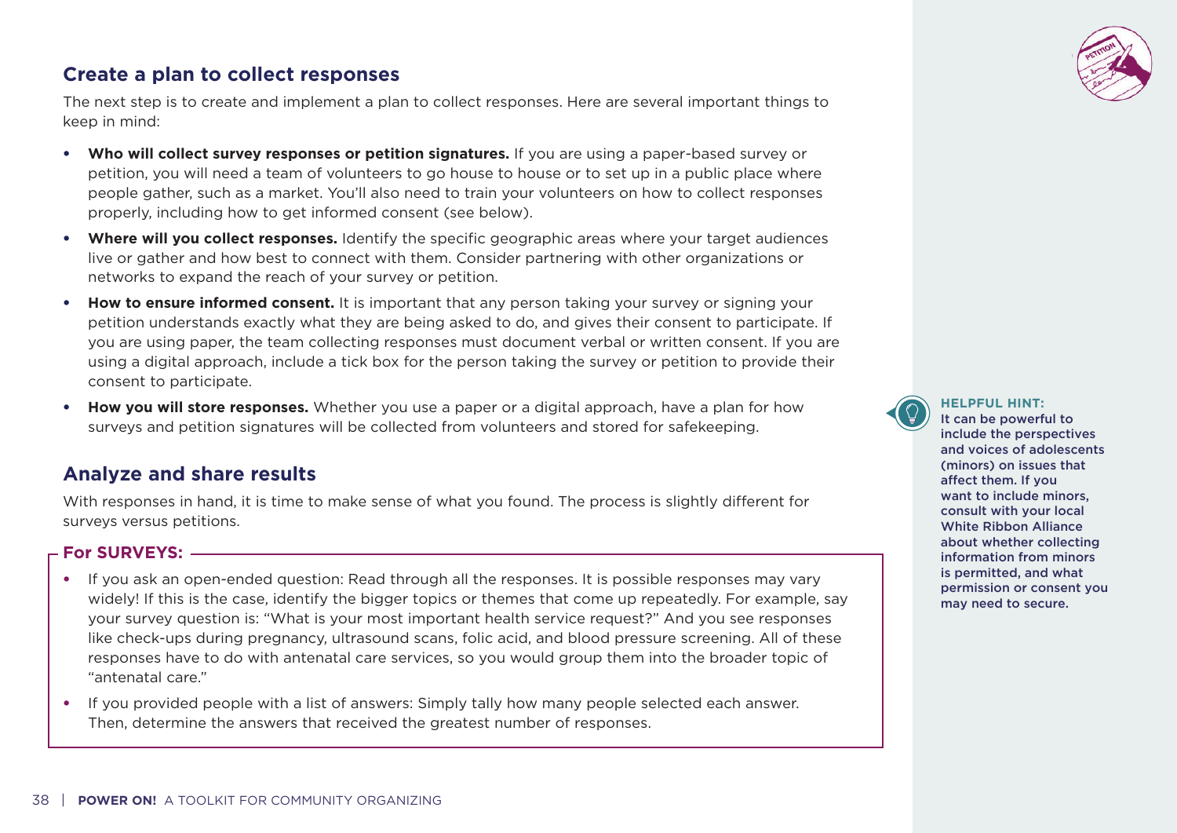## Create a plan to collect responses

The next step is to create and implement a plan to collect responses. Here are several important things to keep in mind:

- **Who will collect survey responses or petition signatures.** If you are using a paper-based survey or petition, you will need a team of volunteers to go house to house or to set up in a public place where people gather, such as a market. You'll also need to train your volunteers on how to collect responses properly, including how to get informed consent (see below).
- **Where will you collect responses.** Identify the specific geographic areas where your target audiences live or gather and how best to connect with them. Consider partnering with other organizations or networks to expand the reach of your survey or petition.
- **How to ensure informed consent.** It is important that any person taking your survey or signing your petition understands exactly what they are being asked to do, and gives their consent to participate. If you are using paper, the team collecting responses must document verbal or written consent. If you are using a digital approach, include a tick box for the person taking the survey or petition to provide their consent to participate.
- **How you will store responses.** Whether you use a paper or a digital approach, have a plan for how surveys and petition signatures will be collected from volunteers and stored for safekeeping.

## Analyze and share results

With responses in hand, it is time to make sense of what you found. The process is slightly different for surveys versus petitions.

### For SURVEYS:

- If you ask an open-ended question: Read through all the responses. It is possible responses may vary widely! If this is the case, identify the bigger topics or themes that come up repeatedly. For example, say your survey question is: "What is your most important health service request?" And you see responses like check-ups during pregnancy, ultrasound scans, folic acid, and blood pressure screening. All of these responses have to do with antenatal care services, so you would group them into the broader topic of "antenatal care."
- If you provided people with a list of answers: Simply tally how many people selected each answer. Then, determine the answers that received the greatest number of responses.

**HELPFUL HINT:**
It can be powerful to include the perspectives and voices of adolescents (minors) on issues that affect them. If you want to include minors, consult with your local White Ribbon Alliance about whether collecting information from minors is permitted, and what permission or consent you may need to secure.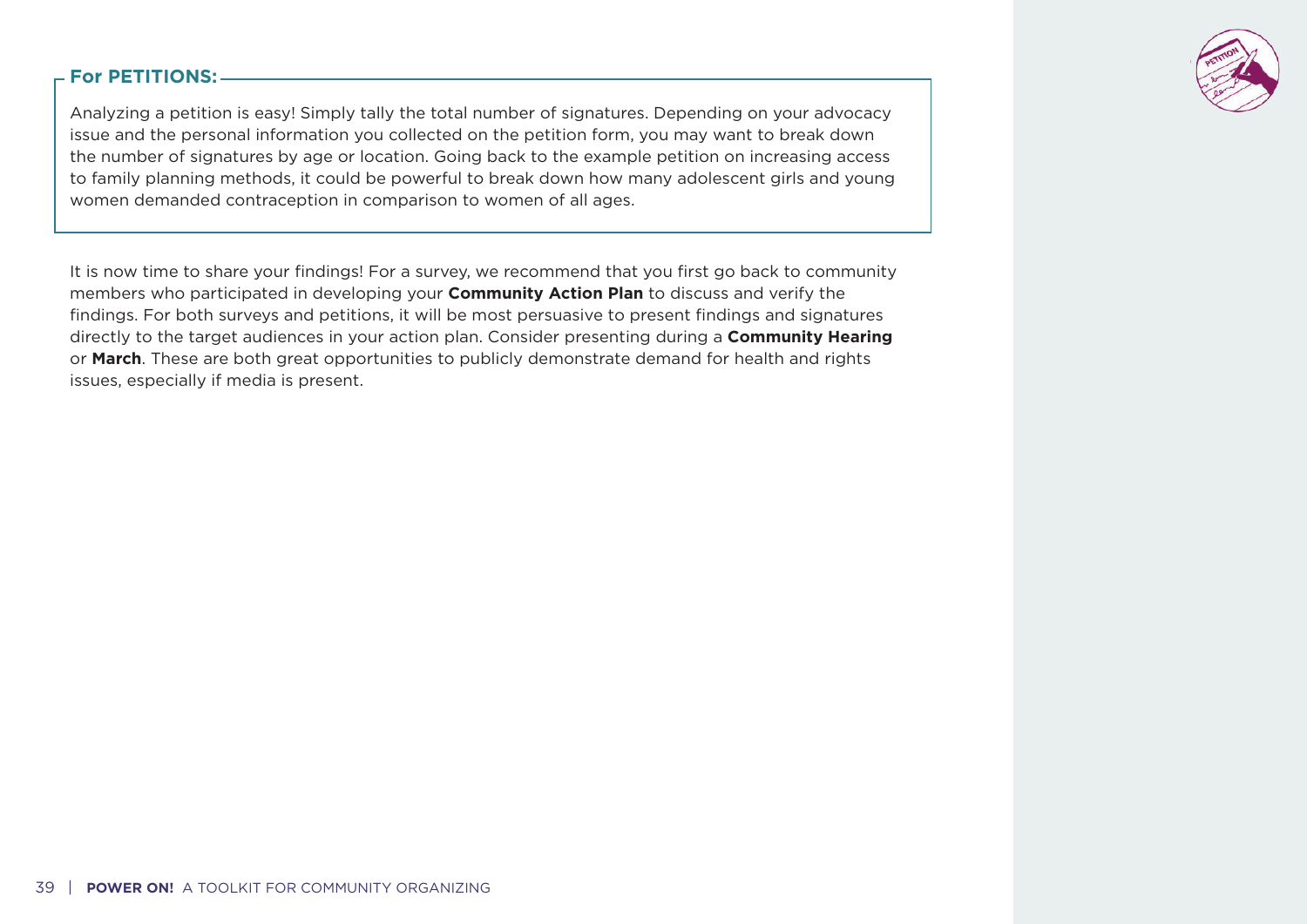**For PETITIONS:**

Analyzing a petition is easy! Simply tally the total number of signatures. Depending on your advocacy issue and the personal information you collected on the petition form, you may want to break down the number of signatures by age or location. Going back to the example petition on increasing access to family planning methods, it could be powerful to break down how many adolescent girls and young women demanded contraception in comparison to women of all ages.

It is now time to share your findings! For a survey, we recommend that you first go back to community members who participated in developing your **Community Action Plan** to discuss and verify the findings. For both surveys and petitions, it will be most persuasive to present findings and signatures directly to the target audiences in your action plan. Consider presenting during a **Community Hearing** or **March**. These are both great opportunities to publicly demonstrate demand for health and rights issues, especially if media is present.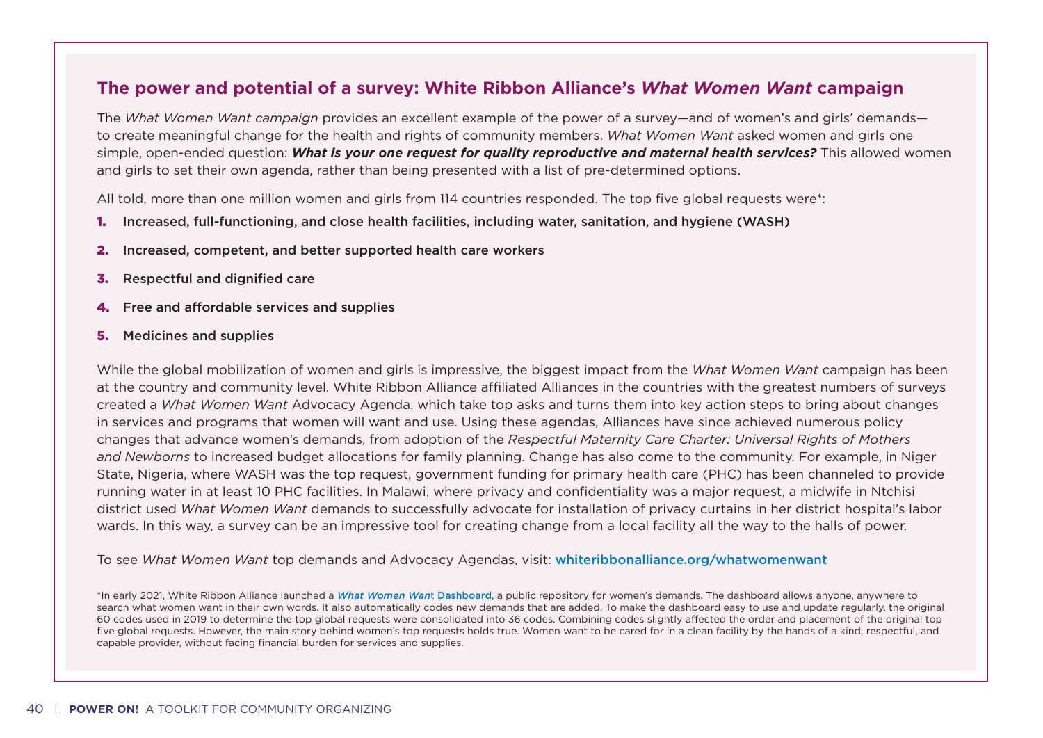## The power and potential of a survey: White Ribbon Alliance's *What Women Want* campaign

The *What Women Want campaign* provides an excellent example of the power of a survey—and of women's and girls' demands—to create meaningful change for the health and rights of community members. *What Women Want* asked women and girls one simple, open-ended question: ***What is your one request for quality reproductive and maternal health services?*** This allowed women and girls to set their own agenda, rather than being presented with a list of pre-determined options.

All told, more than one million women and girls from 114 countries responded. The top five global requests were*:

1. Increased, full-functioning, and close health facilities, including water, sanitation, and hygiene (WASH)
2. Increased, competent, and better supported health care workers
3. Respectful and dignified care
4. Free and affordable services and supplies
5. Medicines and supplies

While the global mobilization of women and girls is impressive, the biggest impact from the *What Women Want* campaign has been at the country and community level. White Ribbon Alliance affiliated Alliances in the countries with the greatest numbers of surveys created a *What Women Want* Advocacy Agenda, which take top asks and turns them into key action steps to bring about changes in services and programs that women will want and use. Using these agendas, Alliances have since achieved numerous policy changes that advance women's demands, from adoption of the *Respectful Maternity Care Charter: Universal Rights of Mothers and Newborns* to increased budget allocations for family planning. Change has also come to the community. For example, in Niger State, Nigeria, where WASH was the top request, government funding for primary health care (PHC) has been channeled to provide running water in at least 10 PHC facilities. In Malawi, where privacy and confidentiality was a major request, a midwife in Ntchisi district used *What Women Want* demands to successfully advocate for installation of privacy curtains in her district hospital's labor wards. In this way, a survey can be an impressive tool for creating change from a local facility all the way to the halls of power.

To see *What Women Want* top demands and Advocacy Agendas, visit: whiteribbonalliance.org/whatwomenwant

*In early 2021, White Ribbon Alliance launched a ***What Women Want* Dashboard**, a public repository for women's demands. The dashboard allows anyone, anywhere to search what women want in their own words. It also automatically codes new demands that are added. To make the dashboard easy to use and update regularly, the original 60 codes used in 2019 to determine the top global requests were consolidated into 36 codes. Combining codes slightly affected the order and placement of the original top five global requests. However, the main story behind women's top requests holds true. Women want to be cared for in a clean facility by the hands of a kind, respectful, and capable provider, without facing financial burden for services and supplies.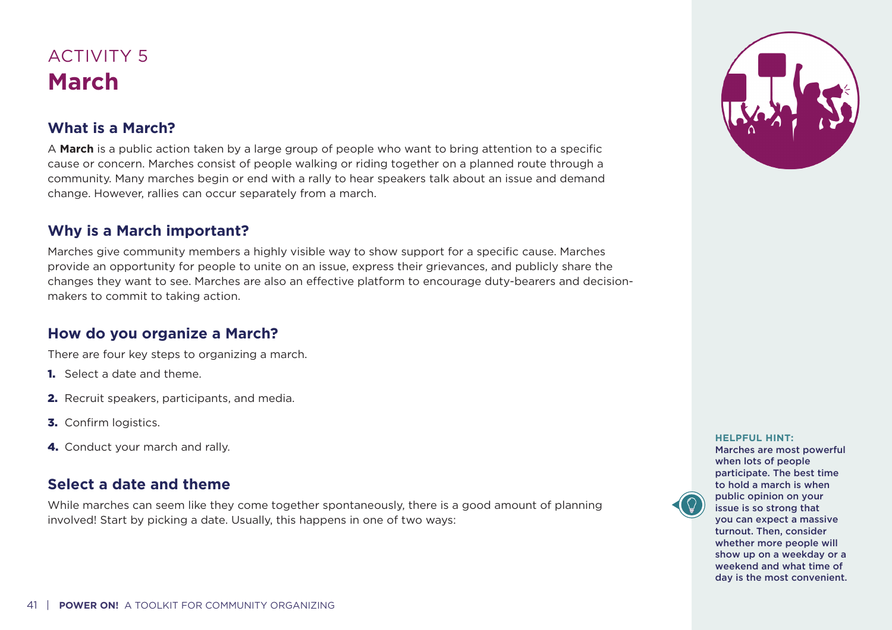ACTIVITY 5

# March

## What is a March?

A **March** is a public action taken by a large group of people who want to bring attention to a specific cause or concern. Marches consist of people walking or riding together on a planned route through a community. Many marches begin or end with a rally to hear speakers talk about an issue and demand change. However, rallies can occur separately from a march.

## Why is a March important?

Marches give community members a highly visible way to show support for a specific cause. Marches provide an opportunity for people to unite on an issue, express their grievances, and publicly share the changes they want to see. Marches are also an effective platform to encourage duty-bearers and decision-makers to commit to taking action.

## How do you organize a March?

There are four key steps to organizing a march.

1. Select a date and theme.
2. Recruit speakers, participants, and media.
3. Confirm logistics.
4. Conduct your march and rally.

## Select a date and theme

While marches can seem like they come together spontaneously, there is a good amount of planning involved! Start by picking a date. Usually, this happens in one of two ways:

**HELPFUL HINT:**
Marches are most powerful when lots of people participate. The best time to hold a march is when public opinion on your issue is so strong that you can expect a massive turnout. Then, consider whether more people will show up on a weekday or a weekend and what time of day is the most convenient.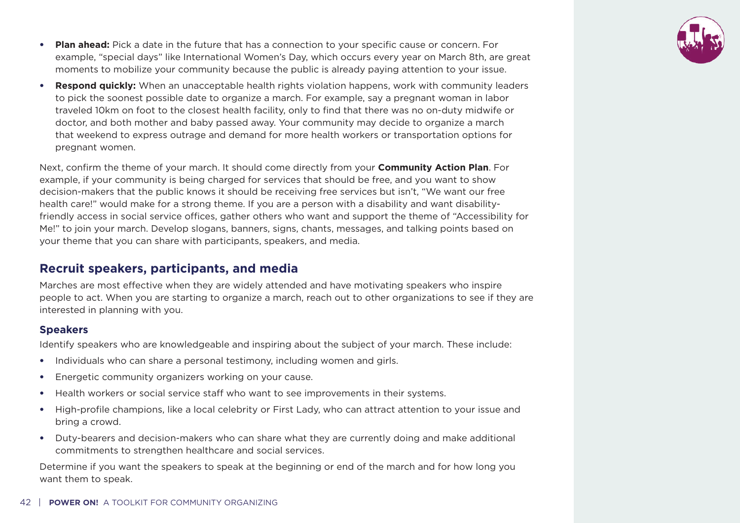- **Plan ahead:** Pick a date in the future that has a connection to your specific cause or concern. For example, "special days" like International Women's Day, which occurs every year on March 8th, are great moments to mobilize your community because the public is already paying attention to your issue.
- **Respond quickly:** When an unacceptable health rights violation happens, work with community leaders to pick the soonest possible date to organize a march. For example, say a pregnant woman in labor traveled 10km on foot to the closest health facility, only to find that there was no on-duty midwife or doctor, and both mother and baby passed away. Your community may decide to organize a march that weekend to express outrage and demand for more health workers or transportation options for pregnant women.

Next, confirm the theme of your march. It should come directly from your **Community Action Plan**. For example, if your community is being charged for services that should be free, and you want to show decision-makers that the public knows it should be receiving free services but isn't, "We want our free health care!" would make for a strong theme. If you are a person with a disability and want disability-friendly access in social service offices, gather others who want and support the theme of "Accessibility for Me!" to join your march. Develop slogans, banners, signs, chants, messages, and talking points based on your theme that you can share with participants, speakers, and media.

## Recruit speakers, participants, and media

Marches are most effective when they are widely attended and have motivating speakers who inspire people to act. When you are starting to organize a march, reach out to other organizations to see if they are interested in planning with you.

### Speakers

Identify speakers who are knowledgeable and inspiring about the subject of your march. These include:

- Individuals who can share a personal testimony, including women and girls.
- Energetic community organizers working on your cause.
- Health workers or social service staff who want to see improvements in their systems.
- High-profile champions, like a local celebrity or First Lady, who can attract attention to your issue and bring a crowd.
- Duty-bearers and decision-makers who can share what they are currently doing and make additional commitments to strengthen healthcare and social services.

Determine if you want the speakers to speak at the beginning or end of the march and for how long you want them to speak.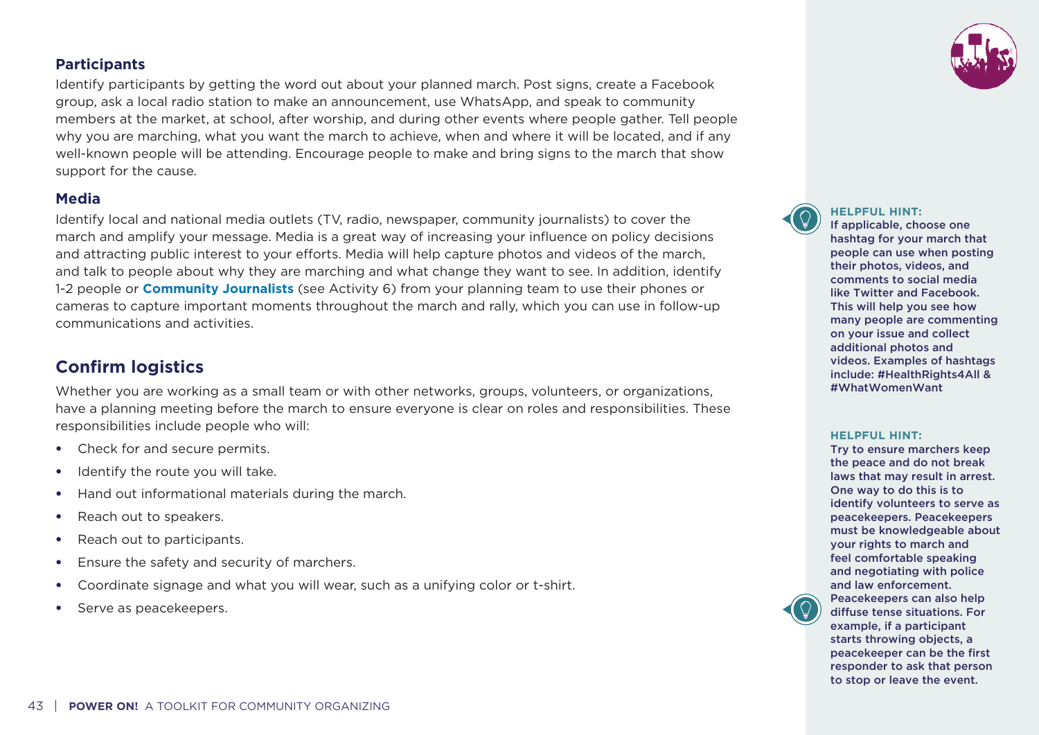### Participants

Identify participants by getting the word out about your planned march. Post signs, create a Facebook group, ask a local radio station to make an announcement, use WhatsApp, and speak to community members at the market, at school, after worship, and during other events where people gather. Tell people why you are marching, what you want the march to achieve, when and where it will be located, and if any well-known people will be attending. Encourage people to make and bring signs to the march that show support for the cause.

### Media

Identify local and national media outlets (TV, radio, newspaper, community journalists) to cover the march and amplify your message. Media is a great way of increasing your influence on policy decisions and attracting public interest to your efforts. Media will help capture photos and videos of the march, and talk to people about why they are marching and what change they want to see. In addition, identify 1-2 people or **Community Journalists** (see Activity 6) from your planning team to use their phones or cameras to capture important moments throughout the march and rally, which you can use in follow-up communications and activities.

**HELPFUL HINT:**
If applicable, choose one hashtag for your march that people can use when posting their photos, videos, and comments to social media like Twitter and Facebook. This will help you see how many people are commenting on your issue and collect additional photos and videos. Examples of hashtags include: #HealthRights4All & #WhatWomenWant

## Confirm logistics

Whether you are working as a small team or with other networks, groups, volunteers, or organizations, have a planning meeting before the march to ensure everyone is clear on roles and responsibilities. These responsibilities include people who will:

- Check for and secure permits.
- Identify the route you will take.
- Hand out informational materials during the march.
- Reach out to speakers.
- Reach out to participants.
- Ensure the safety and security of marchers.
- Coordinate signage and what you will wear, such as a unifying color or t-shirt.
- Serve as peacekeepers.

**HELPFUL HINT:**
Try to ensure marchers keep the peace and do not break laws that may result in arrest. One way to do this is to identify volunteers to serve as peacekeepers. Peacekeepers must be knowledgeable about your rights to march and feel comfortable speaking and negotiating with police and law enforcement. Peacekeepers can also help diffuse tense situations. For example, if a participant starts throwing objects, a peacekeeper can be the first responder to ask that person to stop or leave the event.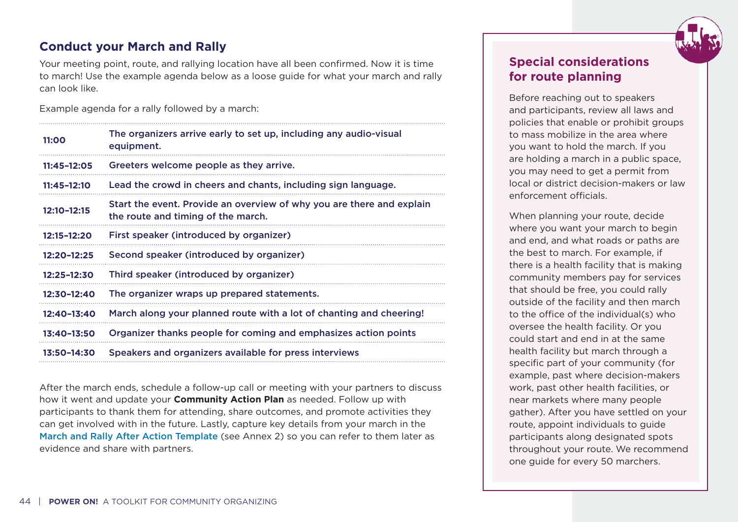## Conduct your March and Rally

Your meeting point, route, and rallying location have all been confirmed. Now it is time to march! Use the example agenda below as a loose guide for what your march and rally can look like.

Example agenda for a rally followed by a march:

| Time | Activity |
|---|---|
| **11:00** | The organizers arrive early to set up, including any audio-visual equipment. |
| **11:45–12:05** | Greeters welcome people as they arrive. |
| **11:45–12:10** | Lead the crowd in cheers and chants, including sign language. |
| **12:10–12:15** | Start the event. Provide an overview of why you are there and explain the route and timing of the march. |
| **12:15–12:20** | First speaker (introduced by organizer) |
| **12:20–12:25** | Second speaker (introduced by organizer) |
| **12:25–12:30** | Third speaker (introduced by organizer) |
| **12:30–12:40** | The organizer wraps up prepared statements. |
| **12:40–13:40** | March along your planned route with a lot of chanting and cheering! |
| **13:40–13:50** | Organizer thanks people for coming and emphasizes action points |
| **13:50–14:30** | Speakers and organizers available for press interviews |

After the march ends, schedule a follow-up call or meeting with your partners to discuss how it went and update your **Community Action Plan** as needed. Follow up with participants to thank them for attending, share outcomes, and promote activities they can get involved with in the future. Lastly, capture key details from your march in the March and Rally After Action Template (see Annex 2) so you can refer to them later as evidence and share with partners.

### Special considerations for route planning

Before reaching out to speakers and participants, review all laws and policies that enable or prohibit groups to mass mobilize in the area where you want to hold the march. If you are holding a march in a public space, you may need to get a permit from local or district decision-makers or law enforcement officials.

When planning your route, decide where you want your march to begin and end, and what roads or paths are the best to march. For example, if there is a health facility that is making community members pay for services that should be free, you could rally outside of the facility and then march to the office of the individual(s) who oversee the health facility. Or you could start and end in at the same health facility but march through a specific part of your community (for example, past where decision-makers work, past other health facilities, or near markets where many people gather). After you have settled on your route, appoint individuals to guide participants along designated spots throughout your route. We recommend one guide for every 50 marchers.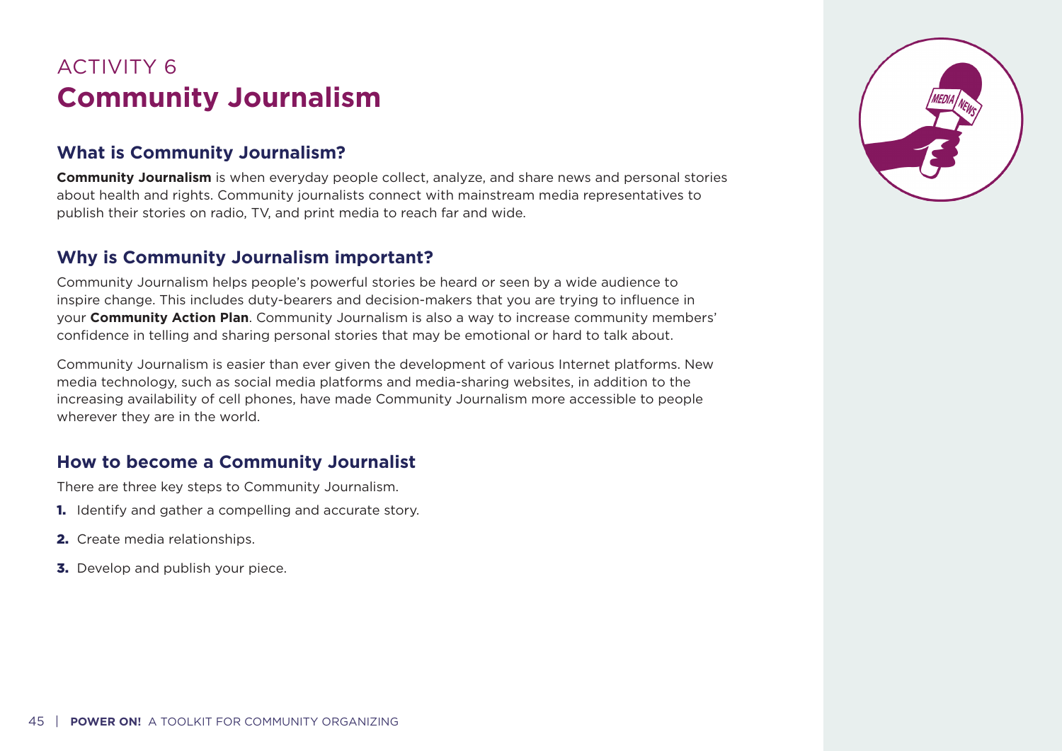ACTIVITY 6

# Community Journalism

## What is Community Journalism?

**Community Journalism** is when everyday people collect, analyze, and share news and personal stories about health and rights. Community journalists connect with mainstream media representatives to publish their stories on radio, TV, and print media to reach far and wide.

## Why is Community Journalism important?

Community Journalism helps people's powerful stories be heard or seen by a wide audience to inspire change. This includes duty-bearers and decision-makers that you are trying to influence in your **Community Action Plan**. Community Journalism is also a way to increase community members' confidence in telling and sharing personal stories that may be emotional or hard to talk about.

Community Journalism is easier than ever given the development of various Internet platforms. New media technology, such as social media platforms and media-sharing websites, in addition to the increasing availability of cell phones, have made Community Journalism more accessible to people wherever they are in the world.

## How to become a Community Journalist

There are three key steps to Community Journalism.

1. Identify and gather a compelling and accurate story.
2. Create media relationships.
3. Develop and publish your piece.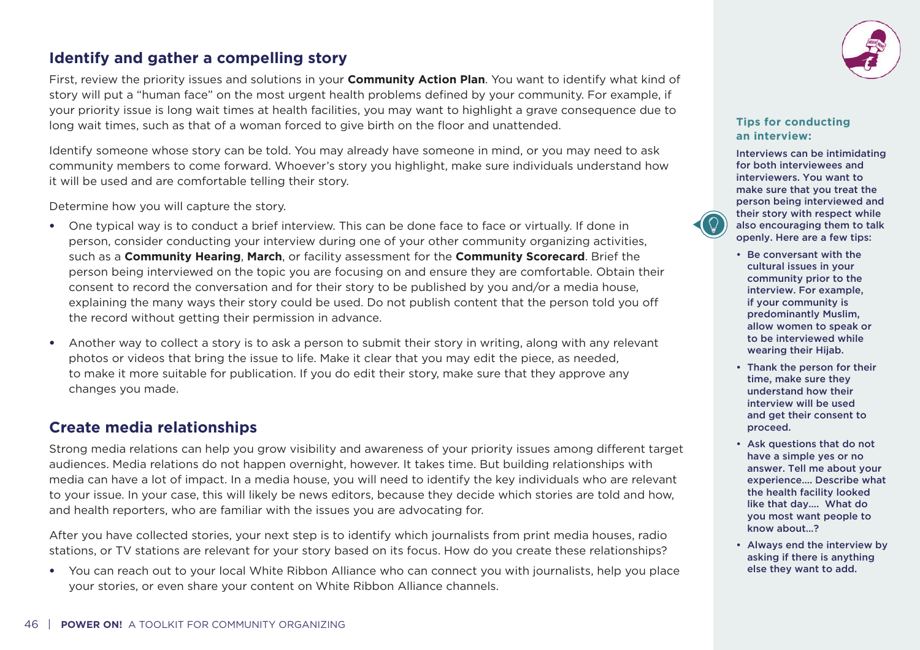## Identify and gather a compelling story

First, review the priority issues and solutions in your **Community Action Plan**. You want to identify what kind of story will put a "human face" on the most urgent health problems defined by your community. For example, if your priority issue is long wait times at health facilities, you may want to highlight a grave consequence due to long wait times, such as that of a woman forced to give birth on the floor and unattended.

Identify someone whose story can be told. You may already have someone in mind, or you may need to ask community members to come forward. Whoever's story you highlight, make sure individuals understand how it will be used and are comfortable telling their story.

Determine how you will capture the story.

- One typical way is to conduct a brief interview. This can be done face to face or virtually. If done in person, consider conducting your interview during one of your other community organizing activities, such as a **Community Hearing**, **March**, or facility assessment for the **Community Scorecard**. Brief the person being interviewed on the topic you are focusing on and ensure they are comfortable. Obtain their consent to record the conversation and for their story to be published by you and/or a media house, explaining the many ways their story could be used. Do not publish content that the person told you off the record without getting their permission in advance.
- Another way to collect a story is to ask a person to submit their story in writing, along with any relevant photos or videos that bring the issue to life. Make it clear that you may edit the piece, as needed, to make it more suitable for publication. If you do edit their story, make sure that they approve any changes you made.

## Create media relationships

Strong media relations can help you grow visibility and awareness of your priority issues among different target audiences. Media relations do not happen overnight, however. It takes time. But building relationships with media can have a lot of impact. In a media house, you will need to identify the key individuals who are relevant to your issue. In your case, this will likely be news editors, because they decide which stories are told and how, and health reporters, who are familiar with the issues you are advocating for.

After you have collected stories, your next step is to identify which journalists from print media houses, radio stations, or TV stations are relevant for your story based on its focus. How do you create these relationships?

- You can reach out to your local White Ribbon Alliance who can connect you with journalists, help you place your stories, or even share your content on White Ribbon Alliance channels.

**Tips for conducting an interview:**

Interviews can be intimidating for both interviewees and interviewers. You want to make sure that you treat the person being interviewed and their story with respect while also encouraging them to talk openly. Here are a few tips:

- Be conversant with the cultural issues in your community prior to the interview. For example, if your community is predominantly Muslim, allow women to speak or to be interviewed while wearing their Hijab.
- Thank the person for their time, make sure they understand how their interview will be used and get their consent to proceed.
- Ask questions that do not have a simple yes or no answer. Tell me about your experience.... Describe what the health facility looked like that day.... What do you most want people to know about...?
- Always end the interview by asking if there is anything else they want to add.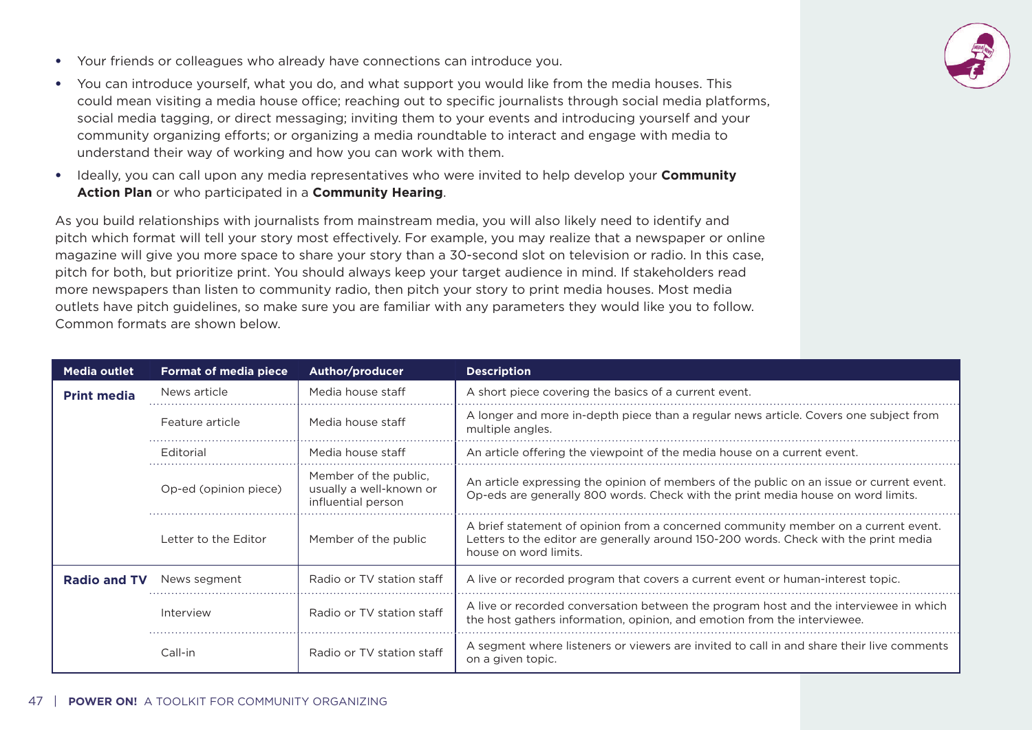- Your friends or colleagues who already have connections can introduce you.
- You can introduce yourself, what you do, and what support you would like from the media houses. This could mean visiting a media house office; reaching out to specific journalists through social media platforms, social media tagging, or direct messaging; inviting them to your events and introducing yourself and your community organizing efforts; or organizing a media roundtable to interact and engage with media to understand their way of working and how you can work with them.
- Ideally, you can call upon any media representatives who were invited to help develop your **Community Action Plan** or who participated in a **Community Hearing**.

As you build relationships with journalists from mainstream media, you will also likely need to identify and pitch which format will tell your story most effectively. For example, you may realize that a newspaper or online magazine will give you more space to share your story than a 30-second slot on television or radio. In this case, pitch for both, but prioritize print. You should always keep your target audience in mind. If stakeholders read more newspapers than listen to community radio, then pitch your story to print media houses. Most media outlets have pitch guidelines, so make sure you are familiar with any parameters they would like you to follow. Common formats are shown below.

| Media outlet | Format of media piece | Author/producer | Description |
|---|---|---|---|
| **Print media** | News article | Media house staff | A short piece covering the basics of a current event. |
| | Feature article | Media house staff | A longer and more in-depth piece than a regular news article. Covers one subject from multiple angles. |
| | Editorial | Media house staff | An article offering the viewpoint of the media house on a current event. |
| | Op-ed (opinion piece) | Member of the public, usually a well-known or influential person | An article expressing the opinion of members of the public on an issue or current event. Op-eds are generally 800 words. Check with the print media house on word limits. |
| | Letter to the Editor | Member of the public | A brief statement of opinion from a concerned community member on a current event. Letters to the editor are generally around 150-200 words. Check with the print media house on word limits. |
| **Radio and TV** | News segment | Radio or TV station staff | A live or recorded program that covers a current event or human-interest topic. |
| | Interview | Radio or TV station staff | A live or recorded conversation between the program host and the interviewee in which the host gathers information, opinion, and emotion from the interviewee. |
| | Call-in | Radio or TV station staff | A segment where listeners or viewers are invited to call in and share their live comments on a given topic. |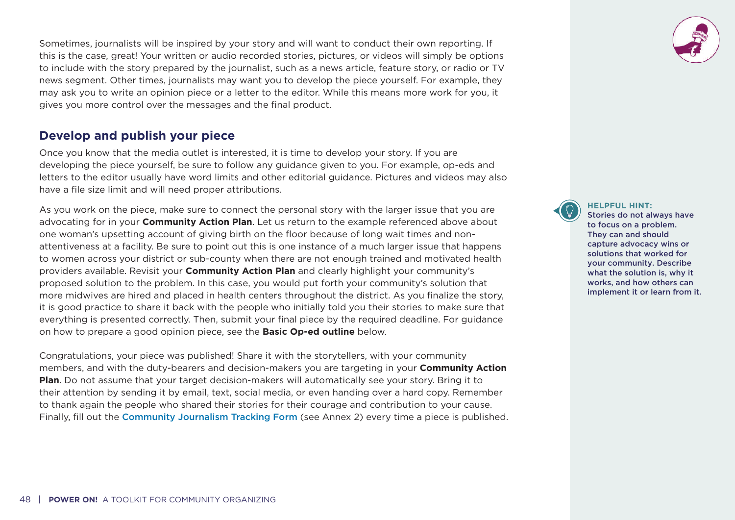Sometimes, journalists will be inspired by your story and will want to conduct their own reporting. If this is the case, great! Your written or audio recorded stories, pictures, or videos will simply be options to include with the story prepared by the journalist, such as a news article, feature story, or radio or TV news segment. Other times, journalists may want you to develop the piece yourself. For example, they may ask you to write an opinion piece or a letter to the editor. While this means more work for you, it gives you more control over the messages and the final product.

## Develop and publish your piece

Once you know that the media outlet is interested, it is time to develop your story. If you are developing the piece yourself, be sure to follow any guidance given to you. For example, op-eds and letters to the editor usually have word limits and other editorial guidance. Pictures and videos may also have a file size limit and will need proper attributions.

As you work on the piece, make sure to connect the personal story with the larger issue that you are advocating for in your **Community Action Plan**. Let us return to the example referenced above about one woman's upsetting account of giving birth on the floor because of long wait times and non-attentiveness at a facility. Be sure to point out this is one instance of a much larger issue that happens to women across your district or sub-county when there are not enough trained and motivated health providers available. Revisit your **Community Action Plan** and clearly highlight your community's proposed solution to the problem. In this case, you would put forth your community's solution that more midwives are hired and placed in health centers throughout the district. As you finalize the story, it is good practice to share it back with the people who initially told you their stories to make sure that everything is presented correctly. Then, submit your final piece by the required deadline. For guidance on how to prepare a good opinion piece, see the **Basic Op-ed outline** below.

Congratulations, your piece was published! Share it with the storytellers, with your community members, and with the duty-bearers and decision-makers you are targeting in your **Community Action Plan**. Do not assume that your target decision-makers will automatically see your story. Bring it to their attention by sending it by email, text, social media, or even handing over a hard copy. Remember to thank again the people who shared their stories for their courage and contribution to your cause. Finally, fill out the Community Journalism Tracking Form (see Annex 2) every time a piece is published.

**HELPFUL HINT:**
**Stories do not always have to focus on a problem. They can and should capture advocacy wins or solutions that worked for your community. Describe what the solution is, why it works, and how others can implement it or learn from it.**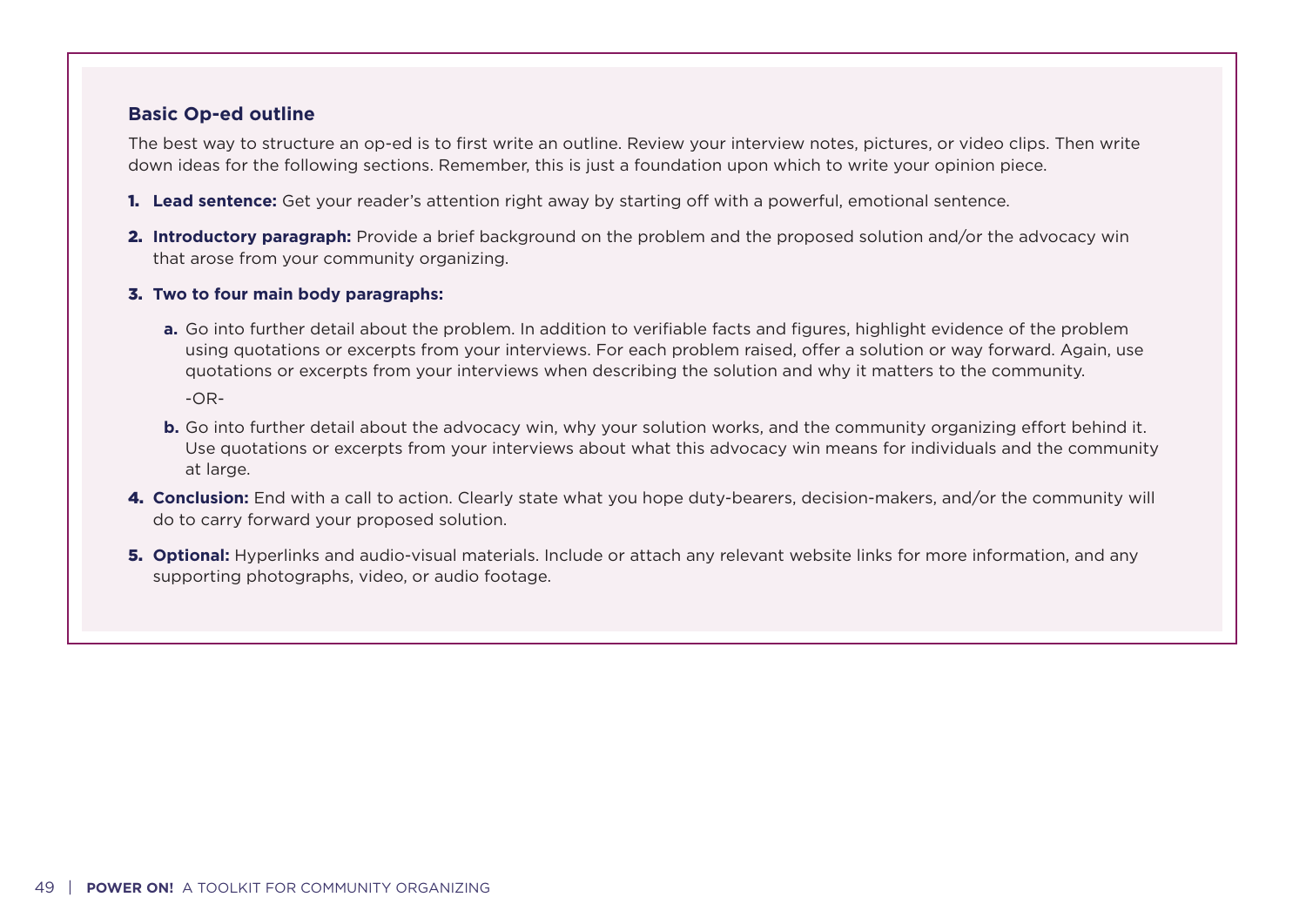### Basic Op-ed outline

The best way to structure an op-ed is to first write an outline. Review your interview notes, pictures, or video clips. Then write down ideas for the following sections. Remember, this is just a foundation upon which to write your opinion piece.

1. **Lead sentence:** Get your reader's attention right away by starting off with a powerful, emotional sentence.
2. **Introductory paragraph:** Provide a brief background on the problem and the proposed solution and/or the advocacy win that arose from your community organizing.
3. **Two to four main body paragraphs:**
   a. Go into further detail about the problem. In addition to verifiable facts and figures, highlight evidence of the problem using quotations or excerpts from your interviews. For each problem raised, offer a solution or way forward. Again, use quotations or excerpts from your interviews when describing the solution and why it matters to the community.

      -OR-

   b. Go into further detail about the advocacy win, why your solution works, and the community organizing effort behind it. Use quotations or excerpts from your interviews about what this advocacy win means for individuals and the community at large.
4. **Conclusion:** End with a call to action. Clearly state what you hope duty-bearers, decision-makers, and/or the community will do to carry forward your proposed solution.
5. **Optional:** Hyperlinks and audio-visual materials. Include or attach any relevant website links for more information, and any supporting photographs, video, or audio footage.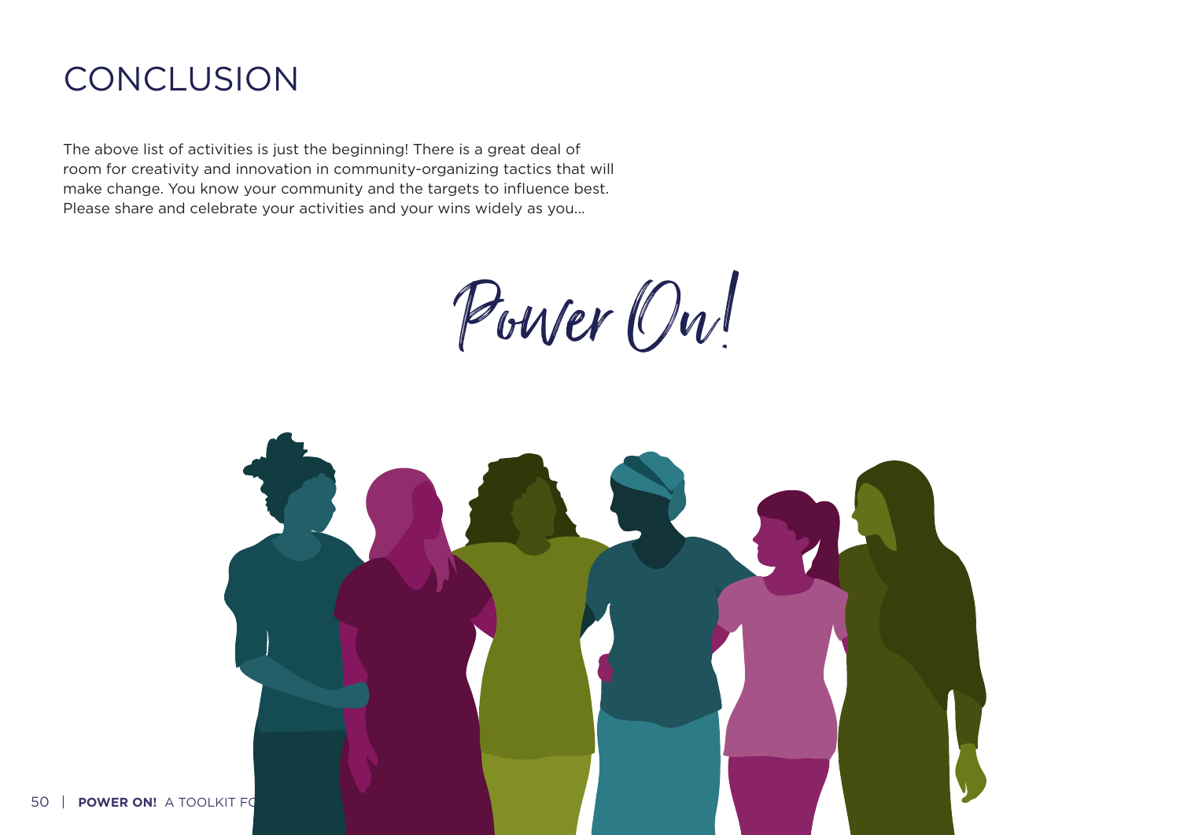# CONCLUSION

The above list of activities is just the beginning! There is a great deal of room for creativity and innovation in community-organizing tactics that will make change. You know your community and the targets to influence best. Please share and celebrate your activities and your wins widely as you...

*Power On!*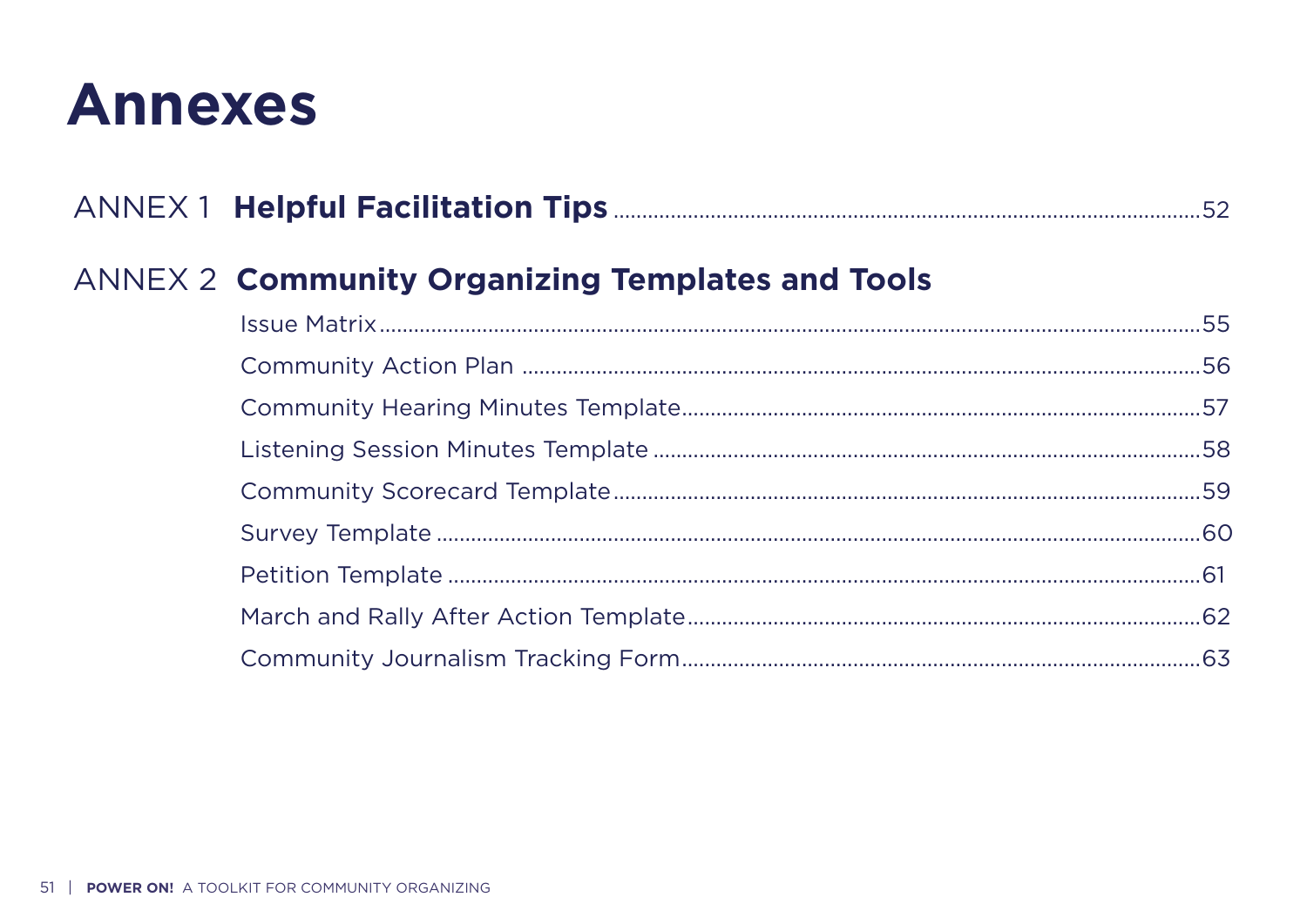# Annexes

ANNEX 1 **Helpful Facilitation Tips** ........................................................................................................ 52

ANNEX 2 **Community Organizing Templates and Tools**

Issue Matrix ........................................................................................................................................ 55

Community Action Plan ...................................................................................................................... 56

Community Hearing Minutes Template .............................................................................................. 57

Listening Session Minutes Template .................................................................................................. 58

Community Scorecard Template ........................................................................................................ 59

Survey Template ................................................................................................................................ 60

Petition Template ............................................................................................................................... 61

March and Rally After Action Template ............................................................................................. 62

Community Journalism Tracking Form ............................................................................................... 63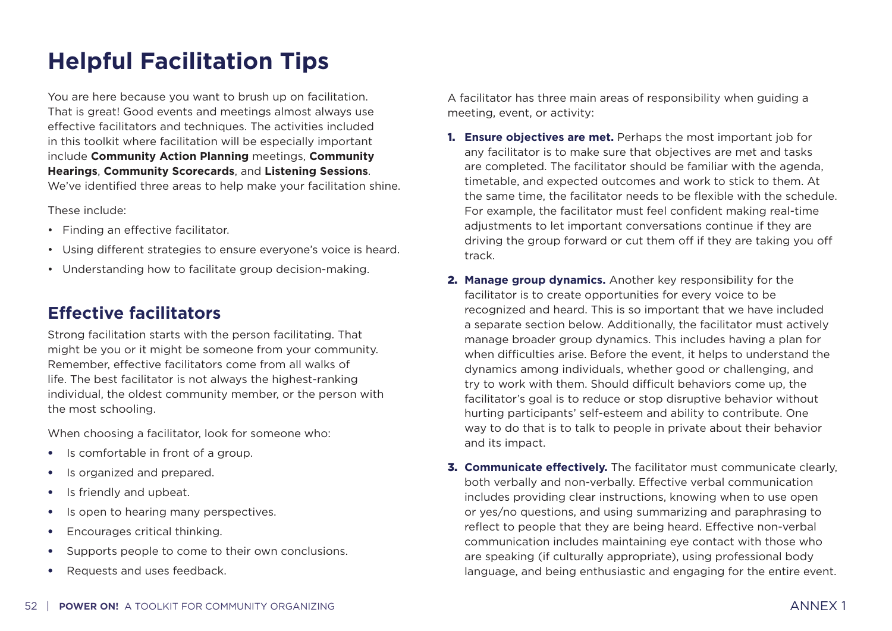# Helpful Facilitation Tips

You are here because you want to brush up on facilitation. That is great! Good events and meetings almost always use effective facilitators and techniques. The activities included in this toolkit where facilitation will be especially important include **Community Action Planning** meetings, **Community Hearings**, **Community Scorecards**, and **Listening Sessions**. We've identified three areas to help make your facilitation shine.

These include:

- Finding an effective facilitator.
- Using different strategies to ensure everyone's voice is heard.
- Understanding how to facilitate group decision-making.

## Effective facilitators

Strong facilitation starts with the person facilitating. That might be you or it might be someone from your community. Remember, effective facilitators come from all walks of life. The best facilitator is not always the highest-ranking individual, the oldest community member, or the person with the most schooling.

When choosing a facilitator, look for someone who:

- Is comfortable in front of a group.
- Is organized and prepared.
- Is friendly and upbeat.
- Is open to hearing many perspectives.
- Encourages critical thinking.
- Supports people to come to their own conclusions.
- Requests and uses feedback.

A facilitator has three main areas of responsibility when guiding a meeting, event, or activity:

1. **Ensure objectives are met.** Perhaps the most important job for any facilitator is to make sure that objectives are met and tasks are completed. The facilitator should be familiar with the agenda, timetable, and expected outcomes and work to stick to them. At the same time, the facilitator needs to be flexible with the schedule. For example, the facilitator must feel confident making real-time adjustments to let important conversations continue if they are driving the group forward or cut them off if they are taking you off track.
2. **Manage group dynamics.** Another key responsibility for the facilitator is to create opportunities for every voice to be recognized and heard. This is so important that we have included a separate section below. Additionally, the facilitator must actively manage broader group dynamics. This includes having a plan for when difficulties arise. Before the event, it helps to understand the dynamics among individuals, whether good or challenging, and try to work with them. Should difficult behaviors come up, the facilitator's goal is to reduce or stop disruptive behavior without hurting participants' self-esteem and ability to contribute. One way to do that is to talk to people in private about their behavior and its impact.
3. **Communicate effectively.** The facilitator must communicate clearly, both verbally and non-verbally. Effective verbal communication includes providing clear instructions, knowing when to use open or yes/no questions, and using summarizing and paraphrasing to reflect to people that they are being heard. Effective non-verbal communication includes maintaining eye contact with those who are speaking (if culturally appropriate), using professional body language, and being enthusiastic and engaging for the entire event.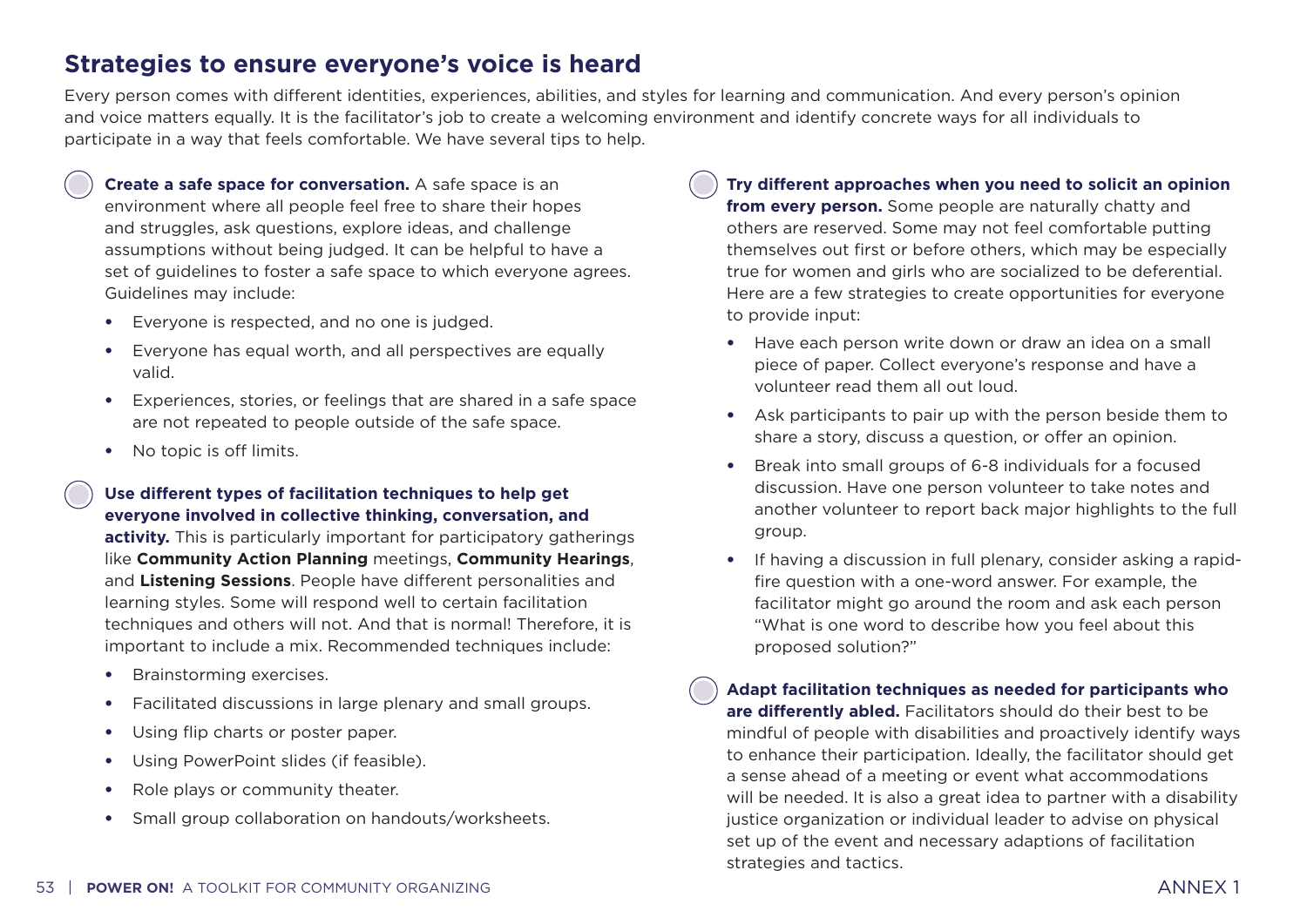## Strategies to ensure everyone's voice is heard

Every person comes with different identities, experiences, abilities, and styles for learning and communication. And every person's opinion and voice matters equally. It is the facilitator's job to create a welcoming environment and identify concrete ways for all individuals to participate in a way that feels comfortable. We have several tips to help.

- **Create a safe space for conversation.** A safe space is an environment where all people feel free to share their hopes and struggles, ask questions, explore ideas, and challenge assumptions without being judged. It can be helpful to have a set of guidelines to foster a safe space to which everyone agrees. Guidelines may include:
  - Everyone is respected, and no one is judged.
  - Everyone has equal worth, and all perspectives are equally valid.
  - Experiences, stories, or feelings that are shared in a safe space are not repeated to people outside of the safe space.
  - No topic is off limits.

- **Use different types of facilitation techniques to help get everyone involved in collective thinking, conversation, and activity.** This is particularly important for participatory gatherings like **Community Action Planning** meetings, **Community Hearings**, and **Listening Sessions**. People have different personalities and learning styles. Some will respond well to certain facilitation techniques and others will not. And that is normal! Therefore, it is important to include a mix. Recommended techniques include:
  - Brainstorming exercises.
  - Facilitated discussions in large plenary and small groups.
  - Using flip charts or poster paper.
  - Using PowerPoint slides (if feasible).
  - Role plays or community theater.
  - Small group collaboration on handouts/worksheets.

- **Try different approaches when you need to solicit an opinion from every person.** Some people are naturally chatty and others are reserved. Some may not feel comfortable putting themselves out first or before others, which may be especially true for women and girls who are socialized to be deferential. Here are a few strategies to create opportunities for everyone to provide input:
  - Have each person write down or draw an idea on a small piece of paper. Collect everyone's response and have a volunteer read them all out loud.
  - Ask participants to pair up with the person beside them to share a story, discuss a question, or offer an opinion.
  - Break into small groups of 6-8 individuals for a focused discussion. Have one person volunteer to take notes and another volunteer to report back major highlights to the full group.
  - If having a discussion in full plenary, consider asking a rapid-fire question with a one-word answer. For example, the facilitator might go around the room and ask each person "What is one word to describe how you feel about this proposed solution?"

- **Adapt facilitation techniques as needed for participants who are differently abled.** Facilitators should do their best to be mindful of people with disabilities and proactively identify ways to enhance their participation. Ideally, the facilitator should get a sense ahead of a meeting or event what accommodations will be needed. It is also a great idea to partner with a disability justice organization or individual leader to advise on physical set up of the event and necessary adaptions of facilitation strategies and tactics.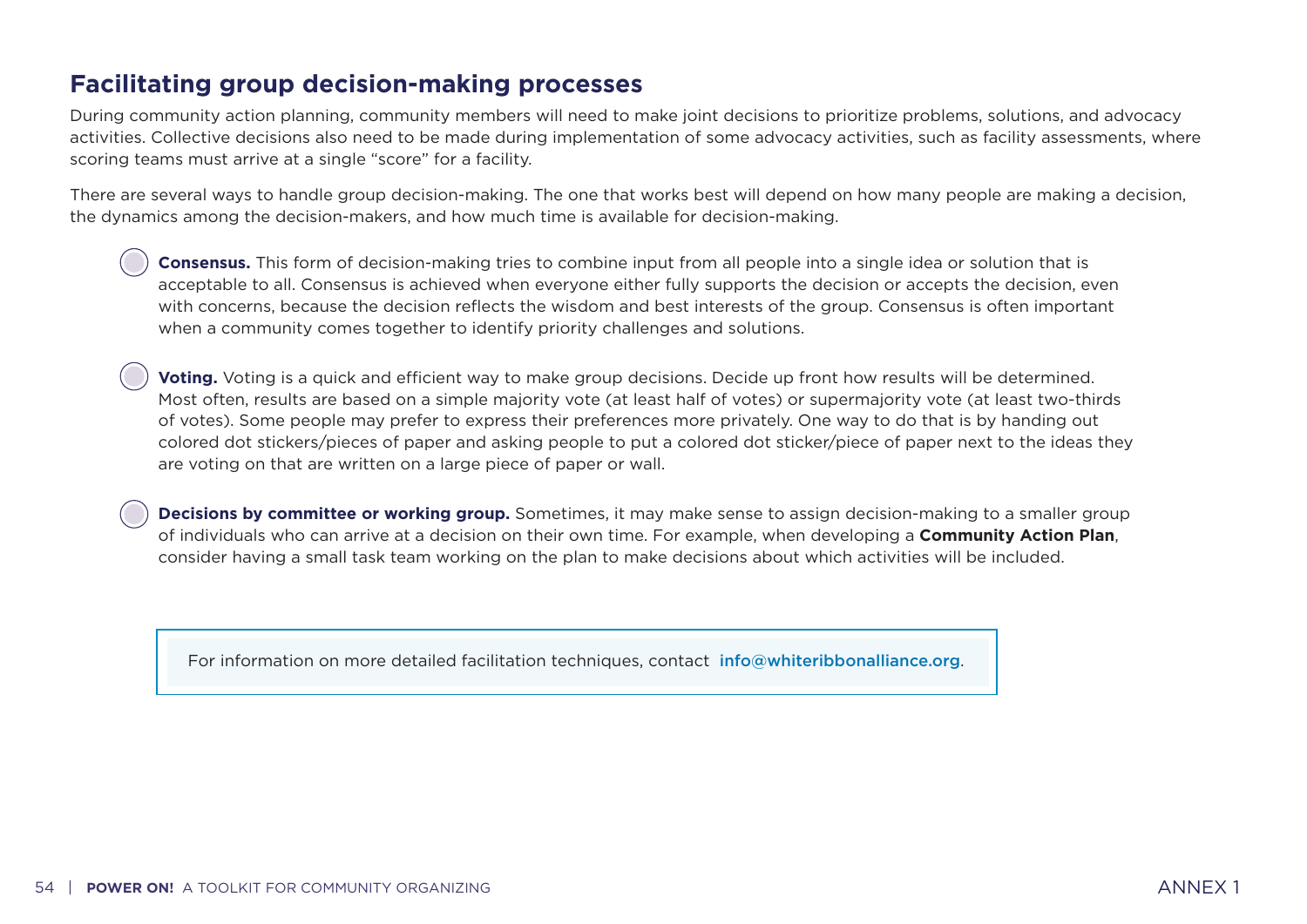## Facilitating group decision-making processes

During community action planning, community members will need to make joint decisions to prioritize problems, solutions, and advocacy activities. Collective decisions also need to be made during implementation of some advocacy activities, such as facility assessments, where scoring teams must arrive at a single "score" for a facility.

There are several ways to handle group decision-making. The one that works best will depend on how many people are making a decision, the dynamics among the decision-makers, and how much time is available for decision-making.

- **Consensus.** This form of decision-making tries to combine input from all people into a single idea or solution that is acceptable to all. Consensus is achieved when everyone either fully supports the decision or accepts the decision, even with concerns, because the decision reflects the wisdom and best interests of the group. Consensus is often important when a community comes together to identify priority challenges and solutions.

- **Voting.** Voting is a quick and efficient way to make group decisions. Decide up front how results will be determined. Most often, results are based on a simple majority vote (at least half of votes) or supermajority vote (at least two-thirds of votes). Some people may prefer to express their preferences more privately. One way to do that is by handing out colored dot stickers/pieces of paper and asking people to put a colored dot sticker/piece of paper next to the ideas they are voting on that are written on a large piece of paper or wall.

- **Decisions by committee or working group.** Sometimes, it may make sense to assign decision-making to a smaller group of individuals who can arrive at a decision on their own time. For example, when developing a **Community Action Plan**, consider having a small task team working on the plan to make decisions about which activities will be included.

> For information on more detailed facilitation techniques, contact info@whiteribbonalliance.org.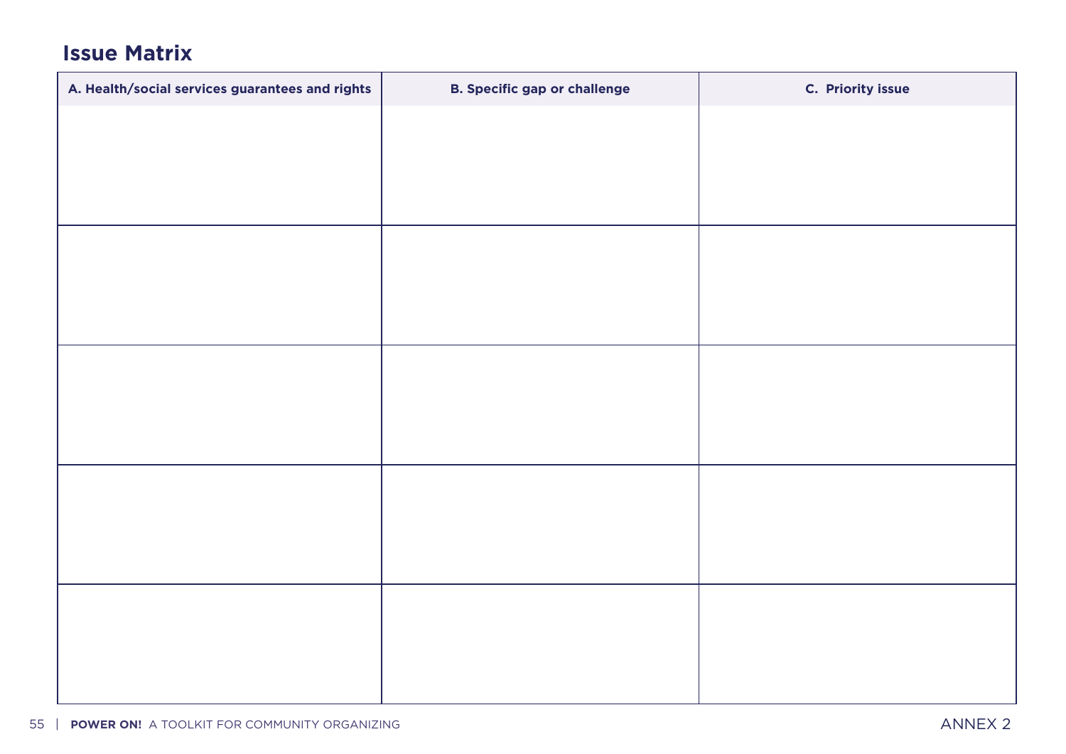## Issue Matrix

| A. Health/social services guarantees and rights | B. Specific gap or challenge | C. Priority issue |
|---|---|---|
| | | |
| | | |
| | | |
| | | |
| | | |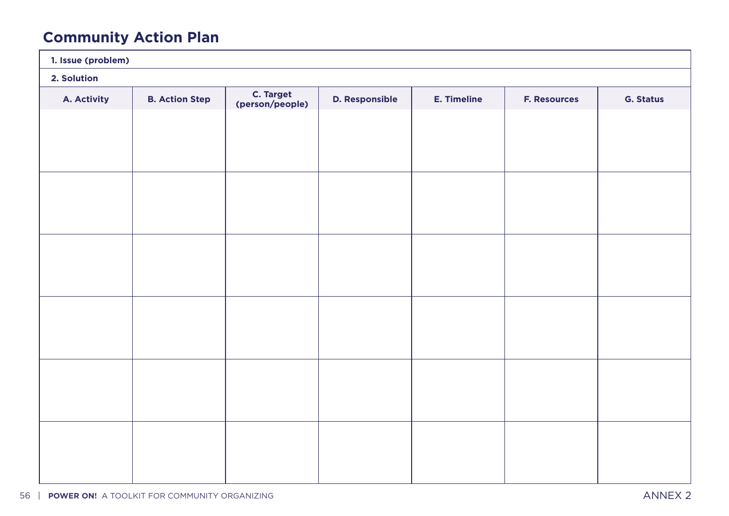# Community Action Plan

**1. Issue (problem)**

**2. Solution**

| A. Activity | B. Action Step | C. Target (person/people) | D. Responsible | E. Timeline | F. Resources | G. Status |
|---|---|---|---|---|---|---|
| | | | | | | |
| | | | | | | |
| | | | | | | |
| | | | | | | |
| | | | | | | |
| | | | | | | |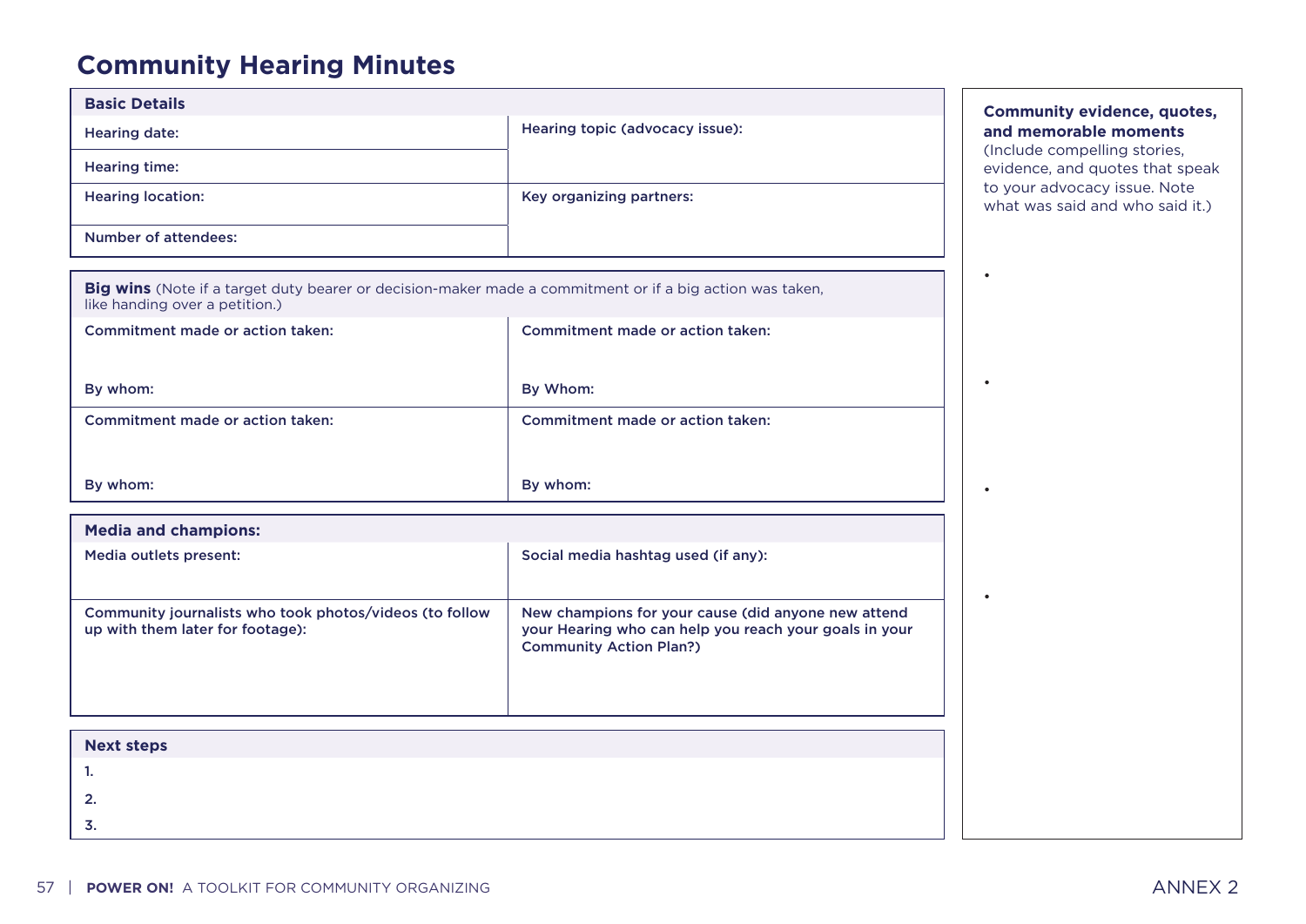# Community Hearing Minutes

| **Basic Details** | |
|---|---|
| Hearing date: | Hearing topic (advocacy issue): |
| Hearing time: | |
| Hearing location: | Key organizing partners: |
| Number of attendees: | |

| **Big wins** (Note if a target duty bearer or decision-maker made a commitment or if a big action was taken, like handing over a petition.) | |
|---|---|
| Commitment made or action taken:<br><br>By whom: | Commitment made or action taken:<br><br>By Whom: |
| Commitment made or action taken:<br><br>By whom: | Commitment made or action taken:<br><br>By whom: |

| **Media and champions:** | |
|---|---|
| Media outlets present: | Social media hashtag used (if any): |
| Community journalists who took photos/videos (to follow up with them later for footage): | New champions for your cause (did anyone new attend your Hearing who can help you reach your goals in your Community Action Plan?) |

| **Next steps** |
|---|
| 1. |
| 2. |
| 3. |

**Community evidence, quotes, and memorable moments**
(Include compelling stories, evidence, and quotes that speak to your advocacy issue. Note what was said and who said it.)

- 
- 
- 
- 

ANNEX 2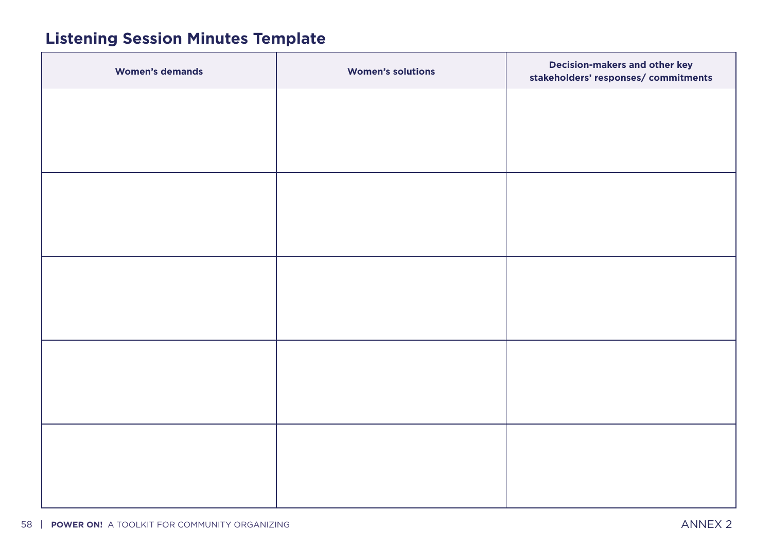## Listening Session Minutes Template

| Women's demands | Women's solutions | Decision-makers and other key stakeholders' responses/ commitments |
| --- | --- | --- |
| | | |
| | | |
| | | |
| | | |
| | | |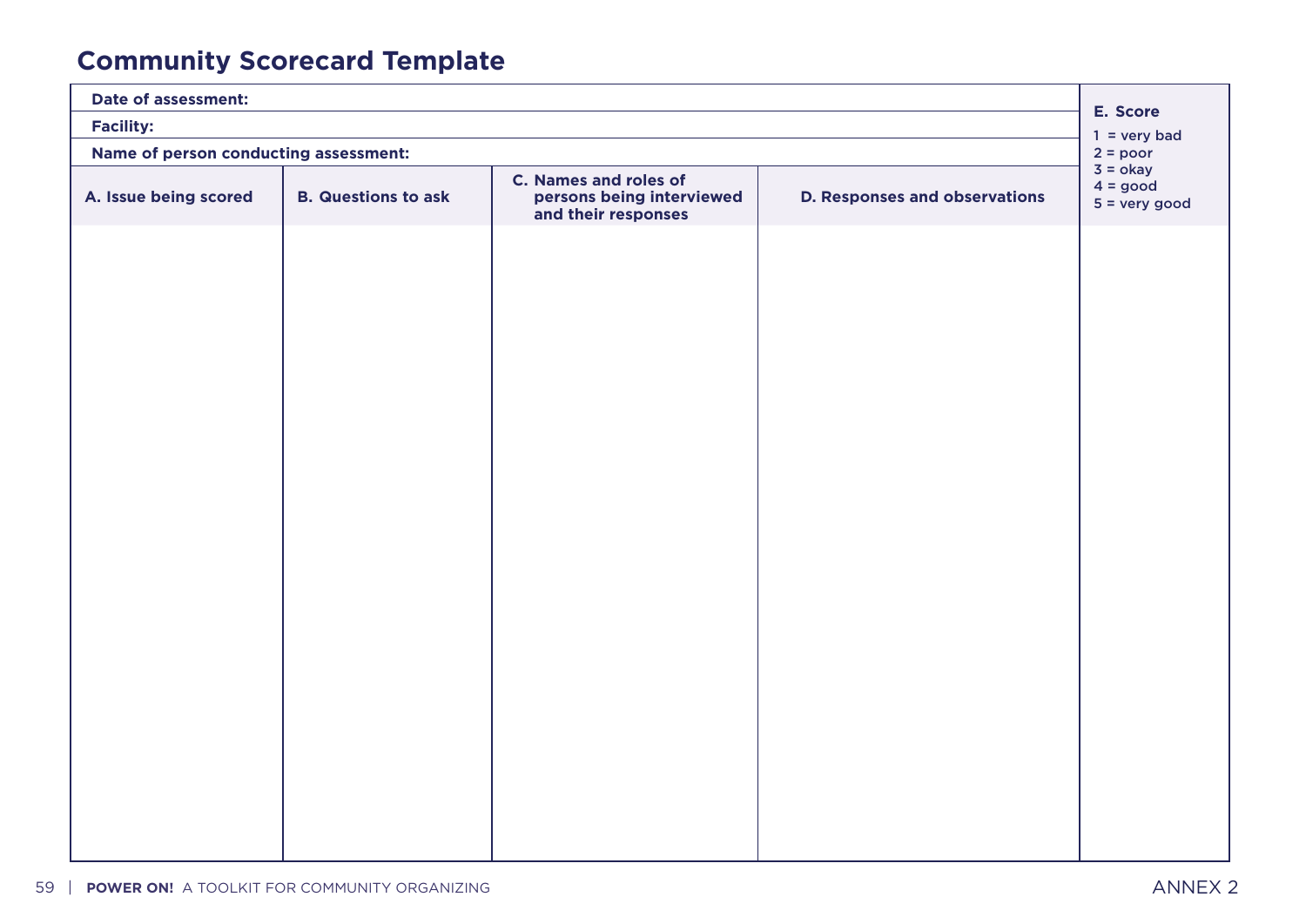## Community Scorecard Template

| Date of assessment: | | | | E. Score<br>1 = very bad<br>2 = poor<br>3 = okay<br>4 = good<br>5 = very good |
|---|---|---|---|---|
| **Facility:** | | | | |
| **Name of person conducting assessment:** | | | | |
| **A. Issue being scored** | **B. Questions to ask** | **C. Names and roles of persons being interviewed and their responses** | **D. Responses and observations** | |
| | | | | |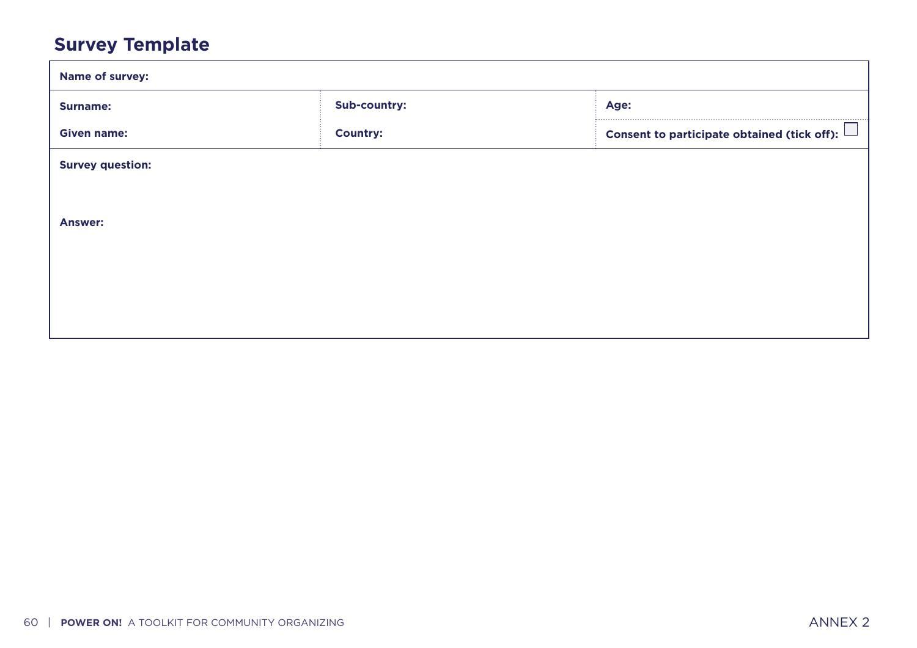## Survey Template

| **Name of survey:** | | |
|---|---|---|
| **Surname:** | **Sub-country:** | **Age:** |
| **Given name:** | **Country:** | **Consent to participate obtained (tick off):** ☐ |
| **Survey question:** | | |
| **Answer:** | | |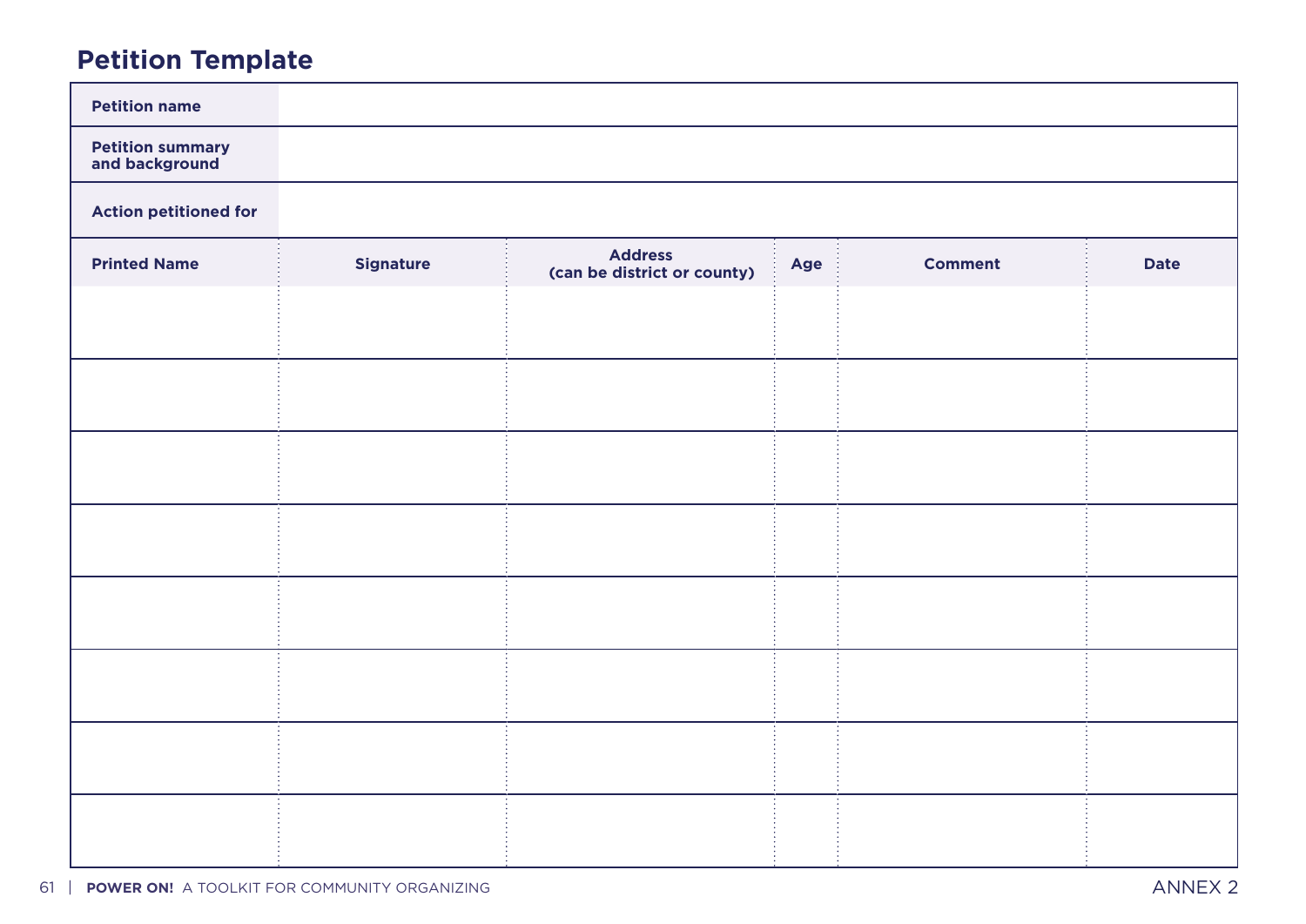## Petition Template

| | |
|---|---|
| **Petition name** | |
| **Petition summary and background** | |
| **Action petitioned for** | |

| Printed Name | Signature | Address (can be district or county) | Age | Comment | Date |
|---|---|---|---|---|---|
| | | | | | |
| | | | | | |
| | | | | | |
| | | | | | |
| | | | | | |
| | | | | | |
| | | | | | |
| | | | | | |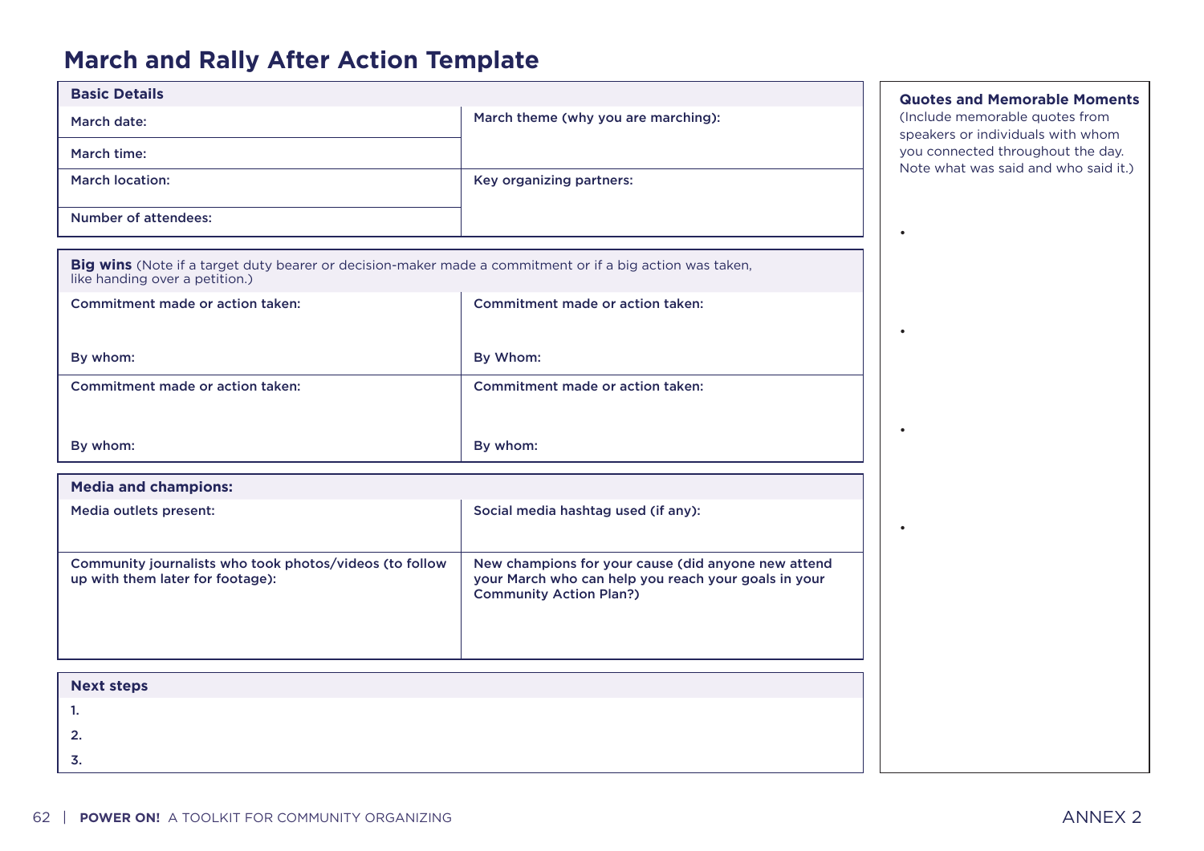# March and Rally After Action Template

| Basic Details | |
|---|---|
| March date: | March theme (why you are marching): |
| March time: | |
| March location: | Key organizing partners: |
| Number of attendees: | |

| **Big wins** (Note if a target duty bearer or decision-maker made a commitment or if a big action was taken, like handing over a petition.) | |
|---|---|
| Commitment made or action taken:<br><br>By whom: | Commitment made or action taken:<br><br>By Whom: |
| Commitment made or action taken:<br><br>By whom: | Commitment made or action taken:<br><br>By whom: |

| Media and champions: | |
|---|---|
| Media outlets present: | Social media hashtag used (if any): |
| Community journalists who took photos/videos (to follow up with them later for footage): | New champions for your cause (did anyone new attend your March who can help you reach your goals in your Community Action Plan?) |

| Next steps |
|---|
| 1. |
| 2. |
| 3. |

**Quotes and Memorable Moments**
(Include memorable quotes from speakers or individuals with whom you connected throughout the day. Note what was said and who said it.)

- 
- 
- 
- 

ANNEX 2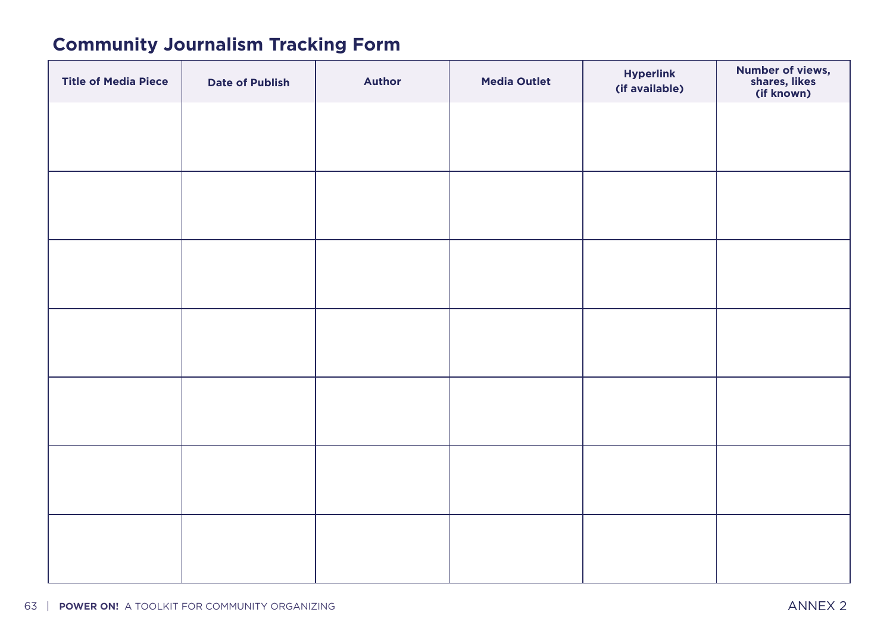## Community Journalism Tracking Form

| Title of Media Piece | Date of Publish | Author | Media Outlet | Hyperlink (if available) | Number of views, shares, likes (if known) |
|---|---|---|---|---|---|
| | | | | | |
| | | | | | |
| | | | | | |
| | | | | | |
| | | | | | |
| | | | | | |
| | | | | | |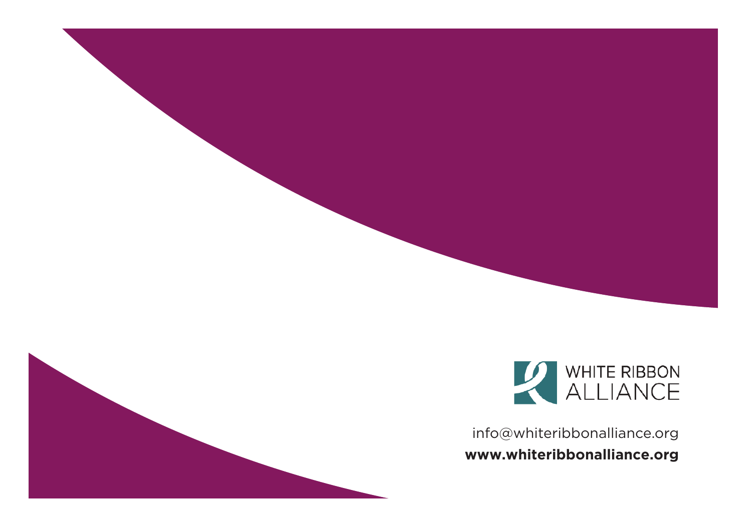WHITE RIBBON ALLIANCE

info@whiteribbonalliance.org

**www.whiteribbonalliance.org**